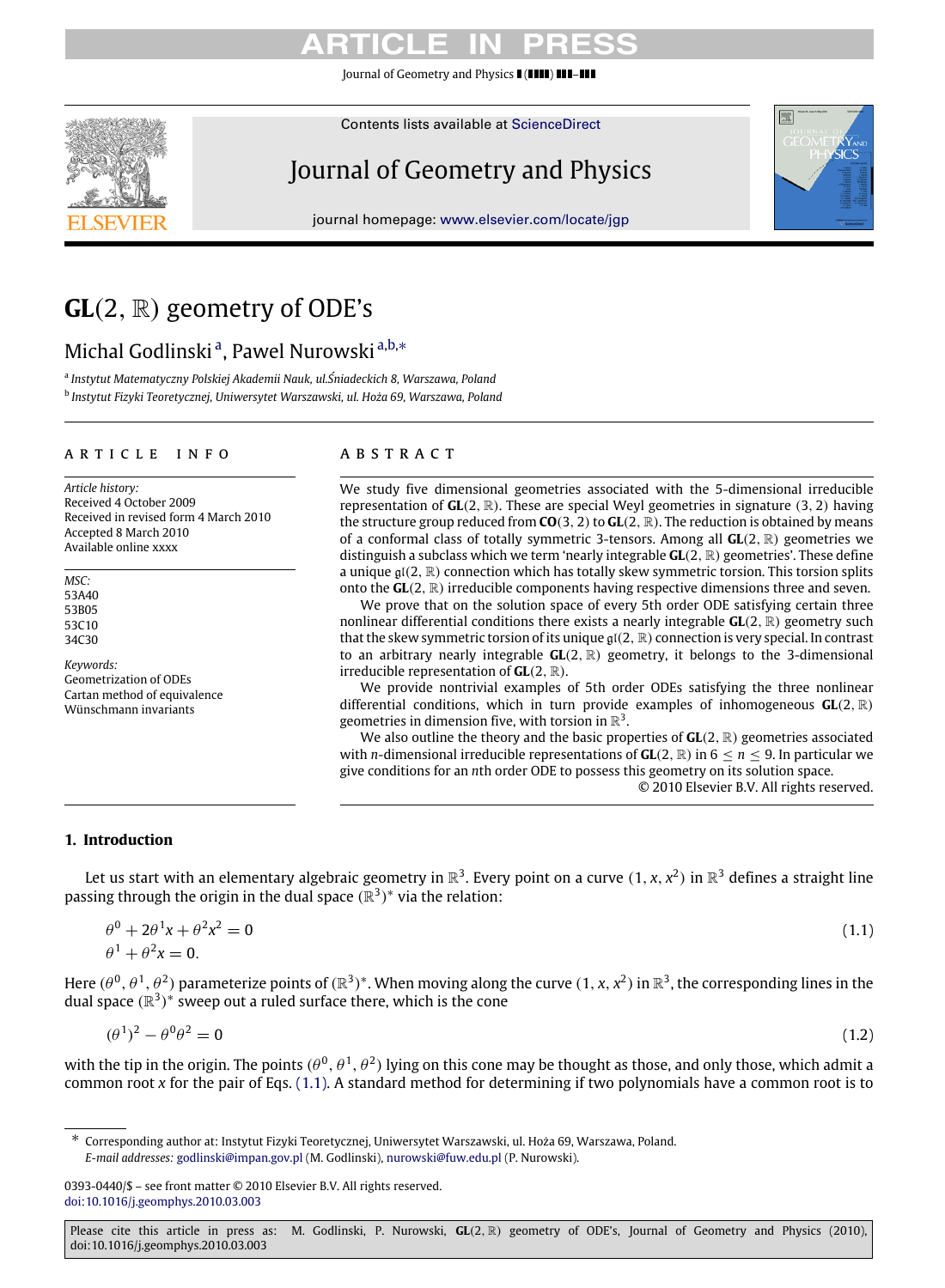# $\mathbf{GL}(2, \mathbb{R})$ geometry of ODE's

Michal Godlinski [a], Pawel Nurowski [a,b,*]

[a] *Instytut Matematyczny Polskiej Akademii Nauk, ul.Śniadeckich 8, Warszawa, Poland*

[b] *Instytut Fizyki Teoretycznej, Uniwersytet Warszawski, ul. Hoża 69, Warszawa, Poland*

## ARTICLE INFO

*Article history:*
Received 4 October 2009
Received in revised form 4 March 2010
Accepted 8 March 2010
Available online xxxx

*MSC:*
53A40
53B05
53C10
34C30

*Keywords:*
Geometrization of ODEs
Cartan method of equivalence
Wünschmann invariants

## ABSTRACT

We study five dimensional geometries associated with the 5-dimensional irreducible representation of $\mathbf{GL}(2, \mathbb{R})$. These are special Weyl geometries in signature $(3, 2)$ having the structure group reduced from $\mathbf{CO}(3, 2)$ to $\mathbf{GL}(2, \mathbb{R})$. The reduction is obtained by means of a conformal class of totally symmetric 3-tensors. Among all $\mathbf{GL}(2, \mathbb{R})$ geometries we distinguish a subclass which we term 'nearly integrable $\mathbf{GL}(2, \mathbb{R})$ geometries'. These define a unique $\mathfrak{gl}(2, \mathbb{R})$ connection which has totally skew symmetric torsion. This torsion splits onto the $\mathbf{GL}(2, \mathbb{R})$ irreducible components having respective dimensions three and seven.

We prove that on the solution space of every 5th order ODE satisfying certain three nonlinear differential conditions there exists a nearly integrable $\mathbf{GL}(2, \mathbb{R})$ geometry such that the skew symmetric torsion of its unique $\mathfrak{gl}(2, \mathbb{R})$ connection is very special. In contrast to an arbitrary nearly integrable $\mathbf{GL}(2, \mathbb{R})$ geometry, it belongs to the 3-dimensional irreducible representation of $\mathbf{GL}(2, \mathbb{R})$.

We provide nontrivial examples of 5th order ODEs satisfying the three nonlinear differential conditions, which in turn provide examples of inhomogeneous $\mathbf{GL}(2, \mathbb{R})$ geometries in dimension five, with torsion in $\mathbb{R}^3$.

We also outline the theory and the basic properties of $\mathbf{GL}(2, \mathbb{R})$ geometries associated with $n$-dimensional irreducible representations of $\mathbf{GL}(2, \mathbb{R})$ in $6 \leq n \leq 9$. In particular we give conditions for an $n$th order ODE to possess this geometry on its solution space.

© 2010 Elsevier B.V. All rights reserved.

## 1. Introduction

Let us start with an elementary algebraic geometry in $\mathbb{R}^3$. Every point on a curve $(1, x, x^2)$ in $\mathbb{R}^3$ defines a straight line passing through the origin in the dual space $(\mathbb{R}^3)^*$ via the relation:

$$
\begin{aligned}
&\theta^0 + 2\theta^1 x + \theta^2 x^2 = 0 \\
&\theta^1 + \theta^2 x = 0.
\end{aligned}
\tag{1.1}
$$

Here $(\theta^0, \theta^1, \theta^2)$ parameterize points of $(\mathbb{R}^3)^*$. When moving along the curve $(1, x, x^2)$ in $\mathbb{R}^3$, the corresponding lines in the dual space $(\mathbb{R}^3)^*$ sweep out a ruled surface there, which is the cone

$$
(\theta^1)^2 - \theta^0\theta^2 = 0 \tag{1.2}
$$

with the tip in the origin. The points $(\theta^0, \theta^1, \theta^2)$ lying on this cone may be thought as those, and only those, which admit a common root $x$ for the pair of Eqs. (1.1). A standard method for determining if two polynomials have a common root is to

---

\* Corresponding author at: Instytut Fizyki Teoretycznej, Uniwersytet Warszawski, ul. Hoża 69, Warszawa, Poland.
*E-mail addresses:* godlinski@impan.gov.pl (M. Godlinski), nurowski@fuw.edu.pl (P. Nurowski).

0393-0440/$ – see front matter © 2010 Elsevier B.V. All rights reserved.
doi:10.1016/j.geomphys.2010.03.003

Please cite this article in press as: M. Godlinski, P. Nurowski, $\mathbf{GL}(2, \mathbb{R})$ geometry of ODE's, Journal of Geometry and Physics (2010), doi:10.1016/j.geomphys.2010.03.003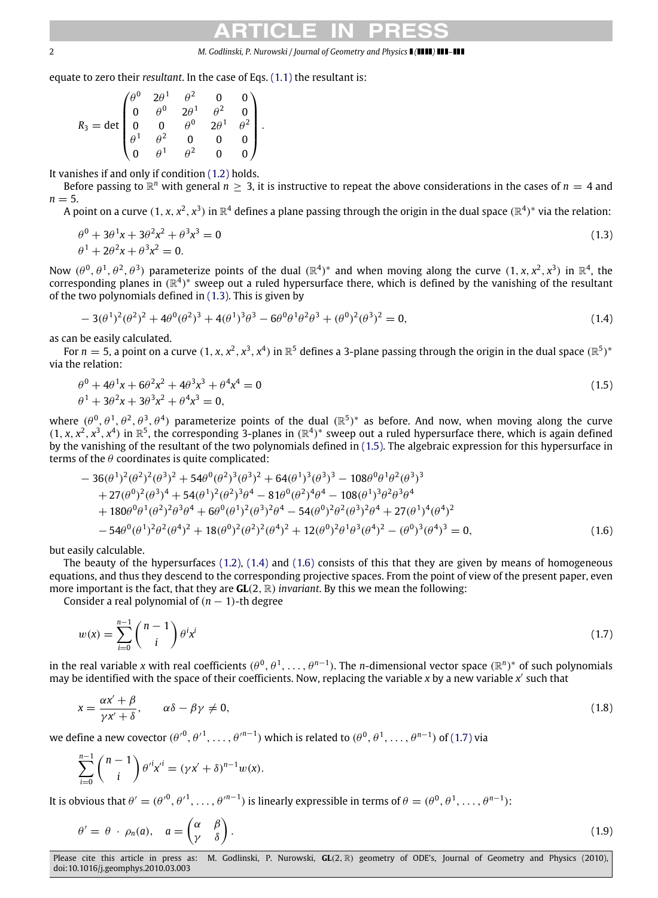equate to zero their *resultant*. In the case of Eqs. (1.1) the resultant is:

$$R_3 = \det \begin{pmatrix} \theta^0 & 2\theta^1 & \theta^2 & 0 & 0 \\ 0 & \theta^0 & 2\theta^1 & \theta^2 & 0 \\ 0 & 0 & \theta^0 & 2\theta^1 & \theta^2 \\ \theta^1 & \theta^2 & 0 & 0 & 0 \\ 0 & \theta^1 & \theta^2 & 0 & 0 \end{pmatrix}.$$

It vanishes if and only if condition (1.2) holds.

Before passing to $\mathbb{R}^n$ with general $n \geq 3$, it is instructive to repeat the above considerations in the cases of $n = 4$ and $n = 5$.

A point on a curve $(1, x, x^2, x^3)$ in $\mathbb{R}^4$ defines a plane passing through the origin in the dual space $(\mathbb{R}^4)^*$ via the relation:

$$\begin{aligned} &\theta^0 + 3\theta^1 x + 3\theta^2 x^2 + \theta^3 x^3 = 0 \\ &\theta^1 + 2\theta^2 x + \theta^3 x^2 = 0. \end{aligned} \tag{1.3}$$

Now $(\theta^0, \theta^1, \theta^2, \theta^3)$ parameterize points of the dual $(\mathbb{R}^4)^*$ and when moving along the curve $(1, x, x^2, x^3)$ in $\mathbb{R}^4$, the corresponding planes in $(\mathbb{R}^4)^*$ sweep out a ruled hypersurface there, which is defined by the vanishing of the resultant of the two polynomials defined in (1.3). This is given by

$$-3(\theta^1)^2(\theta^2)^2 + 4\theta^0(\theta^2)^3 + 4(\theta^1)^3\theta^3 - 6\theta^0\theta^1\theta^2\theta^3 + (\theta^0)^2(\theta^3)^2 = 0, \tag{1.4}$$

as can be easily calculated.

For $n = 5$, a point on a curve $(1, x, x^2, x^3, x^4)$ in $\mathbb{R}^5$ defines a 3-plane passing through the origin in the dual space $(\mathbb{R}^5)^*$ via the relation:

$$\begin{aligned} &\theta^0 + 4\theta^1 x + 6\theta^2 x^2 + 4\theta^3 x^3 + \theta^4 x^4 = 0 \\ &\theta^1 + 3\theta^2 x + 3\theta^3 x^2 + \theta^4 x^3 = 0, \end{aligned} \tag{1.5}$$

where $(\theta^0, \theta^1, \theta^2, \theta^3, \theta^4)$ parameterize points of the dual $(\mathbb{R}^5)^*$ as before. And now, when moving along the curve $(1, x, x^2, x^3, x^4)$ in $\mathbb{R}^5$, the corresponding 3-planes in $(\mathbb{R}^4)^*$ sweep out a ruled hypersurface there, which is again defined by the vanishing of the resultant of the two polynomials defined in (1.5). The algebraic expression for this hypersurface in terms of the $\theta$ coordinates is quite complicated:

$$\begin{aligned} &-36(\theta^1)^2(\theta^2)^2(\theta^3)^2 + 54\theta^0(\theta^2)^3(\theta^3)^2 + 64(\theta^1)^3(\theta^3)^3 - 108\theta^0\theta^1\theta^2(\theta^3)^3 \\ &+ 27(\theta^0)^2(\theta^3)^4 + 54(\theta^1)^2(\theta^2)^3\theta^4 - 81\theta^0(\theta^2)^4\theta^4 - 108(\theta^1)^3\theta^2\theta^3\theta^4 \\ &+ 180\theta^0\theta^1(\theta^2)^2\theta^3\theta^4 + 6\theta^0(\theta^1)^2(\theta^3)^2\theta^4 - 54(\theta^0)^2\theta^2(\theta^3)^2\theta^4 + 27(\theta^1)^4(\theta^4)^2 \\ &- 54\theta^0(\theta^1)^2\theta^2(\theta^4)^2 + 18(\theta^0)^2(\theta^2)^2(\theta^4)^2 + 12(\theta^0)^2\theta^1\theta^3(\theta^4)^2 - (\theta^0)^3(\theta^4)^3 = 0, \end{aligned} \tag{1.6}$$

but easily calculable.

The beauty of the hypersurfaces (1.2), (1.4) and (1.6) consists of this that they are given by means of homogeneous equations, and thus they descend to the corresponding projective spaces. From the point of view of the present paper, even more important is the fact, that they are $\mathbf{GL}(2, \mathbb{R})$ *invariant*. By this we mean the following:

Consider a real polynomial of $(n-1)$-th degree

$$w(x) = \sum_{i=0}^{n-1} \binom{n-1}{i} \theta^i x^i \tag{1.7}$$

in the real variable $x$ with real coefficients $(\theta^0, \theta^1, \ldots, \theta^{n-1})$. The $n$-dimensional vector space $(\mathbb{R}^n)^*$ of such polynomials may be identified with the space of their coefficients. Now, replacing the variable $x$ by a new variable $x'$ such that

$$x = \frac{\alpha x' + \beta}{\gamma x' + \delta}, \qquad \alpha\delta - \beta\gamma \neq 0, \tag{1.8}$$

we define a new covector $(\theta'^0, \theta'^1, \ldots, \theta'^{n-1})$ which is related to $(\theta^0, \theta^1, \ldots, \theta^{n-1})$ of (1.7) via

$$\sum_{i=0}^{n-1} \binom{n-1}{i} \theta'^i x'^i = (\gamma x' + \delta)^{n-1} w(x).$$

It is obvious that $\theta' = (\theta'^0, \theta'^1, \ldots, \theta'^{n-1})$ is linearly expressible in terms of $\theta = (\theta^0, \theta^1, \ldots, \theta^{n-1})$:

$$\theta' = \theta \cdot \rho_n(a), \quad a = \begin{pmatrix} \alpha & \beta \\ \gamma & \delta \end{pmatrix}. \tag{1.9}$$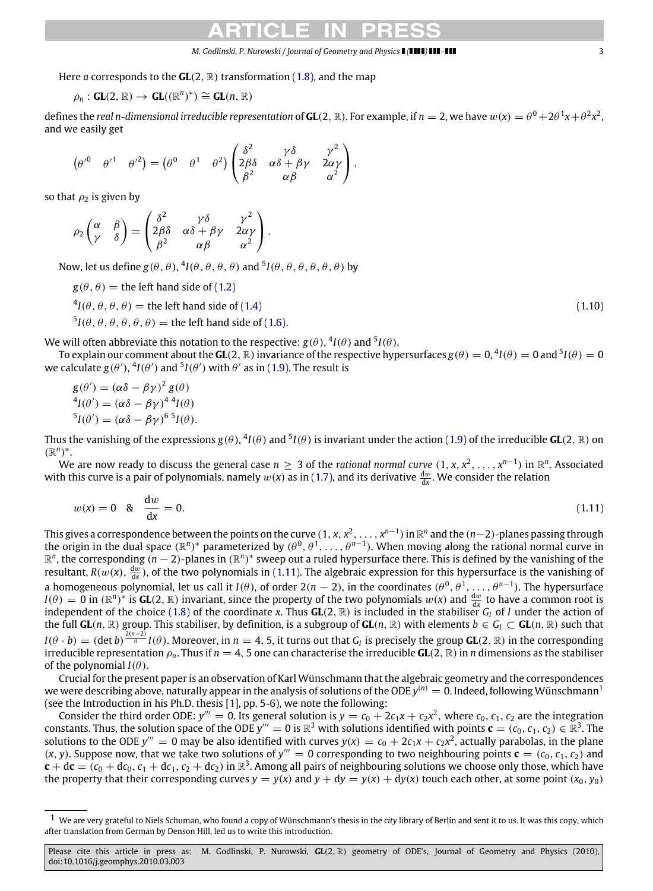Here $a$ corresponds to the $\mathbf{GL}(2,\mathbb{R})$ transformation (1.8), and the map

$$\rho_n : \mathbf{GL}(2,\mathbb{R}) \to \mathbf{GL}((\mathbb{R}^n)^*) \cong \mathbf{GL}(n,\mathbb{R})$$

defines the *real n-dimensional irreducible representation* of $\mathbf{GL}(2,\mathbb{R})$. For example, if $n = 2$, we have $w(x) = \theta^0 + 2\theta^1 x + \theta^2 x^2$, and we easily get

$$\begin{pmatrix} \theta'^0 & \theta'^1 & \theta'^2 \end{pmatrix} = \begin{pmatrix} \theta^0 & \theta^1 & \theta^2 \end{pmatrix} \begin{pmatrix} \delta^2 & \gamma\delta & \gamma^2 \\ 2\beta\delta & \alpha\delta + \beta\gamma & 2\alpha\gamma \\ \beta^2 & \alpha\beta & \alpha^2 \end{pmatrix},$$

so that $\rho_2$ is given by

$$\rho_2 \begin{pmatrix} \alpha & \beta \\ \gamma & \delta \end{pmatrix} = \begin{pmatrix} \delta^2 & \gamma\delta & \gamma^2 \\ 2\beta\delta & \alpha\delta + \beta\gamma & 2\alpha\gamma \\ \beta^2 & \alpha\beta & \alpha^2 \end{pmatrix}.$$

Now, let us define $g(\theta,\theta)$, ${}^4I(\theta,\theta,\theta,\theta)$ and ${}^5I(\theta,\theta,\theta,\theta,\theta,\theta)$ by

$$\begin{aligned} &g(\theta,\theta) = \text{the left hand side of (1.2)} \\ &{}^4I(\theta,\theta,\theta,\theta) = \text{the left hand side of (1.4)} \\ &{}^5I(\theta,\theta,\theta,\theta,\theta,\theta) = \text{the left hand side of (1.6).} \end{aligned} \tag{1.10}$$

We will often abbreviate this notation to the respective: $g(\theta)$, ${}^4I(\theta)$ and ${}^5I(\theta)$.

To explain our comment about the $\mathbf{GL}(2,\mathbb{R})$ invariance of the respective hypersurfaces $g(\theta) = 0$, ${}^4I(\theta) = 0$ and ${}^5I(\theta) = 0$ we calculate $g(\theta')$, ${}^4I(\theta')$ and ${}^5I(\theta')$ with $\theta'$ as in (1.9). The result is

$$\begin{aligned} g(\theta') &= (\alpha\delta - \beta\gamma)^2\, g(\theta) \\ {}^4I(\theta') &= (\alpha\delta - \beta\gamma)^4\, {}^4I(\theta) \\ {}^5I(\theta') &= (\alpha\delta - \beta\gamma)^6\, {}^5I(\theta). \end{aligned}$$

Thus the vanishing of the expressions $g(\theta)$, ${}^4I(\theta)$ and ${}^5I(\theta)$ is invariant under the action (1.9) of the irreducible $\mathbf{GL}(2,\mathbb{R})$ on $(\mathbb{R}^n)^*$.

We are now ready to discuss the general case $n \geq 3$ of the *rational normal curve* $(1, x, x^2, \ldots, x^{n-1})$ in $\mathbb{R}^n$. Associated with this curve is a pair of polynomials, namely $w(x)$ as in (1.7), and its derivative $\frac{\mathrm{d}w}{\mathrm{d}x}$. We consider the relation

$$w(x) = 0 \quad \& \quad \frac{\mathrm{d}w}{\mathrm{d}x} = 0. \tag{1.11}$$

This gives a correspondence between the points on the curve $(1, x, x^2, \ldots, x^{n-1})$ in $\mathbb{R}^n$ and the $(n-2)$-planes passing through the origin in the dual space $(\mathbb{R}^n)^*$ parameterized by $(\theta^0, \theta^1, \ldots, \theta^{n-1})$. When moving along the rational normal curve in $\mathbb{R}^n$, the corresponding $(n-2)$-planes in $(\mathbb{R}^n)^*$ sweep out a ruled hypersurface there. This is defined by the vanishing of the resultant, $R(w(x), \frac{\mathrm{d}w}{\mathrm{d}x})$, of the two polynomials in (1.11). The algebraic expression for this hypersurface is the vanishing of a homogeneous polynomial, let us call it $I(\theta)$, of order $2(n-2)$, in the coordinates $(\theta^0, \theta^1, \ldots, \theta^{n-1})$. The hypersurface $I(\theta) = 0$ in $(\mathbb{R}^n)^*$ is $\mathbf{GL}(2,\mathbb{R})$ invariant, since the property of the two polynomials $w(x)$ and $\frac{\mathrm{d}w}{\mathrm{d}x}$ to have a common root is independent of the choice (1.8) of the coordinate $x$. Thus $\mathbf{GL}(2,\mathbb{R})$ is included in the stabiliser $G_I$ of $I$ under the action of the full $\mathbf{GL}(n,\mathbb{R})$ group. This stabiliser, by definition, is a subgroup of $\mathbf{GL}(n,\mathbb{R})$ with elements $b \in G_I \subset \mathbf{GL}(n,\mathbb{R})$ such that $I(\theta \cdot b) = (\det b)^{\frac{2(n-2)}{n}} I(\theta)$. Moreover, in $n = 4, 5$, it turns out that $G_I$ is precisely the group $\mathbf{GL}(2,\mathbb{R})$ in the corresponding irreducible representation $\rho_n$. Thus if $n = 4, 5$ one can characterise the irreducible $\mathbf{GL}(2,\mathbb{R})$ in $n$ dimensions as the stabiliser of the polynomial $I(\theta)$.

Crucial for the present paper is an observation of Karl Wünschmann that the algebraic geometry and the correspondences we were describing above, naturally appear in the analysis of solutions of the ODE $y^{(n)} = 0$. Indeed, following Wünschmann[1] (see the Introduction in his Ph.D. thesis [1], pp. 5-6), we note the following:

Consider the third order ODE: $y''' = 0$. Its general solution is $y = c_0 + 2c_1 x + c_2 x^2$, where $c_0$, $c_1$, $c_2$ are the integration constants. Thus, the solution space of the ODE $y''' = 0$ is $\mathbb{R}^3$ with solutions identified with points $\mathbf{c} = (c_0, c_1, c_2) \in \mathbb{R}^3$. The solutions to the ODE $y''' = 0$ may be also identified with curves $y(x) = c_0 + 2c_1 x + c_2 x^2$, actually parabolas, in the plane $(x, y)$. Suppose now, that we take two solutions of $y''' = 0$ corresponding to two neighbouring points $\mathbf{c} = (c_0, c_1, c_2)$ and $\mathbf{c} + \mathrm{d}\mathbf{c} = (c_0 + \mathrm{d}c_0, c_1 + \mathrm{d}c_1, c_2 + \mathrm{d}c_2)$ in $\mathbb{R}^3$. Among all pairs of neighbouring solutions we choose only those, which have the property that their corresponding curves $y = y(x)$ and $y + \mathrm{d}y = y(x) + \mathrm{d}y(x)$ touch each other, at some point $(x_0, y_0)$

[1] We are very grateful to Niels Schuman, who found a copy of Wünschmann's thesis in the *city* library of Berlin and sent it to us. It was this copy, which after translation from German by Denson Hill, led us to write this introduction.

Please cite this article in press as: M. Godlinski, P. Nurowski, $\mathbf{GL}(2,\mathbb{R})$ geometry of ODE's, Journal of Geometry and Physics (2010), doi:10.1016/j.geomphys.2010.03.003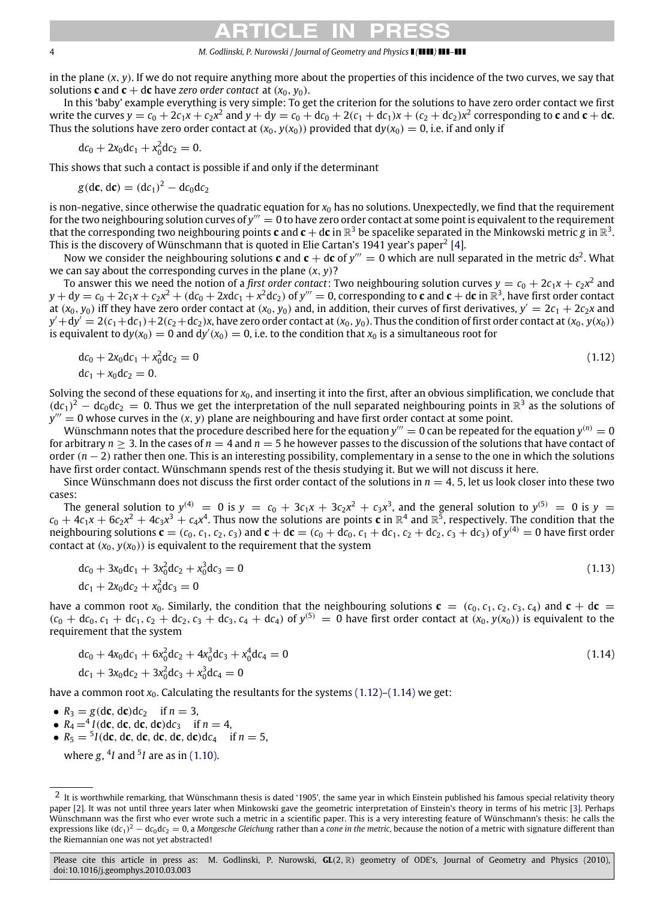in the plane $(x, y)$. If we do not require anything more about the properties of this incidence of the two curves, we say that solutions $\mathbf{c}$ and $\mathbf{c} + \mathrm{d}\mathbf{c}$ have *zero order contact* at $(x_0, y_0)$.

In this 'baby' example everything is very simple: To get the criterion for the solutions to have zero order contact we first write the curves $y = c_0 + 2c_1x + c_2x^2$ and $y + \mathrm{d}y = c_0 + \mathrm{d}c_0 + 2(c_1 + \mathrm{d}c_1)x + (c_2 + \mathrm{d}c_2)x^2$ corresponding to $\mathbf{c}$ and $\mathbf{c} + \mathrm{d}\mathbf{c}$. Thus the solutions have zero order contact at $(x_0, y(x_0))$ provided that $\mathrm{d}y(x_0) = 0$, i.e. if and only if

$$\mathrm{d}c_0 + 2x_0\mathrm{d}c_1 + x_0^2\mathrm{d}c_2 = 0.$$

This shows that such a contact is possible if and only if the determinant

$$g(\mathrm{d}\mathbf{c}, \mathrm{d}\mathbf{c}) = (\mathrm{d}c_1)^2 - \mathrm{d}c_0\mathrm{d}c_2$$

is non-negative, since otherwise the quadratic equation for $x_0$ has no solutions. Unexpectedly, we find that the requirement for the two neighbouring solution curves of $y''' = 0$ to have zero order contact at some point is equivalent to the requirement that the corresponding two neighbouring points $\mathbf{c}$ and $\mathbf{c} + \mathrm{d}\mathbf{c}$ in $\mathbb{R}^3$ be spacelike separated in the Minkowski metric $g$ in $\mathbb{R}^3$. This is the discovery of Wünschmann that is quoted in Elie Cartan's 1941 year's paper[2] [4].

Now we consider the neighbouring solutions $\mathbf{c}$ and $\mathbf{c} + \mathrm{d}\mathbf{c}$ of $y''' = 0$ which are null separated in the metric $\mathrm{d}s^2$. What we can say about the corresponding curves in the plane $(x, y)$?

To answer this we need the notion of a *first order contact*: Two neighbouring solution curves $y = c_0 + 2c_1x + c_2x^2$ and $y + \mathrm{d}y = c_0 + 2c_1x + c_2x^2 + (\mathrm{d}c_0 + 2x\mathrm{d}c_1 + x^2\mathrm{d}c_2)$ of $y''' = 0$, corresponding to $\mathbf{c}$ and $\mathbf{c} + \mathrm{d}\mathbf{c}$ in $\mathbb{R}^3$, have first order contact at $(x_0, y_0)$ iff they have zero order contact at $(x_0, y_0)$ and, in addition, their curves of first derivatives, $y' = 2c_1 + 2c_2x$ and $y' + \mathrm{d}y' = 2(c_1 + \mathrm{d}c_1) + 2(c_2 + \mathrm{d}c_2)x$, have zero order contact at $(x_0, y_0)$. Thus the condition of first order contact at $(x_0, y(x_0))$ is equivalent to $\mathrm{d}y(x_0) = 0$ and $\mathrm{d}y'(x_0) = 0$, i.e. to the condition that $x_0$ is a simultaneous root for

$$\begin{aligned}
&\mathrm{d}c_0 + 2x_0\mathrm{d}c_1 + x_0^2\mathrm{d}c_2 = 0 \\
&\mathrm{d}c_1 + x_0\mathrm{d}c_2 = 0.
\end{aligned} \tag{1.12}$$

Solving the second of these equations for $x_0$, and inserting it into the first, after an obvious simplification, we conclude that $(\mathrm{d}c_1)^2 - \mathrm{d}c_0\mathrm{d}c_2 = 0$. Thus we get the interpretation of the null separated neighbouring points in $\mathbb{R}^3$ as the solutions of $y''' = 0$ whose curves in the $(x, y)$ plane are neighbouring and have first order contact at some point.

Wünschmann notes that the procedure described here for the equation $y''' = 0$ can be repeated for the equation $y^{(n)} = 0$ for arbitrary $n \geq 3$. In the cases of $n = 4$ and $n = 5$ he however passes to the discussion of the solutions that have contact of order $(n - 2)$ rather then one. This is an interesting possibility, complementary in a sense to the one in which the solutions have first order contact. Wünschmann spends rest of the thesis studying it. But we will not discuss it here.

Since Wünschmann does not discuss the first order contact of the solutions in $n = 4, 5$, let us look closer into these two cases:

The general solution to $y^{(4)} = 0$ is $y = c_0 + 3c_1x + 3c_2x^2 + c_3x^3$, and the general solution to $y^{(5)} = 0$ is $y = c_0 + 4c_1x + 6c_2x^2 + 4c_3x^3 + c_4x^4$. Thus now the solutions are points $\mathbf{c}$ in $\mathbb{R}^4$ and $\mathbb{R}^5$, respectively. The condition that the neighbouring solutions $\mathbf{c} = (c_0, c_1, c_2, c_3)$ and $\mathbf{c} + \mathrm{d}\mathbf{c} = (c_0 + \mathrm{d}c_0, c_1 + \mathrm{d}c_1, c_2 + \mathrm{d}c_2, c_3 + \mathrm{d}c_3)$ of $y^{(4)} = 0$ have first order contact at $(x_0, y(x_0))$ is equivalent to the requirement that the system

$$\begin{aligned}
&\mathrm{d}c_0 + 3x_0\mathrm{d}c_1 + 3x_0^2\mathrm{d}c_2 + x_0^3\mathrm{d}c_3 = 0 \\
&\mathrm{d}c_1 + 2x_0\mathrm{d}c_2 + x_0^2\mathrm{d}c_3 = 0
\end{aligned} \tag{1.13}$$

have a common root $x_0$. Similarly, the condition that the neighbouring solutions $\mathbf{c} = (c_0, c_1, c_2, c_3, c_4)$ and $\mathbf{c} + \mathrm{d}\mathbf{c} = (c_0 + \mathrm{d}c_0, c_1 + \mathrm{d}c_1, c_2 + \mathrm{d}c_2, c_3 + \mathrm{d}c_3, c_4 + \mathrm{d}c_4)$ of $y^{(5)} = 0$ have first order contact at $(x_0, y(x_0))$ is equivalent to the requirement that the system

$$\begin{aligned}
&\mathrm{d}c_0 + 4x_0\mathrm{d}c_1 + 6x_0^2\mathrm{d}c_2 + 4x_0^3\mathrm{d}c_3 + x_0^4\mathrm{d}c_4 = 0 \\
&\mathrm{d}c_1 + 3x_0\mathrm{d}c_2 + 3x_0^2\mathrm{d}c_3 + x_0^3\mathrm{d}c_4 = 0
\end{aligned} \tag{1.14}$$

have a common root $x_0$. Calculating the resultants for the systems (1.12)–(1.14) we get:

- $R_3 = g(\mathrm{d}\mathbf{c}, \mathrm{d}\mathbf{c})\mathrm{d}c_2$ if $n = 3$,
- $R_4 = {}^4I(\mathrm{d}\mathbf{c}, \mathrm{d}\mathbf{c}, \mathrm{d}\mathbf{c}, \mathrm{d}\mathbf{c})\mathrm{d}c_3$ if $n = 4$,
- $R_5 = {}^5I(\mathrm{d}\mathbf{c}, \mathrm{d}\mathbf{c}, \mathrm{d}\mathbf{c}, \mathrm{d}\mathbf{c}, \mathrm{d}\mathbf{c}, \mathrm{d}\mathbf{c})\mathrm{d}c_4$ if $n = 5$,

where $g$, ${}^4I$ and ${}^5I$ are as in (1.10).

---

[2] It is worthwhile remarking, that Wünschmann thesis is dated '1905', the same year in which Einstein published his famous special relativity theory paper [2]. It was not until three years later when Minkowski gave the geometric interpretation of Einstein's theory in terms of his metric [3]. Perhaps Wünschmann was the first who ever wrote such a metric in a scientific paper. This is a very interesting feature of Wünschmann's thesis: he calls the expressions like $(\mathrm{d}c_1)^2 - \mathrm{d}c_0\mathrm{d}c_2 = 0$, a *Mongesche Gleichung* rather than a *cone in the metric*, because the notion of a metric with signature different than the Riemannian one was not yet abstracted!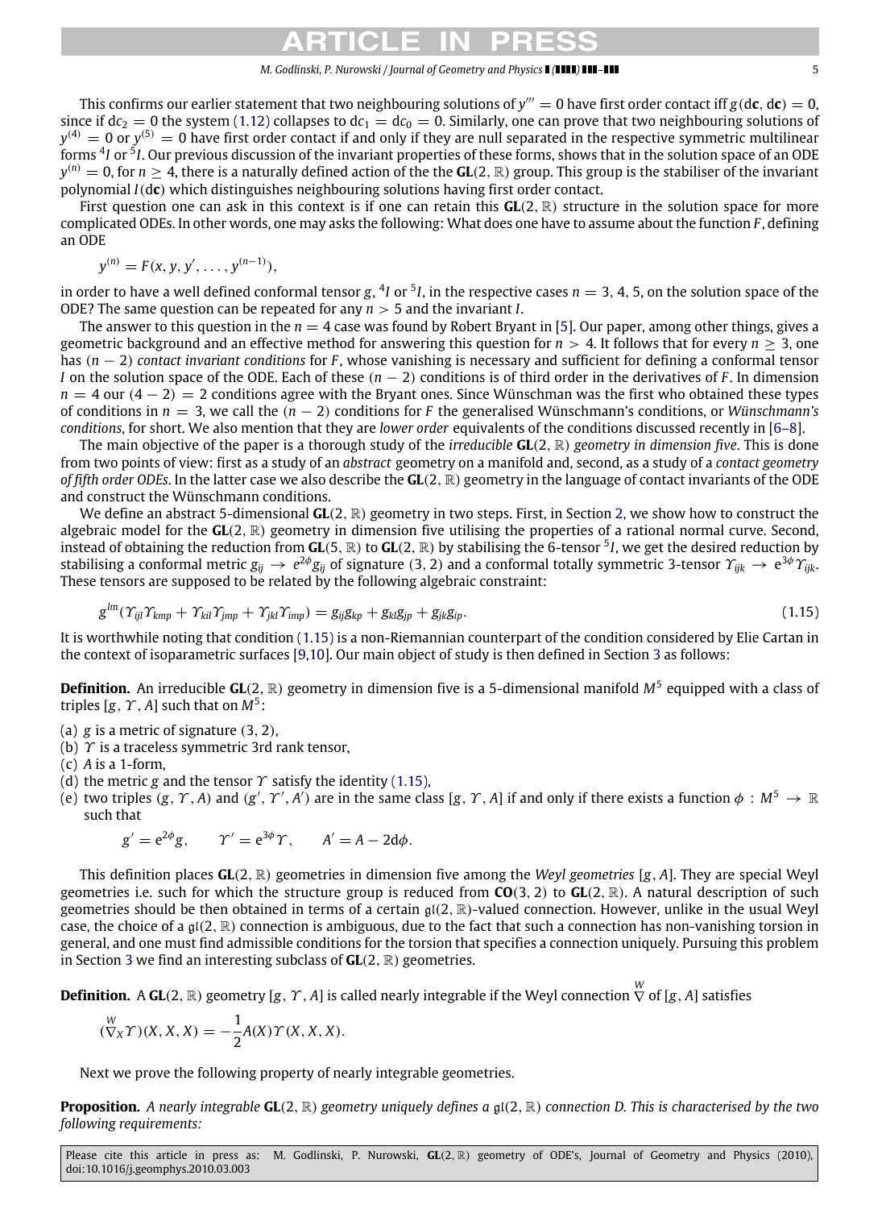This confirms our earlier statement that two neighbouring solutions of $y''' = 0$ have first order contact iff $g(\mathrm{d}\mathbf{c}, \mathrm{d}\mathbf{c}) = 0$, since if $\mathrm{d}c_2 = 0$ the system (1.12) collapses to $\mathrm{d}c_1 = \mathrm{d}c_0 = 0$. Similarly, one can prove that two neighbouring solutions of $y^{(4)} = 0$ or $y^{(5)} = 0$ have first order contact if and only if they are null separated in the respective symmetric multilinear forms ${}^4I$ or ${}^5I$. Our previous discussion of the invariant properties of these forms, shows that in the solution space of an ODE $y^{(n)} = 0$, for $n \geq 4$, there is a naturally defined action of the the $\mathbf{GL}(2, \mathbb{R})$ group. This group is the stabiliser of the invariant polynomial $I(\mathrm{d}\mathbf{c})$ which distinguishes neighbouring solutions having first order contact.

First question one can ask in this context is if one can retain this $\mathbf{GL}(2, \mathbb{R})$ structure in the solution space for more complicated ODEs. In other words, one may asks the following: What does one have to assume about the function $F$, defining an ODE

$$y^{(n)} = F(x, y, y', \dots, y^{(n-1)}),$$

in order to have a well defined conformal tensor $g$, ${}^4I$ or ${}^5I$, in the respective cases $n = 3, 4, 5$, on the solution space of the ODE? The same question can be repeated for any $n > 5$ and the invariant $I$.

The answer to this question in the $n = 4$ case was found by Robert Bryant in [5]. Our paper, among other things, gives a geometric background and an effective method for answering this question for $n > 4$. It follows that for every $n \geq 3$, one has $(n - 2)$ *contact invariant conditions* for $F$, whose vanishing is necessary and sufficient for defining a conformal tensor $I$ on the solution space of the ODE. Each of these $(n - 2)$ conditions is of third order in the derivatives of $F$. In dimension $n = 4$ our $(4 - 2) = 2$ conditions agree with the Bryant ones. Since Wünschman was the first who obtained these types of conditions in $n = 3$, we call the $(n - 2)$ conditions for $F$ the generalised Wünschmann's conditions, or *Wünschmann's conditions*, for short. We also mention that they are *lower order* equivalents of the conditions discussed recently in [6–8].

The main objective of the paper is a thorough study of the *irreducible* $\mathbf{GL}(2, \mathbb{R})$ *geometry in dimension five*. This is done from two points of view: first as a study of an *abstract* geometry on a manifold and, second, as a study of a *contact geometry of fifth order ODEs*. In the latter case we also describe the $\mathbf{GL}(2, \mathbb{R})$ geometry in the language of contact invariants of the ODE and construct the Wünschmann conditions.

We define an abstract 5-dimensional $\mathbf{GL}(2, \mathbb{R})$ geometry in two steps. First, in Section 2, we show how to construct the algebraic model for the $\mathbf{GL}(2, \mathbb{R})$ geometry in dimension five utilising the properties of a rational normal curve. Second, instead of obtaining the reduction from $\mathbf{GL}(5, \mathbb{R})$ to $\mathbf{GL}(2, \mathbb{R})$ by stabilising the 6-tensor ${}^5I$, we get the desired reduction by stabilising a conformal metric $g_{ij} \to e^{2\phi} g_{ij}$ of signature $(3, 2)$ and a conformal totally symmetric 3-tensor $\Upsilon_{ijk} \to e^{3\phi}\Upsilon_{ijk}$. These tensors are supposed to be related by the following algebraic constraint:

$$g^{lm}(\Upsilon_{ijl}\Upsilon_{kmp} + \Upsilon_{kil}\Upsilon_{jmp} + \Upsilon_{jkl}\Upsilon_{imp}) = g_{ij}g_{kp} + g_{kl}g_{jp} + g_{jk}g_{ip}. \tag{1.15}$$

It is worthwhile noting that condition (1.15) is a non-Riemannian counterpart of the condition considered by Elie Cartan in the context of isoparametric surfaces [9,10]. Our main object of study is then defined in Section 3 as follows:

**Definition.** An irreducible $\mathbf{GL}(2, \mathbb{R})$ geometry in dimension five is a 5-dimensional manifold $M^5$ equipped with a class of triples $[g, \Upsilon, A]$ such that on $M^5$:

(a) $g$ is a metric of signature $(3, 2)$,
(b) $\Upsilon$ is a traceless symmetric 3rd rank tensor,
(c) $A$ is a 1-form,
(d) the metric $g$ and the tensor $\Upsilon$ satisfy the identity (1.15),
(e) two triples $(g, \Upsilon, A)$ and $(g', \Upsilon', A')$ are in the same class $[g, \Upsilon, A]$ if and only if there exists a function $\phi : M^5 \to \mathbb{R}$ such that

$$g' = e^{2\phi} g, \qquad \Upsilon' = e^{3\phi}\Upsilon, \qquad A' = A - 2\mathrm{d}\phi.$$

This definition places $\mathbf{GL}(2, \mathbb{R})$ geometries in dimension five among the *Weyl geometries* $[g, A]$. They are special Weyl geometries i.e. such for which the structure group is reduced from $\mathbf{CO}(3, 2)$ to $\mathbf{GL}(2, \mathbb{R})$. A natural description of such geometries should be then obtained in terms of a certain $\mathfrak{gl}(2, \mathbb{R})$-valued connection. However, unlike in the usual Weyl case, the choice of a $\mathfrak{gl}(2, \mathbb{R})$ connection is ambiguous, due to the fact that such a connection has non-vanishing torsion in general, and one must find admissible conditions for the torsion that specifies a connection uniquely. Pursuing this problem in Section 3 we find an interesting subclass of $\mathbf{GL}(2, \mathbb{R})$ geometries.

**Definition.** A $\mathbf{GL}(2, \mathbb{R})$ geometry $[g, \Upsilon, A]$ is called nearly integrable if the Weyl connection $\overset{W}{\nabla}$ of $[g, A]$ satisfies

$$(\overset{W}{\nabla}_X \Upsilon)(X, X, X) = -\frac{1}{2} A(X)\Upsilon(X, X, X).$$

Next we prove the following property of nearly integrable geometries.

**Proposition.** *A nearly integrable $\mathbf{GL}(2, \mathbb{R})$ geometry uniquely defines a $\mathfrak{gl}(2, \mathbb{R})$ connection $D$. This is characterised by the two following requirements:*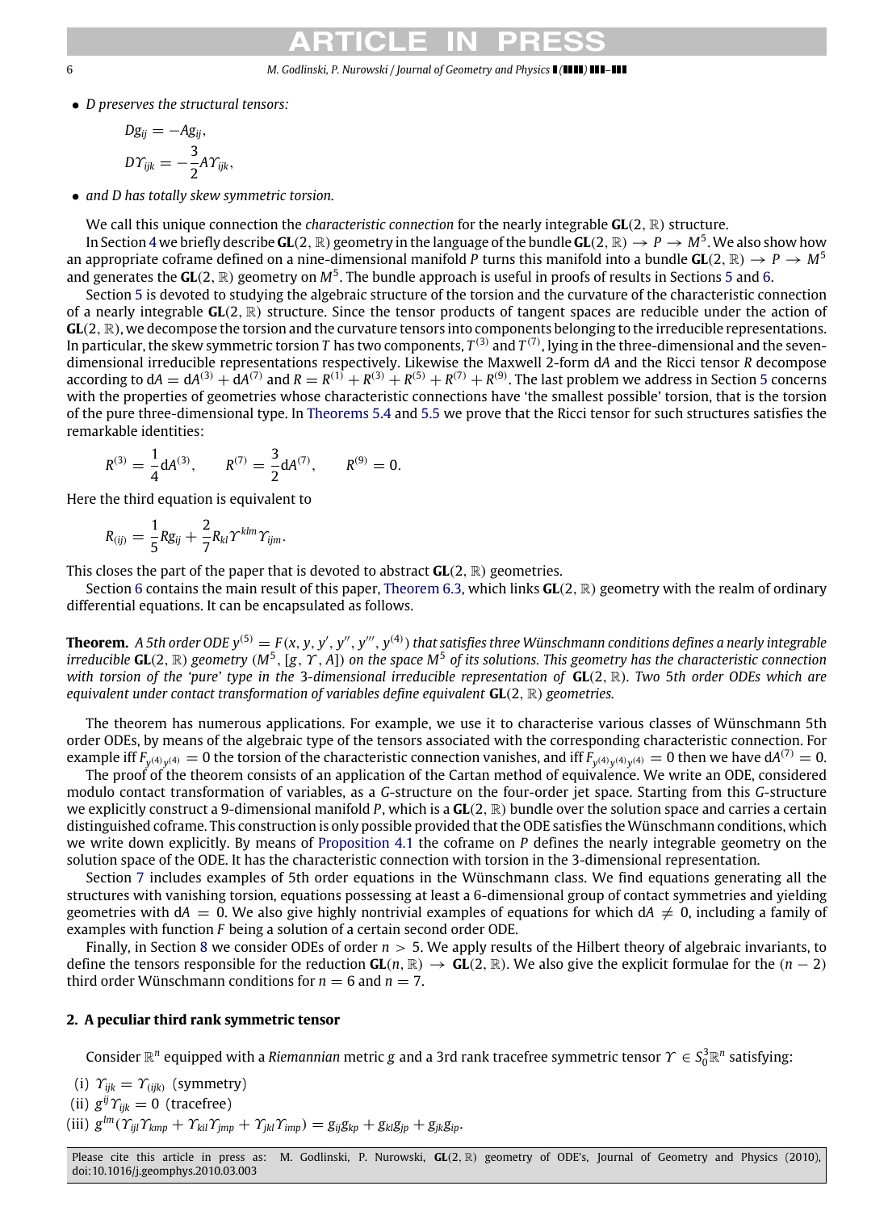- *D preserves the structural tensors:*

$$Dg_{ij} = -Ag_{ij},$$
$$D\Upsilon_{ijk} = -\frac{3}{2}A\Upsilon_{ijk},$$

- *and D has totally skew symmetric torsion.*

We call this unique connection the *characteristic connection* for the nearly integrable $\mathbf{GL}(2,\mathbb{R})$ structure.

In Section 4 we briefly describe $\mathbf{GL}(2,\mathbb{R})$ geometry in the language of the bundle $\mathbf{GL}(2,\mathbb{R}) \to P \to M^5$. We also show how an appropriate coframe defined on a nine-dimensional manifold $P$ turns this manifold into a bundle $\mathbf{GL}(2,\mathbb{R}) \to P \to M^5$ and generates the $\mathbf{GL}(2,\mathbb{R})$ geometry on $M^5$. The bundle approach is useful in proofs of results in Sections 5 and 6.

Section 5 is devoted to studying the algebraic structure of the torsion and the curvature of the characteristic connection of a nearly integrable $\mathbf{GL}(2,\mathbb{R})$ structure. Since the tensor products of tangent spaces are reducible under the action of $\mathbf{GL}(2,\mathbb{R})$, we decompose the torsion and the curvature tensors into components belonging to the irreducible representations. In particular, the skew symmetric torsion $T$ has two components, $T^{(3)}$ and $T^{(7)}$, lying in the three-dimensional and the seven-dimensional irreducible representations respectively. Likewise the Maxwell 2-form d$A$ and the Ricci tensor $R$ decompose according to $\mathrm{d}A = \mathrm{d}A^{(3)} + \mathrm{d}A^{(7)}$ and $R = R^{(1)} + R^{(3)} + R^{(5)} + R^{(7)} + R^{(9)}$. The last problem we address in Section 5 concerns with the properties of geometries whose characteristic connections have 'the smallest possible' torsion, that is the torsion of the pure three-dimensional type. In Theorems 5.4 and 5.5 we prove that the Ricci tensor for such structures satisfies the remarkable identities:

$$R^{(3)} = \frac{1}{4}\mathrm{d}A^{(3)}, \qquad R^{(7)} = \frac{3}{2}\mathrm{d}A^{(7)}, \qquad R^{(9)} = 0.$$

Here the third equation is equivalent to

$$R_{(ij)} = \frac{1}{5}Rg_{ij} + \frac{2}{7}R_{kl}\Upsilon^{klm}\Upsilon_{ijm}.$$

This closes the part of the paper that is devoted to abstract $\mathbf{GL}(2,\mathbb{R})$ geometries.

Section 6 contains the main result of this paper, Theorem 6.3, which links $\mathbf{GL}(2,\mathbb{R})$ geometry with the realm of ordinary differential equations. It can be encapsulated as follows.

**Theorem.** *A 5th order ODE $y^{(5)} = F(x, y, y', y'', y''', y^{(4)})$ that satisfies three Wünschmann conditions defines a nearly integrable irreducible $\mathbf{GL}(2,\mathbb{R})$ geometry $(M^5, [g, \Upsilon, A])$ on the space $M^5$ of its solutions. This geometry has the characteristic connection with torsion of the 'pure' type in the 3-dimensional irreducible representation of $\mathbf{GL}(2,\mathbb{R})$. Two 5th order ODEs which are equivalent under contact transformation of variables define equivalent $\mathbf{GL}(2,\mathbb{R})$ geometries.*

The theorem has numerous applications. For example, we use it to characterise various classes of Wünschmann 5th order ODEs, by means of the algebraic type of the tensors associated with the corresponding characteristic connection. For example iff $F_{y^{(4)}y^{(4)}} = 0$ the torsion of the characteristic connection vanishes, and iff $F_{y^{(4)}y^{(4)}y^{(4)}} = 0$ then we have $\mathrm{d}A^{(7)} = 0$.

The proof of the theorem consists of an application of the Cartan method of equivalence. We write an ODE, considered modulo contact transformation of variables, as a $G$-structure on the four-order jet space. Starting from this $G$-structure we explicitly construct a 9-dimensional manifold $P$, which is a $\mathbf{GL}(2,\mathbb{R})$ bundle over the solution space and carries a certain distinguished coframe. This construction is only possible provided that the ODE satisfies the Wünschmann conditions, which we write down explicitly. By means of Proposition 4.1 the coframe on $P$ defines the nearly integrable geometry on the solution space of the ODE. It has the characteristic connection with torsion in the 3-dimensional representation.

Section 7 includes examples of 5th order equations in the Wünschmann class. We find equations generating all the structures with vanishing torsion, equations possessing at least a 6-dimensional group of contact symmetries and yielding geometries with $\mathrm{d}A = 0$. We also give highly nontrivial examples of equations for which $\mathrm{d}A \neq 0$, including a family of examples with function $F$ being a solution of a certain second order ODE.

Finally, in Section 8 we consider ODEs of order $n > 5$. We apply results of the Hilbert theory of algebraic invariants, to define the tensors responsible for the reduction $\mathbf{GL}(n,\mathbb{R}) \to \mathbf{GL}(2,\mathbb{R})$. We also give the explicit formulae for the $(n-2)$ third order Wünschmann conditions for $n = 6$ and $n = 7$.

## 2. A peculiar third rank symmetric tensor

Consider $\mathbb{R}^n$ equipped with a *Riemannian* metric $g$ and a 3rd rank tracefree symmetric tensor $\Upsilon \in S^3_0\mathbb{R}^n$ satisfying:

(i) $\Upsilon_{ijk} = \Upsilon_{(ijk)}$ (symmetry)

(ii) $g^{ij}\Upsilon_{ijk} = 0$ (tracefree)

(iii) $g^{lm}(\Upsilon_{ijl}\Upsilon_{kmp} + \Upsilon_{kil}\Upsilon_{jmp} + \Upsilon_{jkl}\Upsilon_{imp}) = g_{ij}g_{kp} + g_{kl}g_{jp} + g_{jk}g_{ip}$.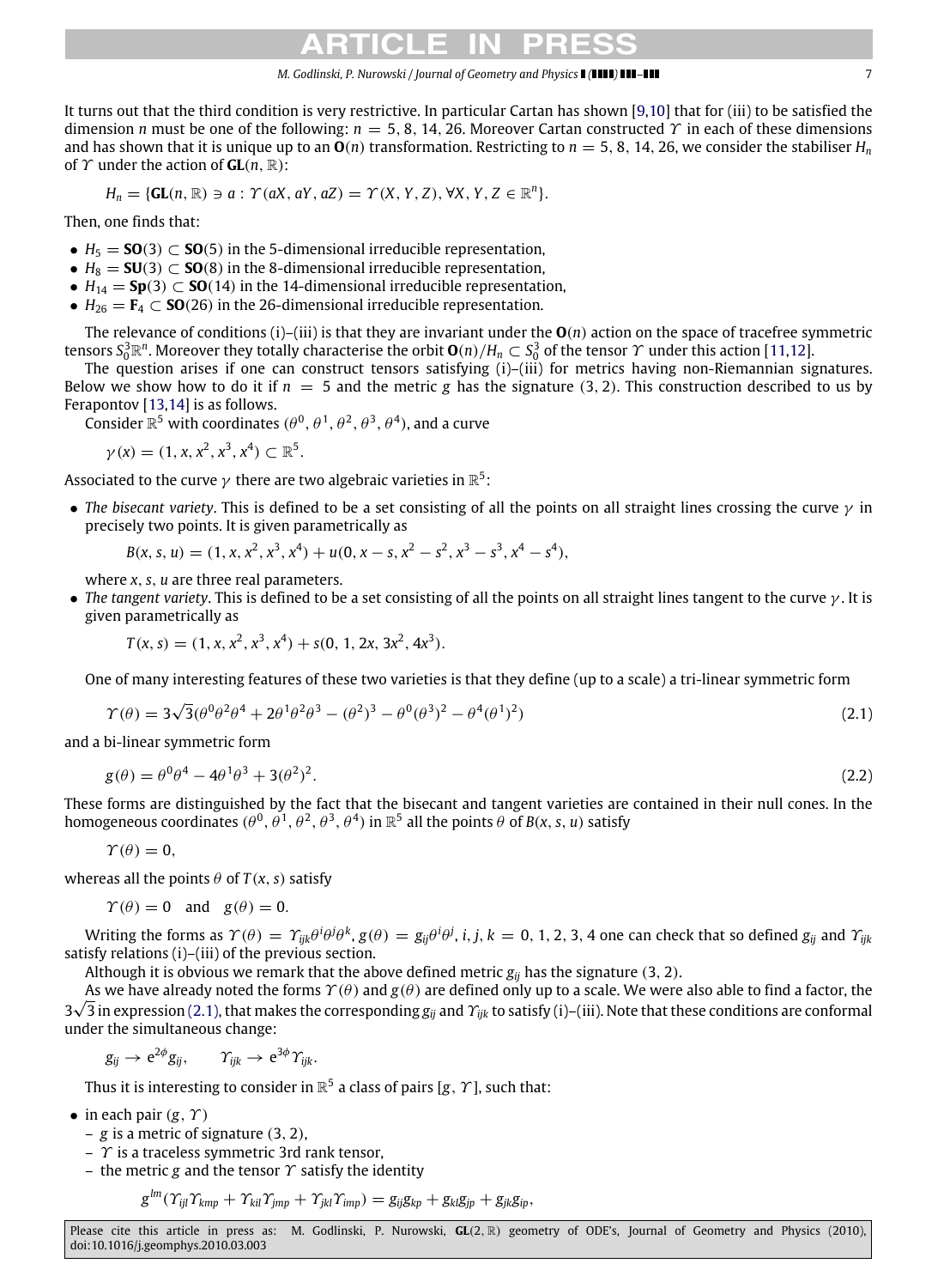It turns out that the third condition is very restrictive. In particular Cartan has shown [9,10] that for (iii) to be satisfied the dimension $n$ must be one of the following: $n = 5, 8, 14, 26$. Moreover Cartan constructed $\Upsilon$ in each of these dimensions and has shown that it is unique up to an $\mathbf{O}(n)$ transformation. Restricting to $n = 5, 8, 14, 26$, we consider the stabiliser $H_n$ of $\Upsilon$ under the action of $\mathbf{GL}(n, \mathbb{R})$:

$$H_n = \{\mathbf{GL}(n, \mathbb{R}) \ni a : \Upsilon(aX, aY, aZ) = \Upsilon(X, Y, Z), \forall X, Y, Z \in \mathbb{R}^n\}.$$

Then, one finds that:

- $H_5 = \mathbf{SO}(3) \subset \mathbf{SO}(5)$ in the 5-dimensional irreducible representation,
- $H_8 = \mathbf{SU}(3) \subset \mathbf{SO}(8)$ in the 8-dimensional irreducible representation,
- $H_{14} = \mathbf{Sp}(3) \subset \mathbf{SO}(14)$ in the 14-dimensional irreducible representation,
- $H_{26} = \mathbf{F}_4 \subset \mathbf{SO}(26)$ in the 26-dimensional irreducible representation.

The relevance of conditions (i)–(iii) is that they are invariant under the $\mathbf{O}(n)$ action on the space of tracefree symmetric tensors $S^3_0\mathbb{R}^n$. Moreover they totally characterise the orbit $\mathbf{O}(n)/H_n \subset S^3_0$ of the tensor $\Upsilon$ under this action [11,12].

The question arises if one can construct tensors satisfying (i)–(iii) for metrics having non-Riemannian signatures. Below we show how to do it if $n = 5$ and the metric $g$ has the signature $(3, 2)$. This construction described to us by Ferapontov [13,14] is as follows.

Consider $\mathbb{R}^5$ with coordinates $(\theta^0, \theta^1, \theta^2, \theta^3, \theta^4)$, and a curve

$$\gamma(x) = (1, x, x^2, x^3, x^4) \subset \mathbb{R}^5.$$

Associated to the curve $\gamma$ there are two algebraic varieties in $\mathbb{R}^5$:

- *The bisecant variety*. This is defined to be a set consisting of all the points on all straight lines crossing the curve $\gamma$ in precisely two points. It is given parametrically as

  $$B(x, s, u) = (1, x, x^2, x^3, x^4) + u(0, x - s, x^2 - s^2, x^3 - s^3, x^4 - s^4),$$

  where $x, s, u$ are three real parameters.
- *The tangent variety*. This is defined to be a set consisting of all the points on all straight lines tangent to the curve $\gamma$. It is given parametrically as

  $$T(x, s) = (1, x, x^2, x^3, x^4) + s(0, 1, 2x, 3x^2, 4x^3).$$

One of many interesting features of these two varieties is that they define (up to a scale) a tri-linear symmetric form

$$\Upsilon(\theta) = 3\sqrt{3}(\theta^0\theta^2\theta^4 + 2\theta^1\theta^2\theta^3 - (\theta^2)^3 - \theta^0(\theta^3)^2 - \theta^4(\theta^1)^2) \tag{2.1}$$

and a bi-linear symmetric form

$$g(\theta) = \theta^0\theta^4 - 4\theta^1\theta^3 + 3(\theta^2)^2. \tag{2.2}$$

These forms are distinguished by the fact that the bisecant and tangent varieties are contained in their null cones. In the homogeneous coordinates $(\theta^0, \theta^1, \theta^2, \theta^3, \theta^4)$ in $\mathbb{R}^5$ all the points $\theta$ of $B(x, s, u)$ satisfy

$$\Upsilon(\theta) = 0,$$

whereas all the points $\theta$ of $T(x, s)$ satisfy

$$\Upsilon(\theta) = 0 \quad \text{and} \quad g(\theta) = 0.$$

Writing the forms as $\Upsilon(\theta) = \Upsilon_{ijk}\theta^i\theta^j\theta^k$, $g(\theta) = g_{ij}\theta^i\theta^j$, $i, j, k = 0, 1, 2, 3, 4$ one can check that so defined $g_{ij}$ and $\Upsilon_{ijk}$ satisfy relations (i)–(iii) of the previous section.

Although it is obvious we remark that the above defined metric $g_{ij}$ has the signature $(3, 2)$.

As we have already noted the forms $\Upsilon(\theta)$ and $g(\theta)$ are defined only up to a scale. We were also able to find a factor, the $3\sqrt{3}$ in expression (2.1), that makes the corresponding $g_{ij}$ and $\Upsilon_{ijk}$ to satisfy (i)–(iii). Note that these conditions are conformal under the simultaneous change:

$$g_{ij} \to e^{2\phi}g_{ij}, \qquad \Upsilon_{ijk} \to e^{3\phi}\Upsilon_{ijk}.$$

Thus it is interesting to consider in $\mathbb{R}^5$ a class of pairs $[g, \Upsilon]$, such that:

- in each pair $(g, \Upsilon)$
  - $g$ is a metric of signature $(3, 2)$,
  - $\Upsilon$ is a traceless symmetric 3rd rank tensor,
  - the metric $g$ and the tensor $\Upsilon$ satisfy the identity

    $$g^{lm}(\Upsilon_{ijl}\Upsilon_{kmp} + \Upsilon_{kil}\Upsilon_{jmp} + \Upsilon_{jkl}\Upsilon_{imp}) = g_{ij}g_{kp} + g_{ki}g_{jp} + g_{jk}g_{ip},$$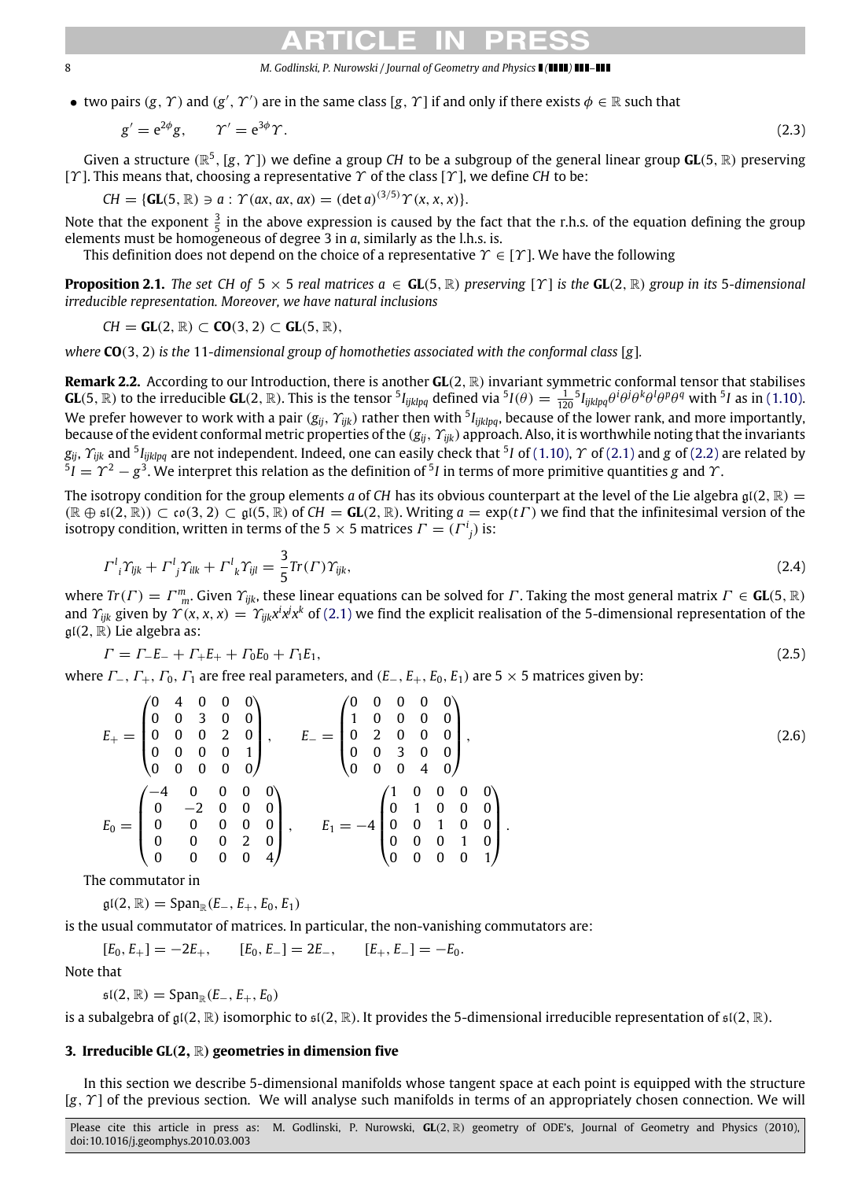- two pairs $(g, \Upsilon)$ and $(g', \Upsilon')$ are in the same class $[g, \Upsilon]$ if and only if there exists $\phi \in \mathbb{R}$ such that

$$g' = e^{2\phi} g, \qquad \Upsilon' = e^{3\phi} \Upsilon. \tag{2.3}$$

Given a structure $(\mathbb{R}^5, [g, \Upsilon])$ we define a group $CH$ to be a subgroup of the general linear group $\mathbf{GL}(5, \mathbb{R})$ preserving $[\Upsilon]$. This means that, choosing a representative $\Upsilon$ of the class $[\Upsilon]$, we define $CH$ to be:

$$CH = \{\mathbf{GL}(5, \mathbb{R}) \ni a : \Upsilon(ax, ax, ax) = (\det a)^{(3/5)} \Upsilon(x, x, x)\}.$$

Note that the exponent $\frac{3}{5}$ in the above expression is caused by the fact that the r.h.s. of the equation defining the group elements must be homogeneous of degree 3 in $a$, similarly as the l.h.s. is.

This definition does not depend on the choice of a representative $\Upsilon \in [\Upsilon]$. We have the following

**Proposition 2.1.** *The set $CH$ of $5 \times 5$ real matrices $a \in \mathbf{GL}(5, \mathbb{R})$ preserving $[\Upsilon]$ is the $\mathbf{GL}(2, \mathbb{R})$ group in its 5-dimensional irreducible representation. Moreover, we have natural inclusions*

$$CH = \mathbf{GL}(2, \mathbb{R}) \subset \mathbf{CO}(3, 2) \subset \mathbf{GL}(5, \mathbb{R}),$$

*where $\mathbf{CO}(3, 2)$ is the 11-dimensional group of homotheties associated with the conformal class $[g]$.*

**Remark 2.2.** According to our Introduction, there is another $\mathbf{GL}(2, \mathbb{R})$ invariant symmetric conformal tensor that stabilises $\mathbf{GL}(5, \mathbb{R})$ to the irreducible $\mathbf{GL}(2, \mathbb{R})$. This is the tensor ${}^5I_{ijklpq}$ defined via ${}^5I(\theta) = \frac{1}{120} {}^5I_{ijklpq}\theta^i\theta^j\theta^k\theta^l\theta^p\theta^q$ with ${}^5I$ as in (1.10). We prefer however to work with a pair $(g_{ij}, \Upsilon_{ijk})$ rather then with ${}^5I_{ijklpq}$, because of the lower rank, and more importantly, because of the evident conformal metric properties of the $(g_{ij}, \Upsilon_{ijk})$ approach. Also, it is worthwhile noting that the invariants $g_{ij}$, $\Upsilon_{ijk}$ and ${}^5I_{ijklpq}$ are not independent. Indeed, one can easily check that ${}^5I$ of (1.10), $\Upsilon$ of (2.1) and $g$ of (2.2) are related by ${}^5I = \Upsilon^2 - g^3$. We interpret this relation as the definition of ${}^5I$ in terms of more primitive quantities $g$ and $\Upsilon$.

The isotropy condition for the group elements $a$ of $CH$ has its obvious counterpart at the level of the Lie algebra $\mathfrak{gl}(2, \mathbb{R}) = (\mathbb{R} \oplus \mathfrak{sl}(2, \mathbb{R})) \subset \mathfrak{co}(3, 2) \subset \mathfrak{gl}(5, \mathbb{R})$ of $CH = \mathbf{GL}(2, \mathbb{R})$. Writing $a = \exp(t\Gamma)$ we find that the infinitesimal version of the isotropy condition, written in terms of the $5 \times 5$ matrices $\Gamma = (\Gamma^i{}_j)$ is:

$$\Gamma^l{}_i \Upsilon_{ljk} + \Gamma^l{}_j \Upsilon_{ilk} + \Gamma^l{}_k \Upsilon_{ijl} = \frac{3}{5} Tr(\Gamma) \Upsilon_{ijk}, \tag{2.4}$$

where $Tr(\Gamma) = \Gamma^m{}_m$. Given $\Upsilon_{ijk}$, these linear equations can be solved for $\Gamma$. Taking the most general matrix $\Gamma \in \mathbf{GL}(5, \mathbb{R})$ and $\Upsilon_{ijk}$ given by $\Upsilon(x, x, x) = \Upsilon_{ijk}x^ix^jx^k$ of (2.1) we find the explicit realisation of the 5-dimensional representation of the $\mathfrak{gl}(2, \mathbb{R})$ Lie algebra as:

$$\Gamma = \Gamma_- E_- + \Gamma_+ E_+ + \Gamma_0 E_0 + \Gamma_1 E_1, \tag{2.5}$$

where $\Gamma_-$, $\Gamma_+$, $\Gamma_0$, $\Gamma_1$ are free real parameters, and $(E_-, E_+, E_0, E_1)$ are $5 \times 5$ matrices given by:

$$E_+ = \begin{pmatrix} 0 & 4 & 0 & 0 & 0 \\ 0 & 0 & 3 & 0 & 0 \\ 0 & 0 & 0 & 2 & 0 \\ 0 & 0 & 0 & 0 & 1 \\ 0 & 0 & 0 & 0 & 0 \end{pmatrix}, \qquad E_- = \begin{pmatrix} 0 & 0 & 0 & 0 & 0 \\ 1 & 0 & 0 & 0 & 0 \\ 0 & 2 & 0 & 0 & 0 \\ 0 & 0 & 3 & 0 & 0 \\ 0 & 0 & 0 & 4 & 0 \end{pmatrix}, \tag{2.6}$$

$$E_0 = \begin{pmatrix} -4 & 0 & 0 & 0 & 0 \\ 0 & -2 & 0 & 0 & 0 \\ 0 & 0 & 0 & 0 & 0 \\ 0 & 0 & 0 & 2 & 0 \\ 0 & 0 & 0 & 0 & 4 \end{pmatrix}, \qquad E_1 = -4 \begin{pmatrix} 1 & 0 & 0 & 0 & 0 \\ 0 & 1 & 0 & 0 & 0 \\ 0 & 0 & 1 & 0 & 0 \\ 0 & 0 & 0 & 1 & 0 \\ 0 & 0 & 0 & 0 & 1 \end{pmatrix}.$$

The commutator in

$$\mathfrak{gl}(2, \mathbb{R}) = \text{Span}_{\mathbb{R}}(E_-, E_+, E_0, E_1)$$

is the usual commutator of matrices. In particular, the non-vanishing commutators are:

$$[E_0, E_+] = -2E_+, \qquad [E_0, E_-] = 2E_-, \qquad [E_+, E_-] = -E_0.$$

Note that

$$\mathfrak{sl}(2, \mathbb{R}) = \text{Span}_{\mathbb{R}}(E_-, E_+, E_0)$$

is a subalgebra of $\mathfrak{gl}(2, \mathbb{R})$ isomorphic to $\mathfrak{sl}(2, \mathbb{R})$. It provides the 5-dimensional irreducible representation of $\mathfrak{sl}(2, \mathbb{R})$.

## 3. Irreducible $\mathbf{GL}(2, \mathbb{R})$ geometries in dimension five

In this section we describe 5-dimensional manifolds whose tangent space at each point is equipped with the structure $[g, \Upsilon]$ of the previous section. We will analyse such manifolds in terms of an appropriately chosen connection. We will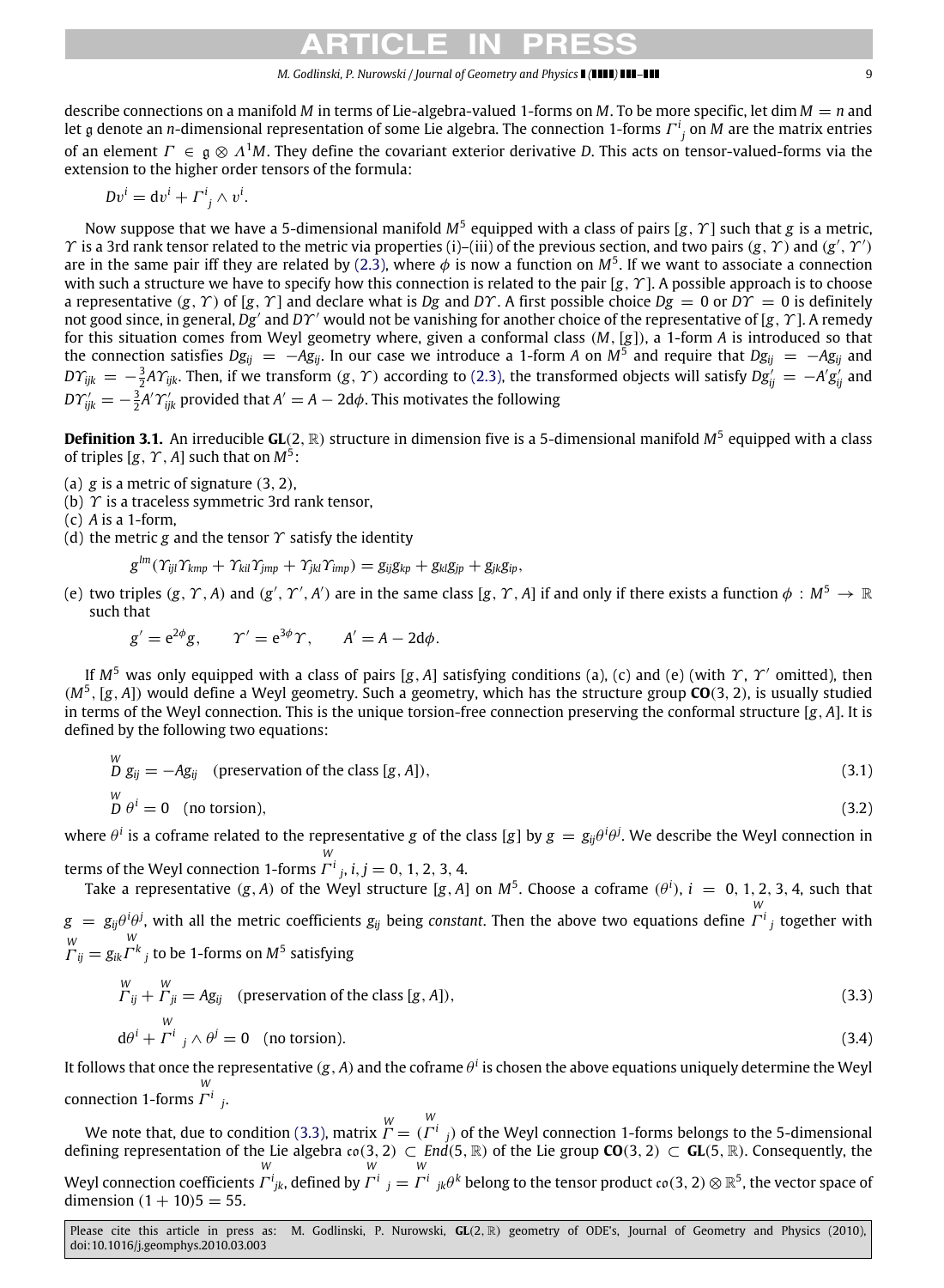describe connections on a manifold $M$ in terms of Lie-algebra-valued 1-forms on $M$. To be more specific, let $\dim M = n$ and let $\mathfrak{g}$ denote an $n$-dimensional representation of some Lie algebra. The connection 1-forms $\Gamma^i{}_j$ on $M$ are the matrix entries of an element $\Gamma \in \mathfrak{g} \otimes \Lambda^1 M$. They define the covariant exterior derivative $D$. This acts on tensor-valued-forms via the extension to the higher order tensors of the formula:

$$Dv^i = \mathrm{d}v^i + \Gamma^i{}_j \wedge v^i.$$

Now suppose that we have a 5-dimensional manifold $M^5$ equipped with a class of pairs $[g, \Upsilon]$ such that $g$ is a metric, $\Upsilon$ is a 3rd rank tensor related to the metric via properties (i)–(iii) of the previous section, and two pairs $(g, \Upsilon)$ and $(g', \Upsilon')$ are in the same pair iff they are related by (2.3), where $\phi$ is now a function on $M^5$. If we want to associate a connection with such a structure we have to specify how this connection is related to the pair $[g, \Upsilon]$. A possible approach is to choose a representative $(g, \Upsilon)$ of $[g, \Upsilon]$ and declare what is $Dg$ and $D\Upsilon$. A first possible choice $Dg = 0$ or $D\Upsilon = 0$ is definitely not good since, in general, $Dg'$ and $D\Upsilon'$ would not be vanishing for another choice of the representative of $[g, \Upsilon]$. A remedy for this situation comes from Weyl geometry where, given a conformal class $(M, [g])$, a 1-form $A$ is introduced so that the connection satisfies $Dg_{ij} = -Ag_{ij}$. In our case we introduce a 1-form $A$ on $M^5$ and require that $Dg_{ij} = -Ag_{ij}$ and $D\Upsilon_{ijk} = -\frac{3}{2}A\Upsilon_{ijk}$. Then, if we transform $(g, \Upsilon)$ according to (2.3), the transformed objects will satisfy $Dg'_{ij} = -A'g'_{ij}$ and $D\Upsilon'_{ijk} = -\frac{3}{2}A'\Upsilon'_{ijk}$ provided that $A' = A - 2\mathrm{d}\phi$. This motivates the following

**Definition 3.1.** An irreducible $\mathbf{GL}(2, \mathbb{R})$ structure in dimension five is a 5-dimensional manifold $M^5$ equipped with a class of triples $[g, \Upsilon, A]$ such that on $M^5$:

(a) $g$ is a metric of signature $(3, 2)$,
(b) $\Upsilon$ is a traceless symmetric 3rd rank tensor,
(c) $A$ is a 1-form,
(d) the metric $g$ and the tensor $\Upsilon$ satisfy the identity

$$g^{lm}(\Upsilon_{ijl}\Upsilon_{kmp} + \Upsilon_{kil}\Upsilon_{jmp} + \Upsilon_{jkl}\Upsilon_{imp}) = g_{ij}g_{kp} + g_{ki}g_{jp} + g_{jk}g_{ip},$$

(e) two triples $(g, \Upsilon, A)$ and $(g', \Upsilon', A')$ are in the same class $[g, \Upsilon, A]$ if and only if there exists a function $\phi : M^5 \to \mathbb{R}$ such that

$$g' = \mathrm{e}^{2\phi}g, \qquad \Upsilon' = \mathrm{e}^{3\phi}\Upsilon, \qquad A' = A - 2\mathrm{d}\phi.$$

If $M^5$ was only equipped with a class of pairs $[g, A]$ satisfying conditions (a), (c) and (e) (with $\Upsilon$, $\Upsilon'$ omitted), then $(M^5, [g, A])$ would define a Weyl geometry. Such a geometry, which has the structure group $\mathbf{CO}(3, 2)$, is usually studied in terms of the Weyl connection. This is the unique torsion-free connection preserving the conformal structure $[g, A]$. It is defined by the following two equations:

$$\overset{W}{D} g_{ij} = -Ag_{ij} \quad \text{(preservation of the class } [g, A]), \tag{3.1}$$

$$\overset{W}{D} \theta^i = 0 \quad \text{(no torsion)}, \tag{3.2}$$

where $\theta^i$ is a coframe related to the representative $g$ of the class $[g]$ by $g = g_{ij}\theta^i\theta^j$. We describe the Weyl connection in terms of the Weyl connection 1-forms $\overset{W}{\Gamma}{}^i{}_j$, $i, j = 0, 1, 2, 3, 4$.

Take a representative $(g, A)$ of the Weyl structure $[g, A]$ on $M^5$. Choose a coframe $(\theta^i)$, $i = 0, 1, 2, 3, 4$, such that $g = g_{ij}\theta^i\theta^j$, with all the metric coefficients $g_{ij}$ being *constant*. Then the above two equations define $\overset{W}{\Gamma}{}^i{}_j$ together with $\overset{W}{\Gamma}_{ij} = g_{ik}\overset{W}{\Gamma}{}^k{}_j$ to be 1-forms on $M^5$ satisfying

$$\overset{W}{\Gamma}_{ij} + \overset{W}{\Gamma}_{ji} = Ag_{ij} \quad \text{(preservation of the class } [g, A]), \tag{3.3}$$

$$\mathrm{d}\theta^i + \overset{W}{\Gamma}{}^i{}_j \wedge \theta^j = 0 \quad \text{(no torsion)}. \tag{3.4}$$

It follows that once the representative $(g, A)$ and the coframe $\theta^i$ is chosen the above equations uniquely determine the Weyl connection 1-forms $\overset{W}{\Gamma}{}^i{}_j$.

We note that, due to condition (3.3), matrix $\overset{W}{\Gamma} = (\overset{W}{\Gamma}{}^i{}_j)$ of the Weyl connection 1-forms belongs to the 5-dimensional defining representation of the Lie algebra $\mathfrak{co}(3, 2) \subset End(5, \mathbb{R})$ of the Lie group $\mathbf{CO}(3, 2) \subset \mathbf{GL}(5, \mathbb{R})$. Consequently, the Weyl connection coefficients $\overset{W}{\Gamma}{}^i{}_{jk}$, defined by $\overset{W}{\Gamma}{}^i{}_j = \overset{W}{\Gamma}{}^i{}_{jk}\theta^k$ belong to the tensor product $\mathfrak{co}(3, 2) \otimes \mathbb{R}^5$, the vector space of dimension $(1 + 10)5 = 55$.

Please cite this article in press as: M. Godlinski, P. Nurowski, $\mathbf{GL}(2, \mathbb{R})$ geometry of ODE's, Journal of Geometry and Physics (2010), doi:10.1016/j.geomphys.2010.03.003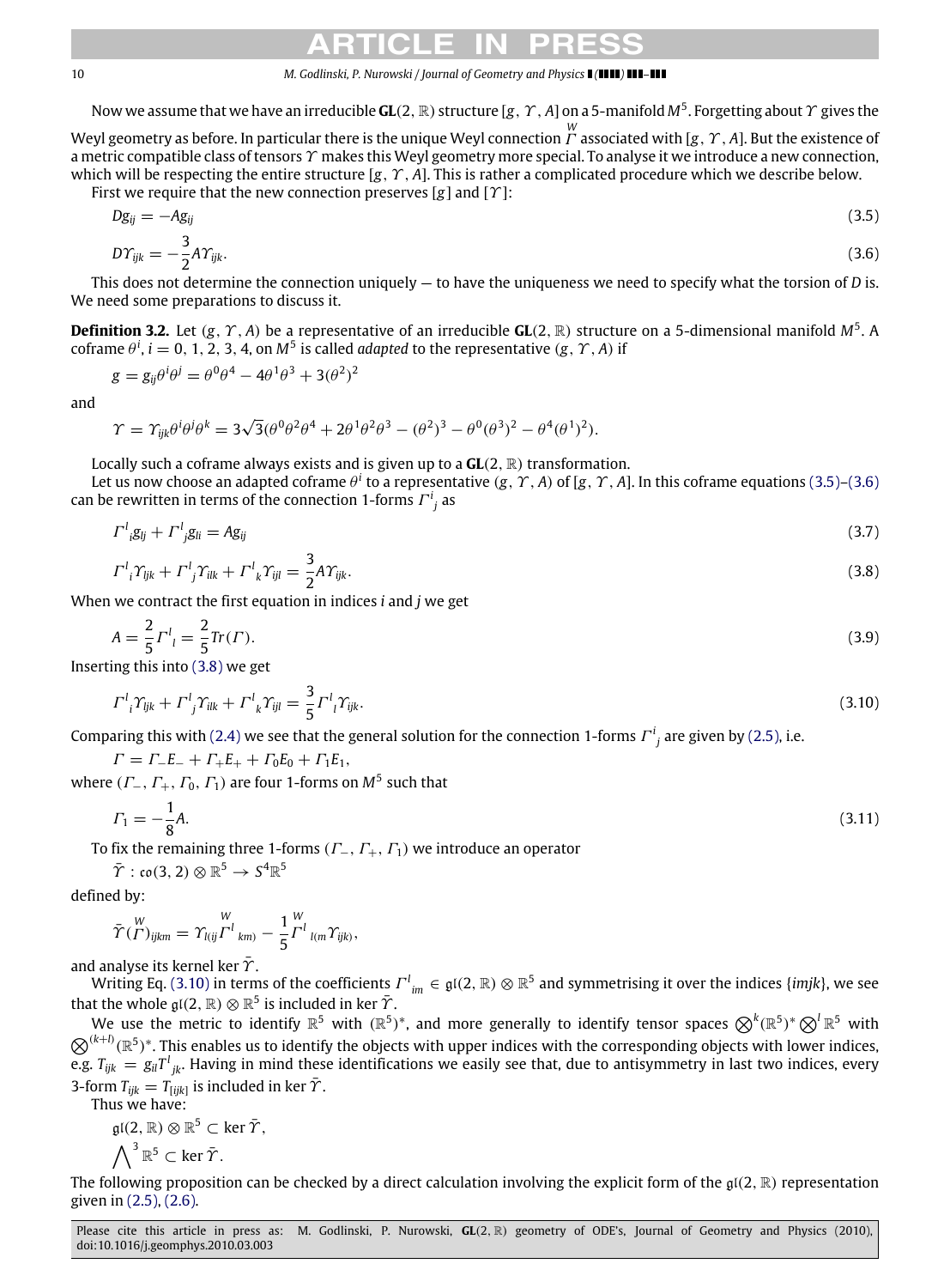Now we assume that we have an irreducible $\mathbf{GL}(2,\mathbb{R})$ structure $[g, \Upsilon, A]$ on a 5-manifold $M^5$. Forgetting about $\Upsilon$ gives the Weyl geometry as before. In particular there is the unique Weyl connection $\overset{W}{\Gamma}$ associated with $[g, \Upsilon, A]$. But the existence of a metric compatible class of tensors $\Upsilon$ makes this Weyl geometry more special. To analyse it we introduce a new connection, which will be respecting the entire structure $[g, \Upsilon, A]$. This is rather a complicated procedure which we describe below.

First we require that the new connection preserves $[g]$ and $[\Upsilon]$:

$$Dg_{ij} = -Ag_{ij} \tag{3.5}$$

$$D\Upsilon_{ijk} = -\frac{3}{2}A\Upsilon_{ijk}. \tag{3.6}$$

This does not determine the connection uniquely — to have the uniqueness we need to specify what the torsion of $D$ is. We need some preparations to discuss it.

**Definition 3.2.** Let $(g, \Upsilon, A)$ be a representative of an irreducible $\mathbf{GL}(2,\mathbb{R})$ structure on a 5-dimensional manifold $M^5$. A coframe $\theta^i$, $i = 0, 1, 2, 3, 4$, on $M^5$ is called *adapted* to the representative $(g, \Upsilon, A)$ if

$$g = g_{ij}\theta^i\theta^j = \theta^0\theta^4 - 4\theta^1\theta^3 + 3(\theta^2)^2$$

and

$$\Upsilon = \Upsilon_{ijk}\theta^i\theta^j\theta^k = 3\sqrt{3}(\theta^0\theta^2\theta^4 + 2\theta^1\theta^2\theta^3 - (\theta^2)^3 - \theta^0(\theta^3)^2 - \theta^4(\theta^1)^2).$$

Locally such a coframe always exists and is given up to a $\mathbf{GL}(2,\mathbb{R})$ transformation.

Let us now choose an adapted coframe $\theta^i$ to a representative $(g, \Upsilon, A)$ of $[g, \Upsilon, A]$. In this coframe equations (3.5)–(3.6) can be rewritten in terms of the connection 1-forms $\Gamma^i{}_j$ as

$$\Gamma^l{}_i g_{lj} + \Gamma^l{}_j g_{li} = Ag_{ij} \tag{3.7}$$

$$\Gamma^l{}_i\Upsilon_{ljk} + \Gamma^l{}_j\Upsilon_{ilk} + \Gamma^l{}_k\Upsilon_{ijl} = \frac{3}{2}A\Upsilon_{ijk}. \tag{3.8}$$

When we contract the first equation in indices $i$ and $j$ we get

$$A = \frac{2}{5}\Gamma^l{}_l = \frac{2}{5}Tr(\Gamma). \tag{3.9}$$

Inserting this into (3.8) we get

$$\Gamma^l{}_i\Upsilon_{ljk} + \Gamma^l{}_j\Upsilon_{ilk} + \Gamma^l{}_k\Upsilon_{ijl} = \frac{3}{5}\Gamma^l{}_l\Upsilon_{ijk}. \tag{3.10}$$

Comparing this with (2.4) we see that the general solution for the connection 1-forms $\Gamma^i{}_j$ are given by (2.5), i.e.

$$\Gamma = \Gamma_- E_- + \Gamma_+ E_+ + \Gamma_0 E_0 + \Gamma_1 E_1,$$

where $(\Gamma_-, \Gamma_+, \Gamma_0, \Gamma_1)$ are four 1-forms on $M^5$ such that

$$\Gamma_1 = -\frac{1}{8}A. \tag{3.11}$$

To fix the remaining three 1-forms $(\Gamma_-, \Gamma_+, \Gamma_1)$ we introduce an operator

$$\bar{\Upsilon} : \mathfrak{co}(3,2) \otimes \mathbb{R}^5 \to S^4\mathbb{R}^5$$

defined by:

$$\bar{\Upsilon}(\overset{W}{\Gamma})_{ijkm} = \Upsilon_{l(ij}\overset{W}{\Gamma}{}^l{}_{km)} - \frac{1}{5}\overset{W}{\Gamma}{}^l{}_{l(m}\Upsilon_{ijk)},$$

and analyse its kernel $\ker\bar{\Upsilon}$.

Writing Eq. (3.10) in terms of the coefficients $\Gamma^l{}_{im} \in \mathfrak{gl}(2,\mathbb{R}) \otimes \mathbb{R}^5$ and symmetrising it over the indices $\{imjk\}$, we see that the whole $\mathfrak{gl}(2,\mathbb{R}) \otimes \mathbb{R}^5$ is included in $\ker\bar{\Upsilon}$.

We use the metric to identify $\mathbb{R}^5$ with $(\mathbb{R}^5)^*$, and more generally to identify tensor spaces $\bigotimes^k(\mathbb{R}^5)^* \bigotimes^l \mathbb{R}^5$ with $\bigotimes^{(k+l)}(\mathbb{R}^5)^*$. This enables us to identify the objects with upper indices with the corresponding objects with lower indices, e.g. $T_{ijk} = g_{il}T^l{}_{jk}$. Having in mind these identifications we easily see that, due to antisymmetry in last two indices, every 3-form $T_{ijk} = T_{[ijk]}$ is included in $\ker\bar{\Upsilon}$.

Thus we have:

$$\mathfrak{gl}(2,\mathbb{R}) \otimes \mathbb{R}^5 \subset \ker\bar{\Upsilon},$$

$$\bigwedge{}^3\mathbb{R}^5 \subset \ker\bar{\Upsilon}.$$

The following proposition can be checked by a direct calculation involving the explicit form of the $\mathfrak{gl}(2,\mathbb{R})$ representation given in (2.5), (2.6).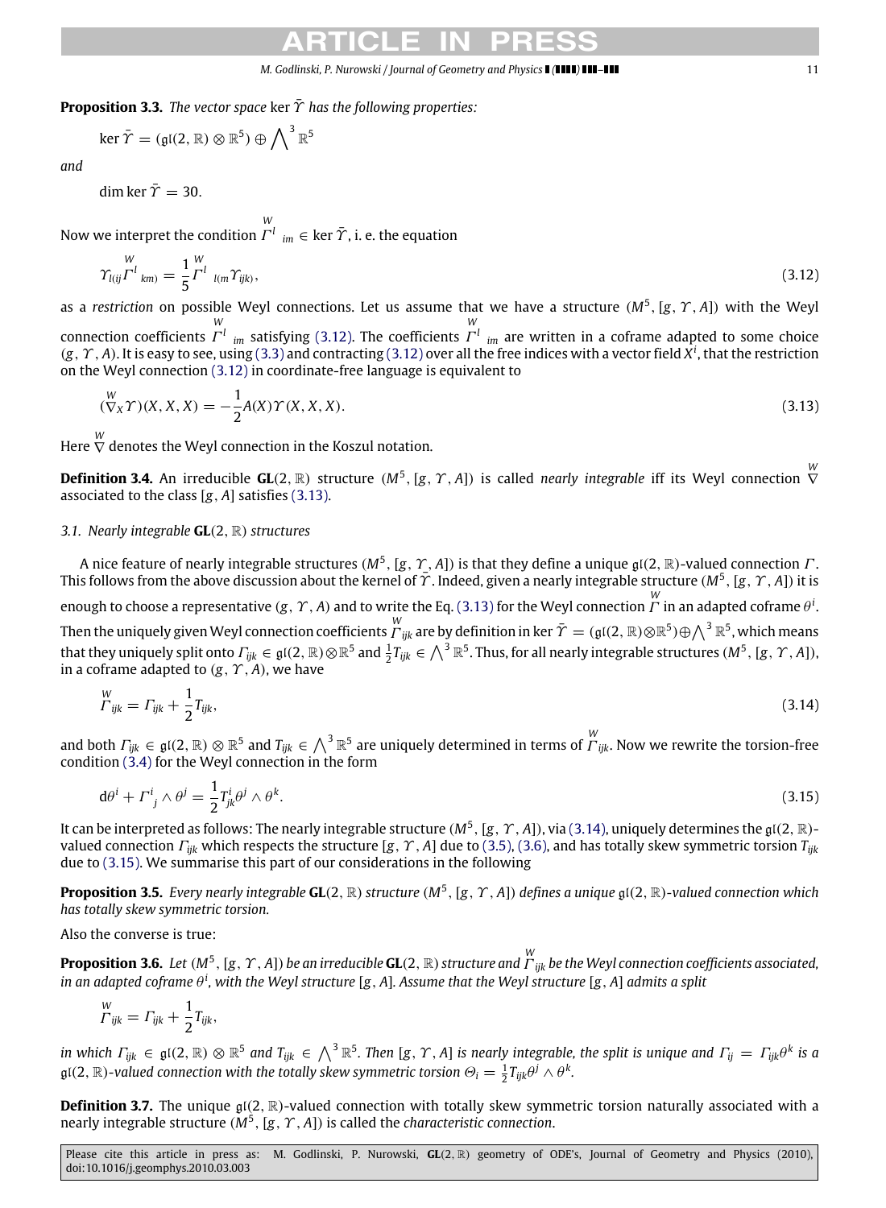**Proposition 3.3.** *The vector space* $\ker \bar{\Upsilon}$ *has the following properties:*

$$\ker \bar{\Upsilon} = (\mathfrak{gl}(2,\mathbb{R}) \otimes \mathbb{R}^5) \oplus \bigwedge^3 \mathbb{R}^5$$

*and*

$$\dim \ker \bar{\Upsilon} = 30.$$

Now we interpret the condition $\overset{W}{\Gamma}{}^l{}_{im} \in \ker \bar{\Upsilon}$, i. e. the equation

$$\Upsilon_{l(ij}\overset{W}{\Gamma}{}^l{}_{km)} = \frac{1}{5}\overset{W}{\Gamma}{}^l{}_{l(m}\Upsilon_{ijk)}, \tag{3.12}$$

as a *restriction* on possible Weyl connections. Let us assume that we have a structure $(M^5, [g, \Upsilon, A])$ with the Weyl connection coefficients $\overset{W}{\Gamma}{}^l{}_{im}$ satisfying (3.12). The coefficients $\overset{W}{\Gamma}{}^l{}_{im}$ are written in a coframe adapted to some choice $(g, \Upsilon, A)$. It is easy to see, using (3.3) and contracting (3.12) over all the free indices with a vector field $X^i$, that the restriction on the Weyl connection (3.12) in coordinate-free language is equivalent to

$$(\overset{W}{\nabla}_X \Upsilon)(X, X, X) = -\frac{1}{2}A(X)\Upsilon(X, X, X). \tag{3.13}$$

Here $\overset{W}{\nabla}$ denotes the Weyl connection in the Koszul notation.

**Definition 3.4.** An irreducible $\mathbf{GL}(2,\mathbb{R})$ structure $(M^5, [g, \Upsilon, A])$ is called *nearly integrable* iff its Weyl connection $\overset{W}{\nabla}$ associated to the class $[g, A]$ satisfies (3.13).

### 3.1. Nearly integrable $\mathbf{GL}(2,\mathbb{R})$ structures

A nice feature of nearly integrable structures $(M^5, [g, \Upsilon, A])$ is that they define a unique $\mathfrak{gl}(2,\mathbb{R})$-valued connection $\Gamma$. This follows from the above discussion about the kernel of $\bar{\Upsilon}$. Indeed, given a nearly integrable structure $(M^5, [g, \Upsilon, A])$ it is enough to choose a representative $(g, \Upsilon, A)$ and to write the Eq. (3.13) for the Weyl connection $\overset{W}{\Gamma}$ in an adapted coframe $\theta^i$. Then the uniquely given Weyl connection coefficients $\overset{W}{\Gamma}_{ijk}$ are by definition in $\ker \bar{\Upsilon} = (\mathfrak{gl}(2,\mathbb{R}) \otimes \mathbb{R}^5) \oplus \bigwedge^3 \mathbb{R}^5$, which means that they uniquely split onto $\Gamma_{ijk} \in \mathfrak{gl}(2,\mathbb{R}) \otimes \mathbb{R}^5$ and $\frac{1}{2}T_{ijk} \in \bigwedge^3 \mathbb{R}^5$. Thus, for all nearly integrable structures $(M^5, [g, \Upsilon, A])$, in a coframe adapted to $(g, \Upsilon, A)$, we have

$$\overset{W}{\Gamma}_{ijk} = \Gamma_{ijk} + \frac{1}{2}T_{ijk}, \tag{3.14}$$

and both $\Gamma_{ijk} \in \mathfrak{gl}(2,\mathbb{R}) \otimes \mathbb{R}^5$ and $T_{ijk} \in \bigwedge^3 \mathbb{R}^5$ are uniquely determined in terms of $\overset{W}{\Gamma}_{ijk}$. Now we rewrite the torsion-free condition (3.4) for the Weyl connection in the form

$$\mathrm{d}\theta^i + \Gamma^i{}_j \wedge \theta^j = \frac{1}{2}T^i_{jk}\theta^j \wedge \theta^k. \tag{3.15}$$

It can be interpreted as follows: The nearly integrable structure $(M^5, [g, \Upsilon, A])$, via (3.14), uniquely determines the $\mathfrak{gl}(2,\mathbb{R})$-valued connection $\Gamma_{ijk}$ which respects the structure $[g, \Upsilon, A]$ due to (3.5), (3.6), and has totally skew symmetric torsion $T_{ijk}$ due to (3.15). We summarise this part of our considerations in the following

**Proposition 3.5.** *Every nearly integrable* $\mathbf{GL}(2,\mathbb{R})$ *structure* $(M^5, [g, \Upsilon, A])$ *defines a unique* $\mathfrak{gl}(2,\mathbb{R})$*-valued connection which has totally skew symmetric torsion.*

Also the converse is true:

**Proposition 3.6.** *Let* $(M^5, [g, \Upsilon, A])$ *be an irreducible* $\mathbf{GL}(2,\mathbb{R})$ *structure and* $\overset{W}{\Gamma}_{ijk}$ *be the Weyl connection coefficients associated, in an adapted coframe* $\theta^i$*, with the Weyl structure* $[g, A]$*. Assume that the Weyl structure* $[g, A]$ *admits a split*

$$\overset{W}{\Gamma}_{ijk} = \Gamma_{ijk} + \frac{1}{2}T_{ijk},$$

*in which* $\Gamma_{ijk} \in \mathfrak{gl}(2,\mathbb{R}) \otimes \mathbb{R}^5$ *and* $T_{ijk} \in \bigwedge^3 \mathbb{R}^5$*. Then* $[g, \Upsilon, A]$ *is nearly integrable, the split is unique and* $\Gamma_{ij} = \Gamma_{ijk}\theta^k$ *is a* $\mathfrak{gl}(2,\mathbb{R})$*-valued connection with the totally skew symmetric torsion* $\Theta_i = \frac{1}{2}T_{ijk}\theta^j \wedge \theta^k$*.*

**Definition 3.7.** The unique $\mathfrak{gl}(2,\mathbb{R})$-valued connection with totally skew symmetric torsion naturally associated with a nearly integrable structure $(M^5, [g, \Upsilon, A])$ is called the *characteristic connection*.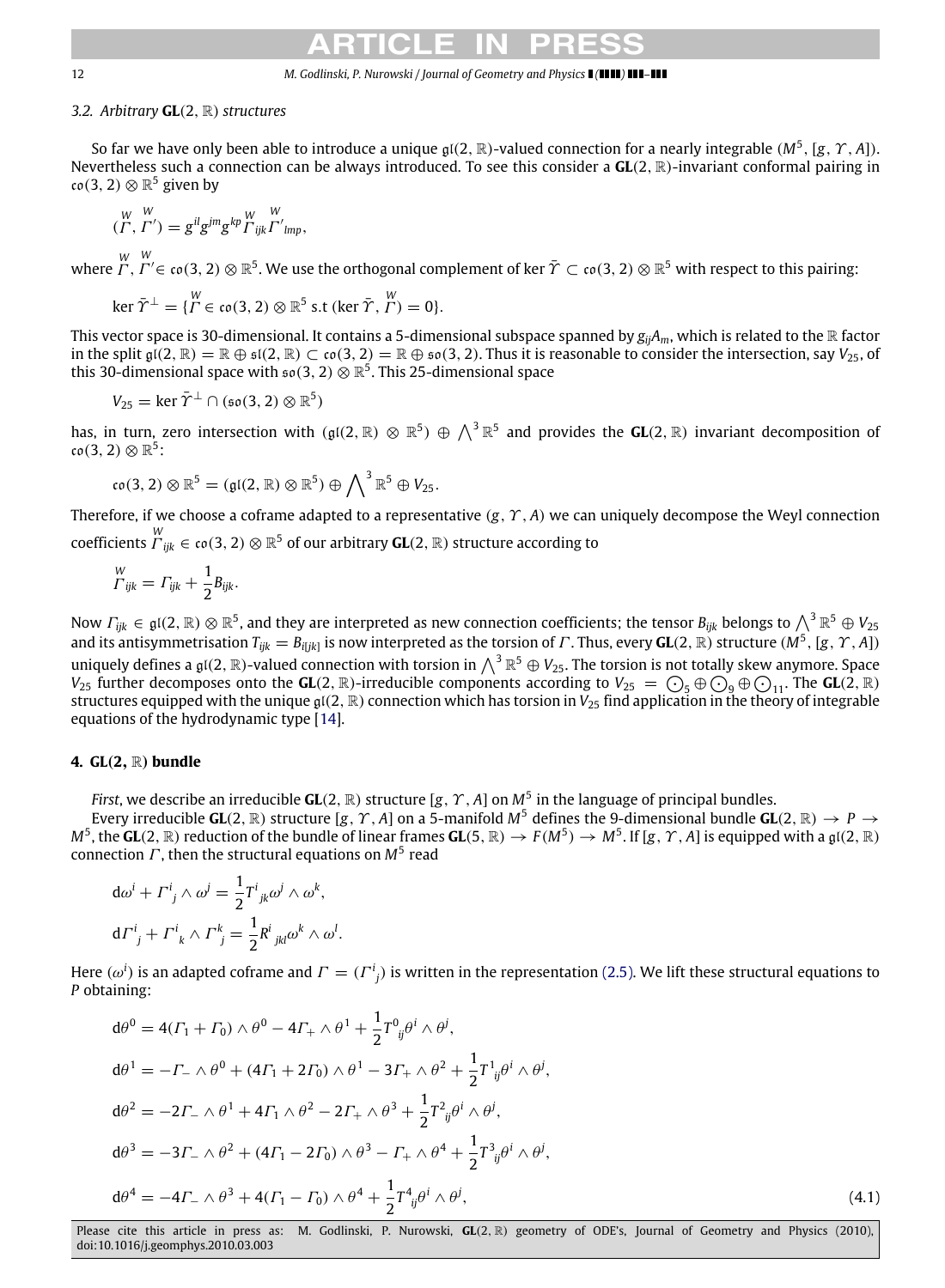### 3.2. Arbitrary $\mathbf{GL}(2,\mathbb{R})$ structures

So far we have only been able to introduce a unique $\mathfrak{gl}(2,\mathbb{R})$-valued connection for a nearly integrable $(M^5,[g,\Upsilon,A])$. Nevertheless such a connection can be always introduced. To see this consider a $\mathbf{GL}(2,\mathbb{R})$-invariant conformal pairing in $\mathfrak{co}(3,2)\otimes\mathbb{R}^5$ given by

$$(\overset{W}{\Gamma},\overset{W}{\Gamma}{}')=g^{il}g^{jm}g^{kp}\overset{W}{\Gamma}_{ijk}\overset{W}{\Gamma}{}'_{lmp},$$

where $\overset{W}{\Gamma},\overset{W}{\Gamma}{}'\in\mathfrak{co}(3,2)\otimes\mathbb{R}^5$. We use the orthogonal complement of $\ker\bar{\Upsilon}\subset\mathfrak{co}(3,2)\otimes\mathbb{R}^5$ with respect to this pairing:

$$\ker\bar{\Upsilon}^\perp=\{\overset{W}{\Gamma}\in\mathfrak{co}(3,2)\otimes\mathbb{R}^5 \text{ s.t } (\ker\bar{\Upsilon},\overset{W}{\Gamma})=0\}.$$

This vector space is 30-dimensional. It contains a 5-dimensional subspace spanned by $g_{ij}A_m$, which is related to the $\mathbb{R}$ factor in the split $\mathfrak{gl}(2,\mathbb{R})=\mathbb{R}\oplus\mathfrak{sl}(2,\mathbb{R})\subset\mathfrak{co}(3,2)=\mathbb{R}\oplus\mathfrak{so}(3,2)$. Thus it is reasonable to consider the intersection, say $V_{25}$, of this 30-dimensional space with $\mathfrak{so}(3,2)\otimes\mathbb{R}^5$. This 25-dimensional space

$$V_{25}=\ker\bar{\Upsilon}^\perp\cap(\mathfrak{so}(3,2)\otimes\mathbb{R}^5)$$

has, in turn, zero intersection with $(\mathfrak{gl}(2,\mathbb{R})\otimes\mathbb{R}^5)\oplus\bigwedge^3\mathbb{R}^5$ and provides the $\mathbf{GL}(2,\mathbb{R})$ invariant decomposition of $\mathfrak{co}(3,2)\otimes\mathbb{R}^5$:

$$\mathfrak{co}(3,2)\otimes\mathbb{R}^5=(\mathfrak{gl}(2,\mathbb{R})\otimes\mathbb{R}^5)\oplus\bigwedge{}^3\mathbb{R}^5\oplus V_{25}.$$

Therefore, if we choose a coframe adapted to a representative $(g,\Upsilon,A)$ we can uniquely decompose the Weyl connection coefficients $\overset{W}{\Gamma}_{ijk}\in\mathfrak{co}(3,2)\otimes\mathbb{R}^5$ of our arbitrary $\mathbf{GL}(2,\mathbb{R})$ structure according to

$$\overset{W}{\Gamma}_{ijk}=\Gamma_{ijk}+\frac{1}{2}B_{ijk}.$$

Now $\Gamma_{ijk}\in\mathfrak{gl}(2,\mathbb{R})\otimes\mathbb{R}^5$, and they are interpreted as new connection coefficients; the tensor $B_{ijk}$ belongs to $\bigwedge^3\mathbb{R}^5\oplus V_{25}$ and its antisymmetrisation $T_{ijk}=B_{i[jk]}$ is now interpreted as the torsion of $\Gamma$. Thus, every $\mathbf{GL}(2,\mathbb{R})$ structure $(M^5,[g,\Upsilon,A])$ uniquely defines a $\mathfrak{gl}(2,\mathbb{R})$-valued connection with torsion in $\bigwedge^3\mathbb{R}^5\oplus V_{25}$. The torsion is not totally skew anymore. Space $V_{25}$ further decomposes onto the $\mathbf{GL}(2,\mathbb{R})$-irreducible components according to $V_{25}=\bigodot_5\oplus\bigodot_9\oplus\bigodot_{11}$. The $\mathbf{GL}(2,\mathbb{R})$ structures equipped with the unique $\mathfrak{gl}(2,\mathbb{R})$ connection which has torsion in $V_{25}$ find application in the theory of integrable equations of the hydrodynamic type [14].

## 4. GL(2, $\mathbb{R}$) bundle

*First*, we describe an irreducible $\mathbf{GL}(2,\mathbb{R})$ structure $[g,\Upsilon,A]$ on $M^5$ in the language of principal bundles.

Every irreducible $\mathbf{GL}(2,\mathbb{R})$ structure $[g,\Upsilon,A]$ on a 5-manifold $M^5$ defines the 9-dimensional bundle $\mathbf{GL}(2,\mathbb{R})\to P\to M^5$, the $\mathbf{GL}(2,\mathbb{R})$ reduction of the bundle of linear frames $\mathbf{GL}(5,\mathbb{R})\to F(M^5)\to M^5$. If $[g,\Upsilon,A]$ is equipped with a $\mathfrak{gl}(2,\mathbb{R})$ connection $\Gamma$, then the structural equations on $M^5$ read

$$\mathrm{d}\omega^i+\Gamma^i{}_j\wedge\omega^j=\frac{1}{2}T^i{}_{jk}\omega^j\wedge\omega^k,$$

$$\mathrm{d}\Gamma^i{}_j+\Gamma^i{}_k\wedge\Gamma^k{}_j=\frac{1}{2}R^i{}_{jkl}\omega^k\wedge\omega^l.$$

Here $(\omega^i)$ is an adapted coframe and $\Gamma=(\Gamma^i{}_j)$ is written in the representation (2.5). We lift these structural equations to $P$ obtaining:

$$\begin{aligned}
\mathrm{d}\theta^0&=4(\Gamma_1+\Gamma_0)\wedge\theta^0-4\Gamma_+\wedge\theta^1+\frac{1}{2}T^0{}_{ij}\theta^i\wedge\theta^j,\\
\mathrm{d}\theta^1&=-\Gamma_-\wedge\theta^0+(4\Gamma_1+2\Gamma_0)\wedge\theta^1-3\Gamma_+\wedge\theta^2+\frac{1}{2}T^1{}_{ij}\theta^i\wedge\theta^j,\\
\mathrm{d}\theta^2&=-2\Gamma_-\wedge\theta^1+4\Gamma_1\wedge\theta^2-2\Gamma_+\wedge\theta^3+\frac{1}{2}T^2{}_{ij}\theta^i\wedge\theta^j,\\
\mathrm{d}\theta^3&=-3\Gamma_-\wedge\theta^2+(4\Gamma_1-2\Gamma_0)\wedge\theta^3-\Gamma_+\wedge\theta^4+\frac{1}{2}T^3{}_{ij}\theta^i\wedge\theta^j,\\
\mathrm{d}\theta^4&=-4\Gamma_-\wedge\theta^3+4(\Gamma_1-\Gamma_0)\wedge\theta^4+\frac{1}{2}T^4{}_{ij}\theta^i\wedge\theta^j,
\end{aligned}\tag{4.1}$$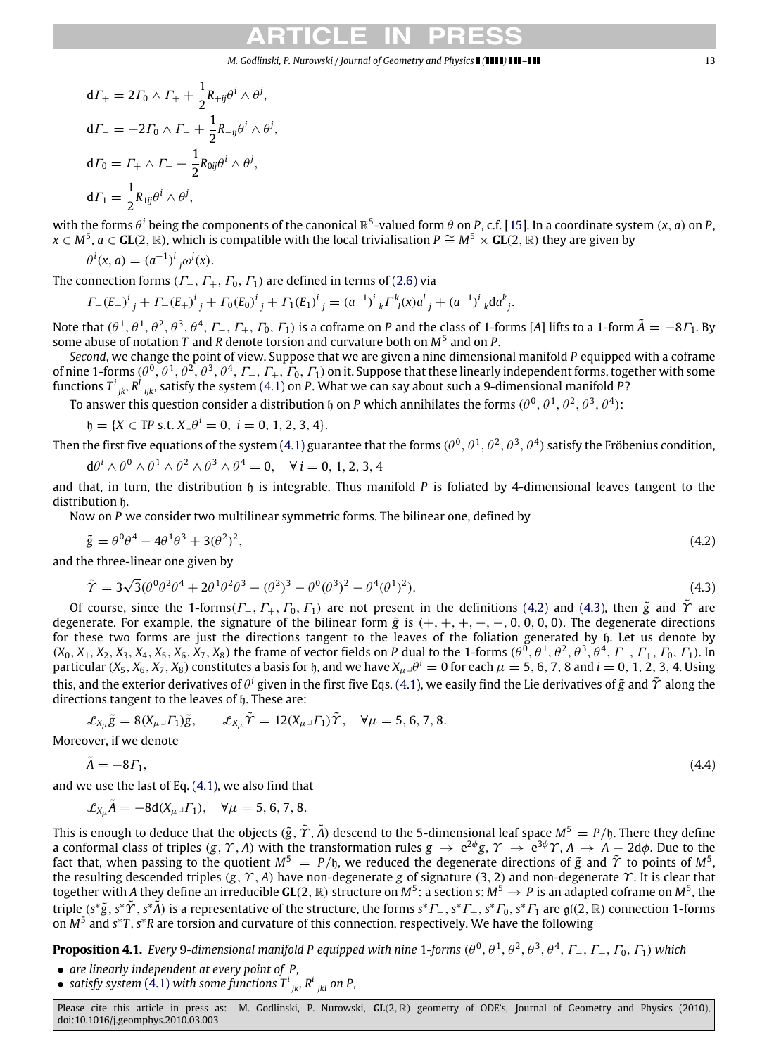$$\mathrm{d}\Gamma_+ = 2\Gamma_0 \wedge \Gamma_+ + \frac{1}{2} R_{+ij}\theta^i \wedge \theta^j,$$

$$\mathrm{d}\Gamma_- = -2\Gamma_0 \wedge \Gamma_- + \frac{1}{2} R_{-ij}\theta^i \wedge \theta^j,$$

$$\mathrm{d}\Gamma_0 = \Gamma_+ \wedge \Gamma_- + \frac{1}{2} R_{0ij}\theta^i \wedge \theta^j,$$

$$\mathrm{d}\Gamma_1 = \frac{1}{2} R_{1ij}\theta^i \wedge \theta^j,$$

with the forms $\theta^i$ being the components of the canonical $\mathbb{R}^5$-valued form $\theta$ on $P$, c.f. [15]. In a coordinate system $(x, a)$ on $P$, $x \in M^5$, $a \in \mathbf{GL}(2, \mathbb{R})$, which is compatible with the local trivialisation $P \cong M^5 \times \mathbf{GL}(2, \mathbb{R})$ they are given by

$$\theta^i(x, a) = (a^{-1})^i{}_j \omega^j(x).$$

The connection forms $(\Gamma_-, \Gamma_+, \Gamma_0, \Gamma_1)$ are defined in terms of (2.6) via

$$\Gamma_-(E_-)^i{}_j + \Gamma_+(E_+)^i{}_j + \Gamma_0(E_0)^i{}_j + \Gamma_1(E_1)^i{}_j = (a^{-1})^i{}_k \Gamma^k{}_l(x) a^l{}_j + (a^{-1})^i{}_k \mathrm{d}a^k{}_j.$$

Note that $(\theta^1, \theta^1, \theta^2, \theta^3, \theta^4, \Gamma_-, \Gamma_+, \Gamma_0, \Gamma_1)$ is a coframe on $P$ and the class of 1-forms $[A]$ lifts to a 1-form $\tilde{A} = -8\Gamma_1$. By some abuse of notation $T$ and $R$ denote torsion and curvature both on $M^5$ and on $P$.

*Second*, we change the point of view. Suppose that we are given a nine dimensional manifold $P$ equipped with a coframe of nine 1-forms $(\theta^0, \theta^1, \theta^2, \theta^3, \theta^4, \Gamma_-, \Gamma_+, \Gamma_0, \Gamma_1)$ on it. Suppose that these linearly independent forms, together with some functions $T^i{}_{jk}, R^l{}_{ijk}$, satisfy the system (4.1) on $P$. What we can say about such a 9-dimensional manifold $P$?

To answer this question consider a distribution $\mathfrak{h}$ on $P$ which annihilates the forms $(\theta^0, \theta^1, \theta^2, \theta^3, \theta^4)$:

$$\mathfrak{h} = \{X \in \mathrm{T}P \text{ s.t. } X \lrcorner \theta^i = 0,\ i = 0, 1, 2, 3, 4\}.$$

Then the first five equations of the system (4.1) guarantee that the forms $(\theta^0, \theta^1, \theta^2, \theta^3, \theta^4)$ satisfy the Fröbenius condition,

$$\mathrm{d}\theta^i \wedge \theta^0 \wedge \theta^1 \wedge \theta^2 \wedge \theta^3 \wedge \theta^4 = 0, \quad \forall\, i = 0, 1, 2, 3, 4$$

and that, in turn, the distribution $\mathfrak{h}$ is integrable. Thus manifold $P$ is foliated by 4-dimensional leaves tangent to the distribution $\mathfrak{h}$.

Now on $P$ we consider two multilinear symmetric forms. The bilinear one, defined by

$$\tilde{g} = \theta^0\theta^4 - 4\theta^1\theta^3 + 3(\theta^2)^2, \tag{4.2}$$

and the three-linear one given by

$$\tilde{\Upsilon} = 3\sqrt{3}(\theta^0\theta^2\theta^4 + 2\theta^1\theta^2\theta^3 - (\theta^2)^3 - \theta^0(\theta^3)^2 - \theta^4(\theta^1)^2). \tag{4.3}$$

Of course, since the 1-forms$(\Gamma_-, \Gamma_+, \Gamma_0, \Gamma_1)$ are not present in the definitions (4.2) and (4.3), then $\tilde{g}$ and $\tilde{\Upsilon}$ are degenerate. For example, the signature of the bilinear form $\tilde{g}$ is $(+, +, +, -, -, 0, 0, 0, 0)$. The degenerate directions for these two forms are just the directions tangent to the leaves of the foliation generated by $\mathfrak{h}$. Let us denote by $(X_0, X_1, X_2, X_3, X_4, X_5, X_6, X_7, X_8)$ the frame of vector fields on $P$ dual to the 1-forms $(\theta^0, \theta^1, \theta^2, \theta^3, \theta^4, \Gamma_-, \Gamma_+, \Gamma_0, \Gamma_1)$. In particular $(X_5, X_6, X_7, X_8)$ constitutes a basis for $\mathfrak{h}$, and we have $X_\mu \lrcorner \theta^i = 0$ for each $\mu = 5, 6, 7, 8$ and $i = 0, 1, 2, 3, 4$. Using this, and the exterior derivatives of $\theta^i$ given in the first five Eqs. (4.1), we easily find the Lie derivatives of $\tilde{g}$ and $\tilde{\Upsilon}$ along the directions tangent to the leaves of $\mathfrak{h}$. These are:

$$\mathcal{L}_{X_\mu}\tilde{g} = 8(X_\mu \lrcorner \Gamma_1)\tilde{g}, \qquad \mathcal{L}_{X_\mu}\tilde{\Upsilon} = 12(X_\mu \lrcorner \Gamma_1)\tilde{\Upsilon}, \quad \forall \mu = 5, 6, 7, 8.$$

Moreover, if we denote

$$\tilde{A} = -8\Gamma_1, \tag{4.4}$$

and we use the last of Eq. (4.1), we also find that

$$\mathcal{L}_{X_\mu}\tilde{A} = -8\mathrm{d}(X_\mu \lrcorner \Gamma_1), \quad \forall \mu = 5, 6, 7, 8.$$

This is enough to deduce that the objects $(\tilde{g}, \tilde{\Upsilon}, \tilde{A})$ descend to the 5-dimensional leaf space $M^5 = P/\mathfrak{h}$. There they define a conformal class of triples $(g, \Upsilon, A)$ with the transformation rules $g \to e^{2\phi}g$, $\Upsilon \to e^{3\phi}\Upsilon$, $A \to A - 2\mathrm{d}\phi$. Due to the fact that, when passing to the quotient $M^5 = P/\mathfrak{h}$, we reduced the degenerate directions of $\tilde{g}$ and $\tilde{\Upsilon}$ to points of $M^5$, the resulting descended triples $(g, \Upsilon, A)$ have non-degenerate $g$ of signature $(3, 2)$ and non-degenerate $\Upsilon$. It is clear that together with $A$ they define an irreducible $\mathbf{GL}(2, \mathbb{R})$ structure on $M^5$: a section $s$: $M^5 \to P$ is an adapted coframe on $M^5$, the triple $(s^*\tilde{g}, s^*\tilde{\Upsilon}, s^*\tilde{A})$ is a representative of the structure, the forms $s^*\Gamma_-, s^*\Gamma_+, s^*\Gamma_0, s^*\Gamma_1$ are $\mathfrak{gl}(2, \mathbb{R})$ connection 1-forms on $M^5$ and $s^*T, s^*R$ are torsion and curvature of this connection, respectively. We have the following

**Proposition 4.1.** *Every 9-dimensional manifold $P$ equipped with nine 1-forms $(\theta^0, \theta^1, \theta^2, \theta^3, \theta^4, \Gamma_-, \Gamma_+, \Gamma_0, \Gamma_1)$ which*

- *are linearly independent at every point of $P$,*
- *satisfy system (4.1) with some functions $T^i{}_{jk}$, $R^i{}_{jkl}$ on $P$,*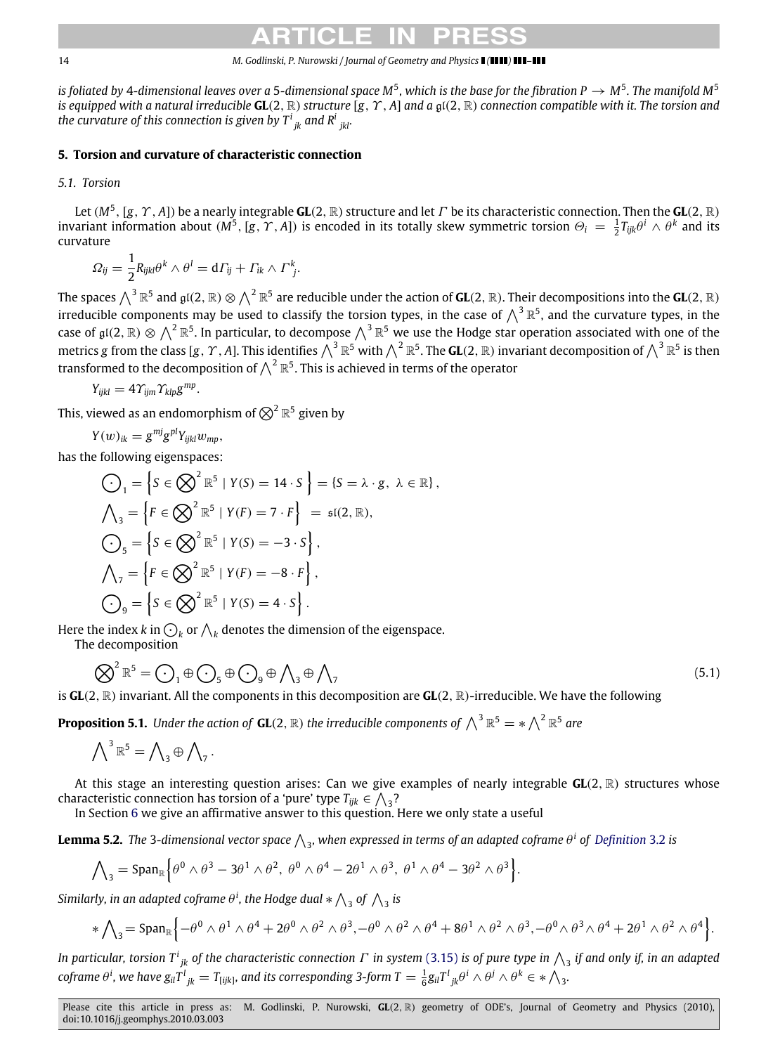*is foliated by 4-dimensional leaves over a 5-dimensional space $M^5$, which is the base for the fibration $P \to M^5$. The manifold $M^5$ is equipped with a natural irreducible $\mathbf{GL}(2,\mathbb{R})$ structure $[g, \Upsilon, A]$ and a $\mathfrak{gl}(2,\mathbb{R})$ connection compatible with it. The torsion and the curvature of this connection is given by $T^i{}_{jk}$ and $R^i{}_{jkl}$.*

## 5. Torsion and curvature of characteristic connection

### 5.1. Torsion

Let $(M^5, [g, \Upsilon, A])$ be a nearly integrable $\mathbf{GL}(2,\mathbb{R})$ structure and let $\Gamma$ be its characteristic connection. Then the $\mathbf{GL}(2,\mathbb{R})$ invariant information about $(M^5, [g, \Upsilon, A])$ is encoded in its totally skew symmetric torsion $\Theta_i = \frac{1}{2}T_{ijk}\theta^i \wedge \theta^k$ and its curvature

$$\Omega_{ij} = \frac{1}{2}R_{ijkl}\theta^k \wedge \theta^l = \mathrm{d}\Gamma_{ij} + \Gamma_{ik} \wedge \Gamma^k{}_j.$$

The spaces $\bigwedge^3 \mathbb{R}^5$ and $\mathfrak{gl}(2,\mathbb{R}) \otimes \bigwedge^2 \mathbb{R}^5$ are reducible under the action of $\mathbf{GL}(2,\mathbb{R})$. Their decompositions into the $\mathbf{GL}(2,\mathbb{R})$ irreducible components may be used to classify the torsion types, in the case of $\bigwedge^3 \mathbb{R}^5$, and the curvature types, in the case of $\mathfrak{gl}(2,\mathbb{R}) \otimes \bigwedge^2 \mathbb{R}^5$. In particular, to decompose $\bigwedge^3 \mathbb{R}^5$ we use the Hodge star operation associated with one of the metrics $g$ from the class $[g, \Upsilon, A]$. This identifies $\bigwedge^3 \mathbb{R}^5$ with $\bigwedge^2 \mathbb{R}^5$. The $\mathbf{GL}(2,\mathbb{R})$ invariant decomposition of $\bigwedge^3 \mathbb{R}^5$ is then transformed to the decomposition of $\bigwedge^2 \mathbb{R}^5$. This is achieved in terms of the operator

$$Y_{ijkl} = 4\Upsilon_{ijm}\Upsilon_{klp}g^{mp}.$$

This, viewed as an endomorphism of $\bigotimes^2 \mathbb{R}^5$ given by

$$Y(w)_{ik} = g^{mj}g^{pl}Y_{ijkl}w_{mp},$$

has the following eigenspaces:

$$\bigodot_1 = \left\{ S \in \bigotimes^2 \mathbb{R}^5 \mid Y(S) = 14 \cdot S \right\} = \{ S = \lambda \cdot g,\ \lambda \in \mathbb{R} \},$$

$$\bigwedge_3 = \left\{ F \in \bigotimes^2 \mathbb{R}^5 \mid Y(F) = 7 \cdot F \right\} = \mathfrak{sl}(2,\mathbb{R}),$$

$$\bigodot_5 = \left\{ S \in \bigotimes^2 \mathbb{R}^5 \mid Y(S) = -3 \cdot S \right\},$$

$$\bigwedge_7 = \left\{ F \in \bigotimes^2 \mathbb{R}^5 \mid Y(F) = -8 \cdot F \right\},$$

$$\bigodot_9 = \left\{ S \in \bigotimes^2 \mathbb{R}^5 \mid Y(S) = 4 \cdot S \right\}.$$

Here the index $k$ in $\bigodot_k$ or $\bigwedge_k$ denotes the dimension of the eigenspace.

The decomposition

$$\bigotimes^2 \mathbb{R}^5 = \bigodot_1 \oplus \bigodot_5 \oplus \bigodot_9 \oplus \bigwedge_3 \oplus \bigwedge_7 \tag{5.1}$$

is $\mathbf{GL}(2,\mathbb{R})$ invariant. All the components in this decomposition are $\mathbf{GL}(2,\mathbb{R})$-irreducible. We have the following

**Proposition 5.1.** *Under the action of $\mathbf{GL}(2,\mathbb{R})$ the irreducible components of $\bigwedge^3 \mathbb{R}^5 = *\bigwedge^2 \mathbb{R}^5$ are*

$$\bigwedge^3 \mathbb{R}^5 = \bigwedge_3 \oplus \bigwedge_7.$$

At this stage an interesting question arises: Can we give examples of nearly integrable $\mathbf{GL}(2,\mathbb{R})$ structures whose characteristic connection has torsion of a 'pure' type $T_{ijk} \in \bigwedge_3$?

In Section 6 we give an affirmative answer to this question. Here we only state a useful

**Lemma 5.2.** *The 3-dimensional vector space $\bigwedge_3$, when expressed in terms of an adapted coframe $\theta^i$ of Definition 3.2 is*

$$\bigwedge_3 = \mathrm{Span}_{\mathbb{R}}\left\{ \theta^0 \wedge \theta^3 - 3\theta^1 \wedge \theta^2,\ \theta^0 \wedge \theta^4 - 2\theta^1 \wedge \theta^3,\ \theta^1 \wedge \theta^4 - 3\theta^2 \wedge \theta^3 \right\}.$$

*Similarly, in an adapted coframe $\theta^i$, the Hodge dual $*\bigwedge_3$ of $\bigwedge_3$ is*

$$*\bigwedge_3 = \mathrm{Span}_{\mathbb{R}}\left\{ -\theta^0 \wedge \theta^1 \wedge \theta^4 + 2\theta^0 \wedge \theta^2 \wedge \theta^3, -\theta^0 \wedge \theta^2 \wedge \theta^4 + 8\theta^1 \wedge \theta^2 \wedge \theta^3, -\theta^0 \wedge \theta^3 \wedge \theta^4 + 2\theta^1 \wedge \theta^2 \wedge \theta^4 \right\}.$$

*In particular, torsion $T^i{}_{jk}$ of the characteristic connection $\Gamma$ in system (3.15) is of pure type in $\bigwedge_3$ if and only if, in an adapted coframe $\theta^i$, we have $g_{il}T^l{}_{jk} = T_{[ijk]}$, and its corresponding 3-form $T = \frac{1}{6}g_{il}T^l{}_{jk}\theta^i \wedge \theta^j \wedge \theta^k \in *\bigwedge_3$.*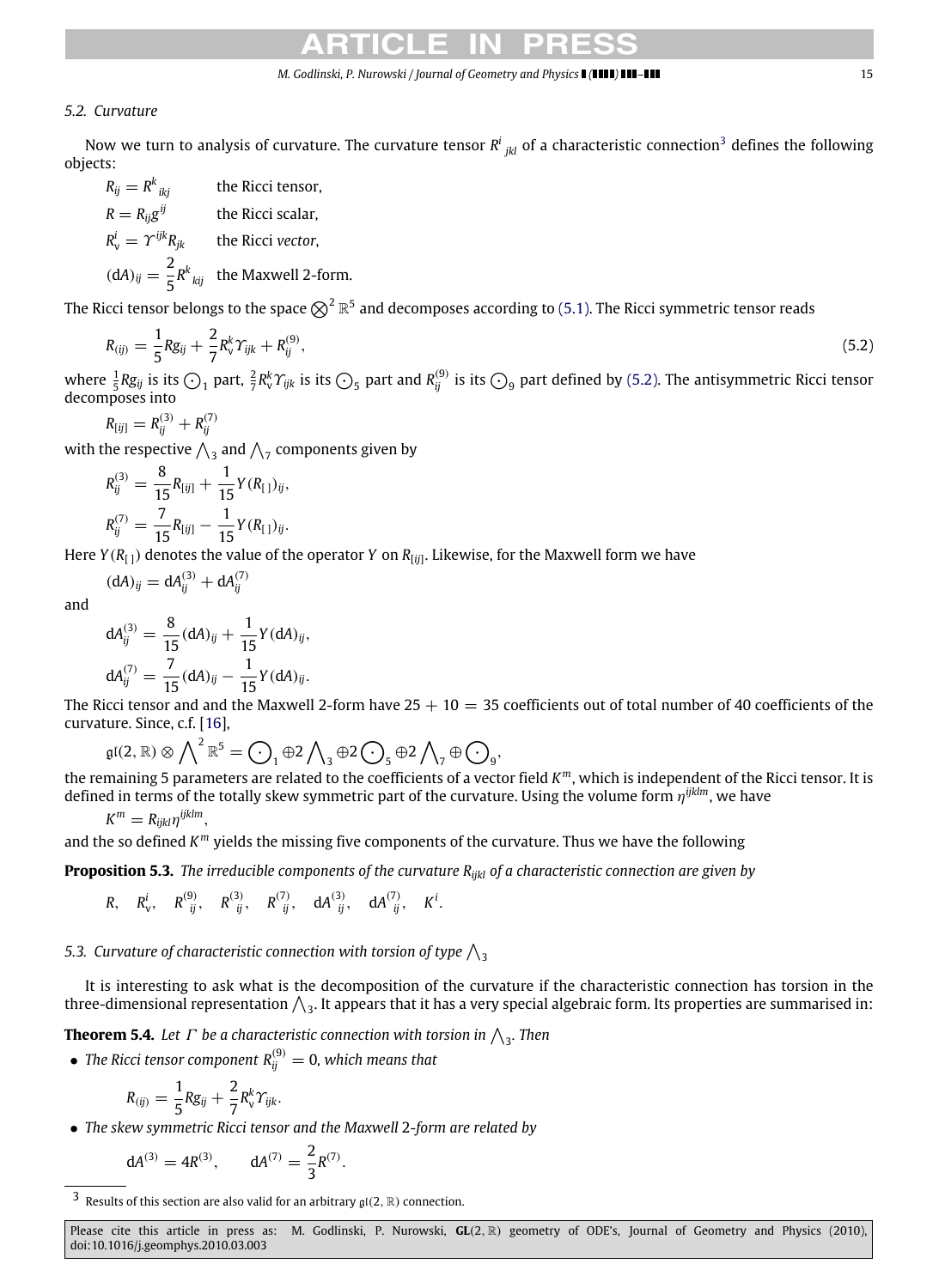### 5.2. Curvature

Now we turn to analysis of curvature. The curvature tensor $R^i{}_{jkl}$ of a characteristic connection[3] defines the following objects:

| | |
|---|---|
| $R_{ij} = R^k{}_{ikj}$ | the Ricci tensor, |
| $R = R_{ij} g^{ij}$ | the Ricci scalar, |
| $R^i_{\rm v} = \Upsilon^{ijk} R_{jk}$ | the Ricci *vector*, |
| $(\mathrm{d}A)_{ij} = \frac{2}{5} R^k{}_{kij}$ | the Maxwell 2-form. |

The Ricci tensor belongs to the space $\bigotimes^2 \mathbb{R}^5$ and decomposes according to (5.1). The Ricci symmetric tensor reads

$$R_{(ij)} = \frac{1}{5} R g_{ij} + \frac{2}{7} R^k_{\rm v} \Upsilon_{ijk} + R^{(9)}_{ij}, \tag{5.2}$$

where $\frac{1}{5} R g_{ij}$ is its $\bigodot_1$ part, $\frac{2}{7} R^k_{\rm v} \Upsilon_{ijk}$ is its $\bigodot_5$ part and $R^{(9)}_{ij}$ is its $\bigodot_9$ part defined by (5.2). The antisymmetric Ricci tensor decomposes into

$$R_{[ij]} = R^{(3)}_{ij} + R^{(7)}_{ij}$$

with the respective $\bigwedge_3$ and $\bigwedge_7$ components given by

$$R^{(3)}_{ij} = \frac{8}{15} R_{[ij]} + \frac{1}{15} Y(R_{[\,]})_{ij},$$

$$R^{(7)}_{ij} = \frac{7}{15} R_{[ij]} - \frac{1}{15} Y(R_{[\,]})_{ij}.$$

Here $Y(R_{[\,]})$ denotes the value of the operator $Y$ on $R_{[ij]}$. Likewise, for the Maxwell form we have

$$(\mathrm{d}A)_{ij} = \mathrm{d}A^{(3)}_{ij} + \mathrm{d}A^{(7)}_{ij}$$

and

$$\mathrm{d}A^{(3)}_{ij} = \frac{8}{15} (\mathrm{d}A)_{ij} + \frac{1}{15} Y(\mathrm{d}A)_{ij},$$

$$\mathrm{d}A^{(7)}_{ij} = \frac{7}{15} (\mathrm{d}A)_{ij} - \frac{1}{15} Y(\mathrm{d}A)_{ij}.$$

The Ricci tensor and the Maxwell 2-form have $25 + 10 = 35$ coefficients out of total number of 40 coefficients of the curvature. Since, c.f. [16],

$$\mathfrak{gl}(2, \mathbb{R}) \otimes \bigwedge^2 \mathbb{R}^5 = \bigodot_1 \oplus 2 \bigwedge_3 \oplus 2 \bigodot_5 \oplus 2 \bigwedge_7 \oplus \bigodot_9,$$

the remaining 5 parameters are related to the coefficients of a vector field $K^m$, which is independent of the Ricci tensor. It is defined in terms of the totally skew symmetric part of the curvature. Using the volume form $\eta^{ijklm}$, we have

$$K^m = R_{ijkl} \eta^{ijklm},$$

and the so defined $K^m$ yields the missing five components of the curvature. Thus we have the following

**Proposition 5.3.** *The irreducible components of the curvature $R_{ijkl}$ of a characteristic connection are given by*

$$R, \quad R^i_{\rm v}, \quad R^{(9)}_{ij}, \quad R^{(3)}_{ij}, \quad R^{(7)}_{ij}, \quad \mathrm{d}A^{(3)}_{ij}, \quad \mathrm{d}A^{(7)}_{ij}, \quad K^i.$$

### 5.3. Curvature of characteristic connection with torsion of type $\bigwedge_3$

It is interesting to ask what is the decomposition of the curvature if the characteristic connection has torsion in the three-dimensional representation $\bigwedge_3$. It appears that it has a very special algebraic form. Its properties are summarised in:

**Theorem 5.4.** *Let $\Gamma$ be a characteristic connection with torsion in $\bigwedge_3$. Then*

- *The Ricci tensor component $R^{(9)}_{ij} = 0$, which means that*

$$R_{(ij)} = \frac{1}{5} R g_{ij} + \frac{2}{7} R^k_{\rm v} \Upsilon_{ijk}.$$

- *The skew symmetric Ricci tensor and the Maxwell 2-form are related by*

$$\mathrm{d}A^{(3)} = 4 R^{(3)}, \qquad \mathrm{d}A^{(7)} = \frac{2}{3} R^{(7)}.$$

[3] Results of this section are also valid for an arbitrary $\mathfrak{gl}(2, \mathbb{R})$ connection.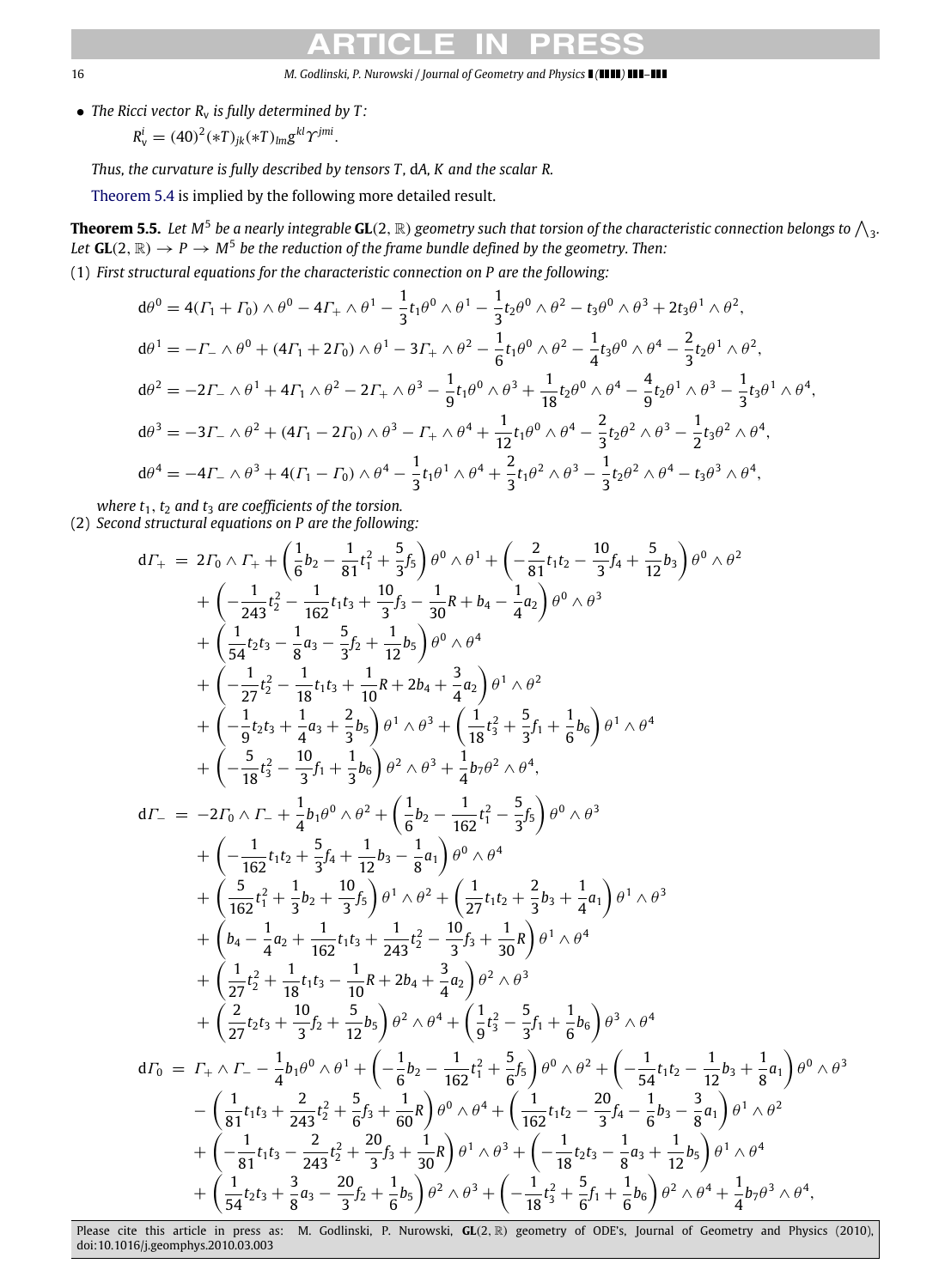- *The Ricci vector $R_{\rm v}$ is fully determined by $T$:*

  $R^i_{\rm v} = (40)^2 (*T)_{jk} (*T)_{lm} g^{kl} \Upsilon^{jmi}$.

  *Thus, the curvature is fully described by tensors $T$, $\mathrm{d}A$, $K$ and the scalar $R$.*

Theorem 5.4 is implied by the following more detailed result.

**Theorem 5.5.** *Let $M^5$ be a nearly integrable $\mathbf{GL}(2,\mathbb{R})$ geometry such that torsion of the characteristic connection belongs to $\bigwedge_3$. Let $\mathbf{GL}(2,\mathbb{R}) \to P \to M^5$ be the reduction of the frame bundle defined by the geometry. Then:*

(1) *First structural equations for the characteristic connection on $P$ are the following:*

$$\mathrm{d}\theta^0 = 4(\Gamma_1 + \Gamma_0)\wedge\theta^0 - 4\Gamma_+ \wedge \theta^1 - \frac{1}{3}t_1\theta^0\wedge\theta^1 - \frac{1}{3}t_2\theta^0\wedge\theta^2 - t_3\theta^0\wedge\theta^3 + 2t_3\theta^1\wedge\theta^2,$$

$$\mathrm{d}\theta^1 = -\Gamma_-\wedge\theta^0 + (4\Gamma_1 + 2\Gamma_0)\wedge\theta^1 - 3\Gamma_+\wedge\theta^2 - \frac{1}{6}t_1\theta^0\wedge\theta^2 - \frac{1}{4}t_3\theta^0\wedge\theta^4 - \frac{2}{3}t_2\theta^1\wedge\theta^2,$$

$$\mathrm{d}\theta^2 = -2\Gamma_-\wedge\theta^1 + 4\Gamma_1\wedge\theta^2 - 2\Gamma_+\wedge\theta^3 - \frac{1}{9}t_1\theta^0\wedge\theta^3 + \frac{1}{18}t_2\theta^0\wedge\theta^4 - \frac{4}{9}t_2\theta^1\wedge\theta^3 - \frac{1}{3}t_3\theta^1\wedge\theta^4,$$

$$\mathrm{d}\theta^3 = -3\Gamma_-\wedge\theta^2 + (4\Gamma_1 - 2\Gamma_0)\wedge\theta^3 - \Gamma_+\wedge\theta^4 + \frac{1}{12}t_1\theta^0\wedge\theta^4 - \frac{2}{3}t_2\theta^2\wedge\theta^3 - \frac{1}{2}t_3\theta^2\wedge\theta^4,$$

$$\mathrm{d}\theta^4 = -4\Gamma_-\wedge\theta^3 + 4(\Gamma_1 - \Gamma_0)\wedge\theta^4 - \frac{1}{3}t_1\theta^1\wedge\theta^4 + \frac{2}{3}t_1\theta^2\wedge\theta^3 - \frac{1}{3}t_2\theta^2\wedge\theta^4 - t_3\theta^3\wedge\theta^4,$$

*where $t_1$, $t_2$ and $t_3$ are coefficients of the torsion.*

(2) *Second structural equations on $P$ are the following:*

$$\begin{aligned}
\mathrm{d}\Gamma_+ \ =\ & 2\Gamma_0\wedge\Gamma_+ + \left(\frac{1}{6}b_2 - \frac{1}{81}t_1^2 + \frac{5}{3}f_5\right)\theta^0\wedge\theta^1 + \left(-\frac{2}{81}t_1t_2 - \frac{10}{3}f_4 + \frac{5}{12}b_3\right)\theta^0\wedge\theta^2 \\
&+ \left(-\frac{1}{243}t_2^2 - \frac{1}{162}t_1t_3 + \frac{10}{3}f_3 - \frac{1}{30}R + b_4 - \frac{1}{4}a_2\right)\theta^0\wedge\theta^3 \\
&+ \left(\frac{1}{54}t_2t_3 - \frac{1}{8}a_3 - \frac{5}{3}f_2 + \frac{1}{12}b_5\right)\theta^0\wedge\theta^4 \\
&+ \left(-\frac{1}{27}t_2^2 - \frac{1}{18}t_1t_3 + \frac{1}{10}R + 2b_4 + \frac{3}{4}a_2\right)\theta^1\wedge\theta^2 \\
&+ \left(-\frac{1}{9}t_2t_3 + \frac{1}{4}a_3 + \frac{2}{3}b_5\right)\theta^1\wedge\theta^3 + \left(\frac{1}{18}t_3^2 + \frac{5}{3}f_1 + \frac{1}{6}b_6\right)\theta^1\wedge\theta^4 \\
&+ \left(-\frac{5}{18}t_3^2 - \frac{10}{3}f_1 + \frac{1}{3}b_6\right)\theta^2\wedge\theta^3 + \frac{1}{4}b_7\theta^2\wedge\theta^4,
\end{aligned}$$

$$\begin{aligned}
\mathrm{d}\Gamma_- \ =\ & -2\Gamma_0\wedge\Gamma_- + \frac{1}{4}b_1\theta^0\wedge\theta^2 + \left(\frac{1}{6}b_2 - \frac{1}{162}t_1^2 - \frac{5}{3}f_5\right)\theta^0\wedge\theta^3 \\
&+ \left(-\frac{1}{162}t_1t_2 + \frac{5}{3}f_4 + \frac{1}{12}b_3 - \frac{1}{8}a_1\right)\theta^0\wedge\theta^4 \\
&+ \left(\frac{5}{162}t_1^2 + \frac{1}{3}b_2 + \frac{10}{3}f_5\right)\theta^1\wedge\theta^2 + \left(\frac{1}{27}t_1t_2 + \frac{2}{3}b_3 + \frac{1}{4}a_1\right)\theta^1\wedge\theta^3 \\
&+ \left(b_4 - \frac{1}{4}a_2 + \frac{1}{162}t_1t_3 + \frac{1}{243}t_2^2 - \frac{10}{3}f_3 + \frac{1}{30}R\right)\theta^1\wedge\theta^4 \\
&+ \left(\frac{1}{27}t_2^2 + \frac{1}{18}t_1t_3 - \frac{1}{10}R + 2b_4 + \frac{3}{4}a_2\right)\theta^2\wedge\theta^3 \\
&+ \left(\frac{2}{27}t_2t_3 + \frac{10}{3}f_2 + \frac{5}{12}b_5\right)\theta^2\wedge\theta^4 + \left(\frac{1}{9}t_3^2 - \frac{5}{3}f_1 + \frac{1}{6}b_6\right)\theta^3\wedge\theta^4
\end{aligned}$$

$$\begin{aligned}
\mathrm{d}\Gamma_0 \ =\ & \Gamma_+\wedge\Gamma_- - \frac{1}{4}b_1\theta^0\wedge\theta^1 + \left(-\frac{1}{6}b_2 - \frac{1}{162}t_1^2 + \frac{5}{6}f_5\right)\theta^0\wedge\theta^2 + \left(-\frac{1}{54}t_1t_2 - \frac{1}{12}b_3 + \frac{1}{8}a_1\right)\theta^0\wedge\theta^3 \\
&- \left(\frac{1}{81}t_1t_3 + \frac{2}{243}t_2^2 + \frac{5}{6}f_3 + \frac{1}{60}R\right)\theta^0\wedge\theta^4 + \left(\frac{1}{162}t_1t_2 - \frac{20}{3}f_4 - \frac{1}{6}b_3 - \frac{3}{8}a_1\right)\theta^1\wedge\theta^2 \\
&+ \left(-\frac{1}{81}t_1t_3 - \frac{2}{243}t_2^2 + \frac{20}{3}f_3 + \frac{1}{30}R\right)\theta^1\wedge\theta^3 + \left(-\frac{1}{18}t_2t_3 - \frac{1}{8}a_3 + \frac{1}{12}b_5\right)\theta^1\wedge\theta^4 \\
&+ \left(\frac{1}{54}t_2t_3 + \frac{3}{8}a_3 - \frac{20}{3}f_2 + \frac{1}{6}b_5\right)\theta^2\wedge\theta^3 + \left(-\frac{1}{18}t_3^2 + \frac{5}{6}f_1 + \frac{1}{6}b_6\right)\theta^2\wedge\theta^4 + \frac{1}{4}b_7\theta^3\wedge\theta^4,
\end{aligned}$$

Please cite this article in press as: M. Godlinski, P. Nurowski, $\mathbf{GL}(2,\mathbb{R})$ geometry of ODE's, Journal of Geometry and Physics (2010), doi:10.1016/j.geomphys.2010.03.003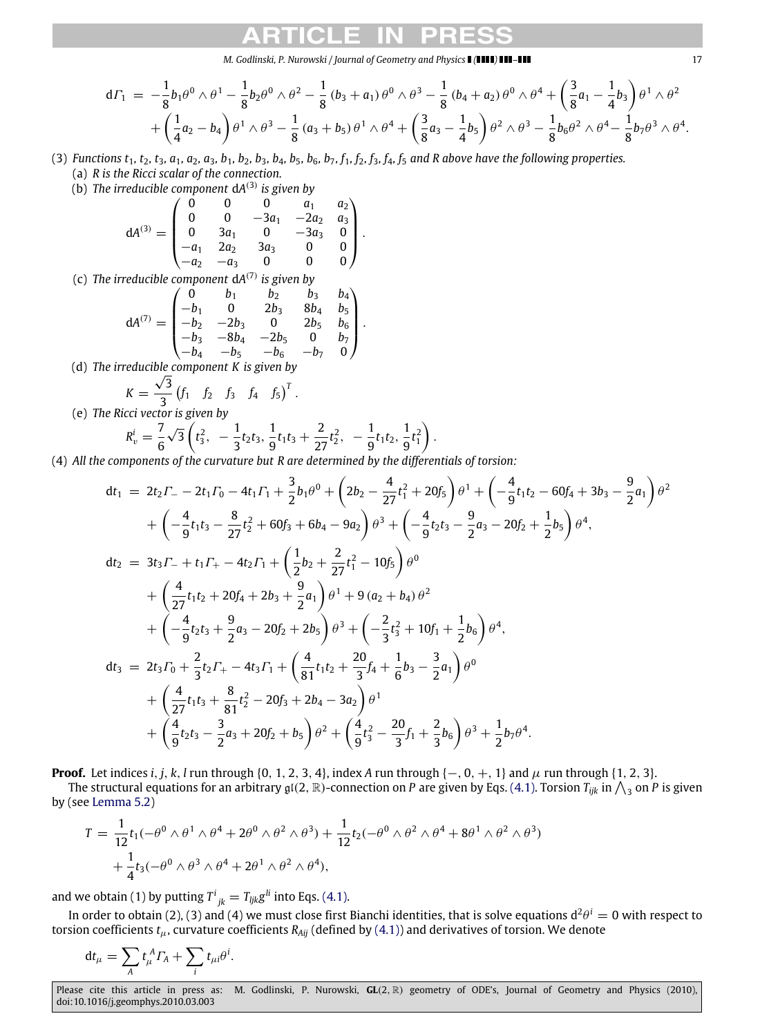$$
\begin{aligned}
\mathrm{d}\Gamma_1 \;=\; & -\frac{1}{8}b_1\theta^0\wedge\theta^1-\frac{1}{8}b_2\theta^0\wedge\theta^2-\frac{1}{8}\left(b_3+a_1\right)\theta^0\wedge\theta^3-\frac{1}{8}\left(b_4+a_2\right)\theta^0\wedge\theta^4+\left(\frac{3}{8}a_1-\frac{1}{4}b_3\right)\theta^1\wedge\theta^2\\
&+\left(\frac{1}{4}a_2-b_4\right)\theta^1\wedge\theta^3-\frac{1}{8}\left(a_3+b_5\right)\theta^1\wedge\theta^4+\left(\frac{3}{8}a_3-\frac{1}{4}b_5\right)\theta^2\wedge\theta^3-\frac{1}{8}b_6\theta^2\wedge\theta^4-\frac{1}{8}b_7\theta^3\wedge\theta^4.
\end{aligned}
$$

(3) *Functions $t_1, t_2, t_3, a_1, a_2, a_3, b_1, b_2, b_3, b_4, b_5, b_6, b_7, f_1, f_2, f_3, f_4, f_5$ and $R$ above have the following properties.*

(a) *$R$ is the Ricci scalar of the connection.*

(b) *The irreducible component $\mathrm{d}A^{(3)}$ is given by*

$$
\mathrm{d}A^{(3)}=\begin{pmatrix}0&0&0&a_1&a_2\\0&0&-3a_1&-2a_2&a_3\\0&3a_1&0&-3a_3&0\\-a_1&2a_2&3a_3&0&0\\-a_2&-a_3&0&0&0\end{pmatrix}.
$$

(c) *The irreducible component $\mathrm{d}A^{(7)}$ is given by*

$$
\mathrm{d}A^{(7)}=\begin{pmatrix}0&b_1&b_2&b_3&b_4\\-b_1&0&2b_3&8b_4&b_5\\-b_2&-2b_3&0&2b_5&b_6\\-b_3&-8b_4&-2b_5&0&b_7\\-b_4&-b_5&-b_6&-b_7&0\end{pmatrix}.
$$

(d) *The irreducible component $K$ is given by*

$$
K=\frac{\sqrt{3}}{3}\begin{pmatrix}f_1&f_2&f_3&f_4&f_5\end{pmatrix}^T.
$$

(e) *The Ricci vector is given by*

$$
R^i_v=\frac{7}{6}\sqrt{3}\left(t_3^2,\ -\frac{1}{3}t_2t_3,\ \frac{1}{9}t_1t_3+\frac{2}{27}t_2^2,\ -\frac{1}{9}t_1t_2,\ \frac{1}{9}t_1^2\right).
$$

(4) *All the components of the curvature but $R$ are determined by the differentials of torsion:*

$$
\begin{aligned}
\mathrm{d}t_1 \;=\; & 2t_2\Gamma_- -2t_1\Gamma_0-4t_1\Gamma_1+\frac{3}{2}b_1\theta^0+\left(2b_2-\frac{4}{27}t_1^2+20f_5\right)\theta^1+\left(-\frac{4}{9}t_1t_2-60f_4+3b_3-\frac{9}{2}a_1\right)\theta^2\\
&+\left(-\frac{4}{9}t_1t_3-\frac{8}{27}t_2^2+60f_3+6b_4-9a_2\right)\theta^3+\left(-\frac{4}{9}t_2t_3-\frac{9}{2}a_3-20f_2+\frac{1}{2}b_5\right)\theta^4,\\
\mathrm{d}t_2 \;=\; & 3t_3\Gamma_- +t_1\Gamma_+ -4t_2\Gamma_1+\left(\frac{1}{2}b_2+\frac{2}{27}t_1^2-10f_5\right)\theta^0\\
&+\left(\frac{4}{27}t_1t_2+20f_4+2b_3+\frac{9}{2}a_1\right)\theta^1+9\left(a_2+b_4\right)\theta^2\\
&+\left(-\frac{4}{9}t_2t_3+\frac{9}{2}a_3-20f_2+2b_5\right)\theta^3+\left(-\frac{2}{3}t_3^2+10f_1+\frac{1}{2}b_6\right)\theta^4,\\
\mathrm{d}t_3 \;=\; & 2t_3\Gamma_0+\frac{2}{3}t_2\Gamma_+ -4t_3\Gamma_1+\left(\frac{4}{81}t_1t_2+\frac{20}{3}f_4+\frac{1}{6}b_3-\frac{3}{2}a_1\right)\theta^0\\
&+\left(\frac{4}{27}t_1t_3+\frac{8}{81}t_2^2-20f_3+2b_4-3a_2\right)\theta^1\\
&+\left(\frac{4}{9}t_2t_3-\frac{3}{2}a_3+20f_2+b_5\right)\theta^2+\left(\frac{4}{9}t_3^2-\frac{20}{3}f_1+\frac{2}{3}b_6\right)\theta^3+\frac{1}{2}b_7\theta^4.
\end{aligned}
$$

**Proof.** Let indices $i, j, k, l$ run through $\{0, 1, 2, 3, 4\}$, index $A$ run through $\{-, 0, +, 1\}$ and $\mu$ run through $\{1, 2, 3\}$.

The structural equations for an arbitrary $\mathfrak{gl}(2,\mathbb{R})$-connection on $P$ are given by Eqs. (4.1). Torsion $T_{ijk}$ in $\bigwedge_3$ on $P$ is given by (see Lemma 5.2)

$$
\begin{aligned}
T \;=\; & \frac{1}{12}t_1(-\theta^0\wedge\theta^1\wedge\theta^4+2\theta^0\wedge\theta^2\wedge\theta^3)+\frac{1}{12}t_2(-\theta^0\wedge\theta^2\wedge\theta^4+8\theta^1\wedge\theta^2\wedge\theta^3)\\
&+\frac{1}{4}t_3(-\theta^0\wedge\theta^3\wedge\theta^4+2\theta^1\wedge\theta^2\wedge\theta^4),
\end{aligned}
$$

and we obtain (1) by putting $T^i{}_{jk}=T_{ljk}g^{li}$ into Eqs. (4.1).

In order to obtain (2), (3) and (4) we must close first Bianchi identities, that is solve equations $\mathrm{d}^2\theta^i=0$ with respect to torsion coefficients $t_\mu$, curvature coefficients $R_{Aij}$ (defined by (4.1)) and derivatives of torsion. We denote

$$
\mathrm{d}t_\mu=\sum_A t_\mu{}^A\Gamma_A+\sum_i t_{\mu i}\theta^i.
$$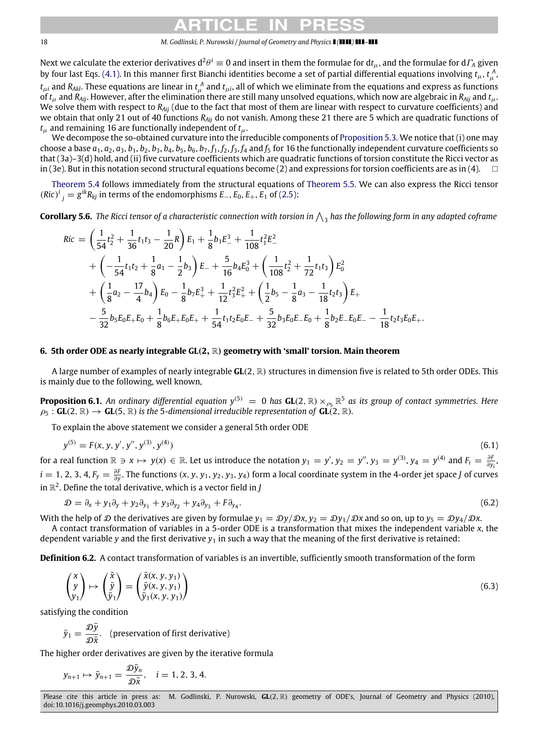Next we calculate the exterior derivatives $d^2\theta^i \equiv 0$ and insert in them the formulae for $dt_\mu$, and the formulae for $d\Gamma_A$ given by four last Eqs. (4.1). In this manner first Bianchi identities become a set of partial differential equations involving $t_\mu$, $t_\mu^{\ A}$, $t_{\mu i}$ and $R_{Akl}$. These equations are linear in $t_\mu^{\ A}$ and $t_{\mu i}$, all of which we eliminate from the equations and express as functions of $t_\mu$ and $R_{Aij}$. However, after the elimination there are still many unsolved equations, which now are algebraic in $R_{Aij}$ and $t_\mu$. We solve them with respect to $R_{Aij}$ (due to the fact that most of them are linear with respect to curvature coefficients) and we obtain that only 21 out of 40 functions $R_{Aij}$ do not vanish. Among these 21 there are 5 which are quadratic functions of $t_\mu$ and remaining 16 are functionally independent of $t_\mu$.

We decompose the so-obtained curvature into the irreducible components of Proposition 5.3. We notice that (i) one may choose a base $a_1, a_2, a_3, b_1, b_2, b_3, b_4, b_5, b_6, b_7, f_1, f_2, f_3, f_4$ and $f_5$ for 16 the functionally independent curvature coefficients so that (3a)–3(d) hold, and (ii) five curvature coefficients which are quadratic functions of torsion constitute the Ricci vector as in (3e). But in this notation second structural equations become (2) and expressions for torsion coefficients are as in (4). $\square$

Theorem 5.4 follows immediately from the structural equations of Theorem 5.5. We can also express the Ricci tensor $(Ric)^i_{\ j} = g^{ik}R_{kj}$ in terms of the endomorphisms $E_-, E_0, E_+, E_1$ of (2.5):

**Corollary 5.6.** *The Ricci tensor of a characteristic connection with torsion in $\bigwedge_3$ has the following form in any adapted coframe*

$$
\begin{aligned}
Ric = {} & \left(\frac{1}{54}t_2^2 + \frac{1}{36}t_1t_3 - \frac{1}{20}R\right)E_1 + \frac{1}{8}b_1E_-^3 + \frac{1}{108}t_1^2E_-^2 \\
& + \left(-\frac{1}{54}t_1t_2 + \frac{1}{8}a_1 - \frac{1}{2}b_3\right)E_- + \frac{5}{16}b_4E_0^3 + \left(\frac{1}{108}t_2^2 + \frac{1}{72}t_1t_3\right)E_0^2 \\
& + \left(\frac{1}{8}a_2 - \frac{17}{4}b_4\right)E_0 - \frac{1}{8}b_7E_+^3 + \frac{1}{12}t_3^2E_+^2 + \left(\frac{1}{2}b_5 - \frac{1}{8}a_3 - \frac{1}{18}t_2t_3\right)E_+ \\
& - \frac{5}{32}b_5E_0E_+E_0 + \frac{1}{8}b_6E_+E_0E_+ + \frac{1}{54}t_1t_2E_0E_- + \frac{5}{32}b_3E_0E_-E_0 + \frac{1}{8}b_2E_-E_0E_- - \frac{1}{18}t_2t_3E_0E_+.
\end{aligned}
$$

## 6. 5th order ODE as nearly integrable GL(2, $\mathbb{R}$) geometry with 'small' torsion. Main theorem

A large number of examples of nearly integrable **GL**(2, $\mathbb{R}$) structures in dimension five is related to 5th order ODEs. This is mainly due to the following, well known,

**Proposition 6.1.** *An ordinary differential equation $y^{(5)} = 0$ has $\mathbf{GL}(2,\mathbb{R}) \times_{\rho_5} \mathbb{R}^5$ as its group of contact symmetries. Here $\rho_5 : \mathbf{GL}(2,\mathbb{R}) \to \mathbf{GL}(5,\mathbb{R})$ is the 5-dimensional irreducible representation of $\mathbf{GL}(2,\mathbb{R})$.*

To explain the above statement we consider a general 5th order ODE

$$y^{(5)} = F(x, y, y', y'', y^{(3)}, y^{(4)}) \tag{6.1}$$

for a real function $\mathbb{R} \ni x \mapsto y(x) \in \mathbb{R}$. Let us introduce the notation $y_1 = y'$, $y_2 = y''$, $y_3 = y^{(3)}$, $y_4 = y^{(4)}$ and $F_i = \frac{\partial F}{\partial y_i}$, $i = 1, 2, 3, 4$, $F_y = \frac{\partial F}{\partial y}$. The functions $(x, y, y_1, y_2, y_3, y_4)$ form a local coordinate system in the 4-order jet space $J$ of curves in $\mathbb{R}^2$. Define the total derivative, which is a vector field in $J$

$$\mathcal{D} = \partial_x + y_1\partial_y + y_2\partial_{y_1} + y_3\partial_{y_2} + y_4\partial_{y_3} + F\partial_{y_4}. \tag{6.2}$$

With the help of $\mathcal{D}$ the derivatives are given by formulae $y_1 = \mathcal{D}y/\mathcal{D}x$, $y_2 = \mathcal{D}y_1/\mathcal{D}x$ and so on, up to $y_5 = \mathcal{D}y_4/\mathcal{D}x$.

A contact transformation of variables in a 5-order ODE is a transformation that mixes the independent variable $x$, the dependent variable $y$ and the first derivative $y_1$ in such a way that the meaning of the first derivative is retained:

**Definition 6.2.** A contact transformation of variables is an invertible, sufficiently smooth transformation of the form

$$\begin{pmatrix} x \\ y \\ y_1 \end{pmatrix} \mapsto \begin{pmatrix} \bar{x} \\ \bar{y} \\ \bar{y}_1 \end{pmatrix} = \begin{pmatrix} \bar{x}(x, y, y_1) \\ \bar{y}(x, y, y_1) \\ \bar{y}_1(x, y, y_1) \end{pmatrix} \tag{6.3}$$

satisfying the condition

$$\bar{y}_1 = \frac{\mathcal{D}\bar{y}}{\mathcal{D}\bar{x}}. \quad \text{(preservation of first derivative)}$$

The higher order derivatives are given by the iterative formula

$$y_{n+1} \mapsto \bar{y}_{n+1} = \frac{\mathcal{D}\bar{y}_n}{\mathcal{D}\bar{x}}, \quad i = 1, 2, 3, 4.$$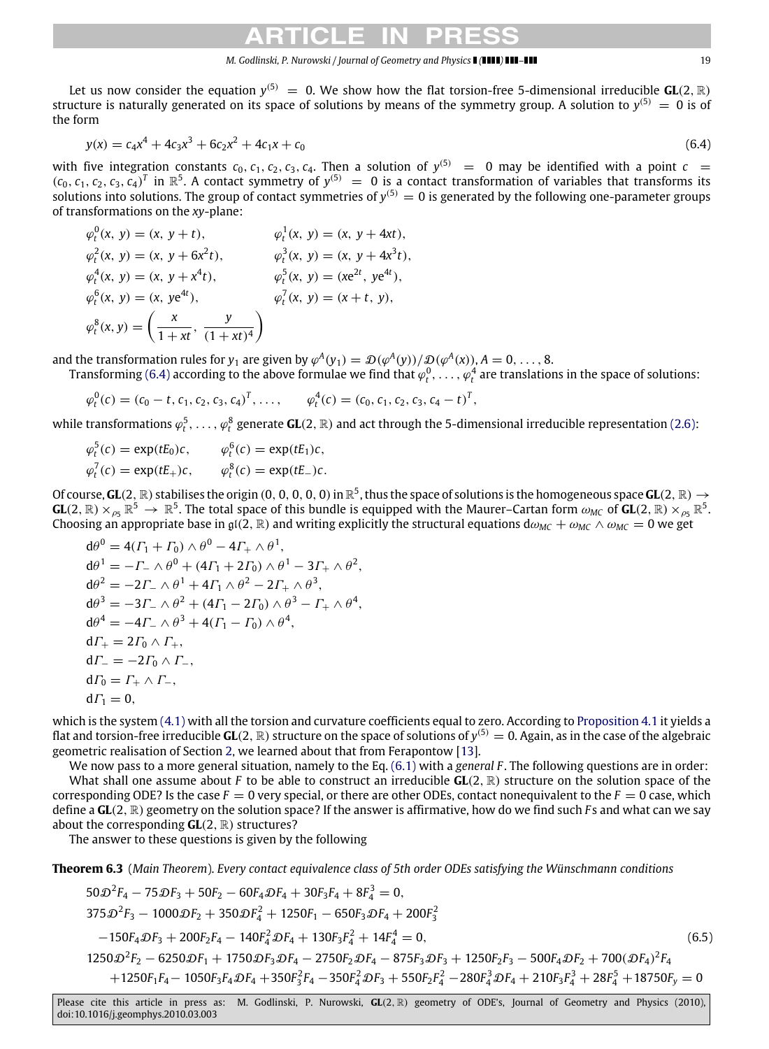Let us now consider the equation $y^{(5)} = 0$. We show how the flat torsion-free 5-dimensional irreducible $\mathbf{GL}(2,\mathbb{R})$ structure is naturally generated on its space of solutions by means of the symmetry group. A solution to $y^{(5)} = 0$ is of the form

$$y(x) = c_4x^4 + 4c_3x^3 + 6c_2x^2 + 4c_1x + c_0 \tag{6.4}$$

with five integration constants $c_0, c_1, c_2, c_3, c_4$. Then a solution of $y^{(5)} = 0$ may be identified with a point $c = (c_0, c_1, c_2, c_3, c_4)^T$ in $\mathbb{R}^5$. A contact symmetry of $y^{(5)} = 0$ is a contact transformation of variables that transforms its solutions into solutions. The group of contact symmetries of $y^{(5)} = 0$ is generated by the following one-parameter groups of transformations on the $xy$-plane:

$$\begin{aligned}
&\varphi_t^0(x, y) = (x,\ y + t), && \varphi_t^1(x, y) = (x,\ y + 4xt),\\
&\varphi_t^2(x, y) = (x,\ y + 6x^2t), && \varphi_t^3(x, y) = (x,\ y + 4x^3t),\\
&\varphi_t^4(x, y) = (x,\ y + x^4t), && \varphi_t^5(x, y) = (xe^{2t},\ ye^{4t}),\\
&\varphi_t^6(x, y) = (x,\ ye^{4t}), && \varphi_t^7(x, y) = (x + t,\ y),\\
&\varphi_t^8(x, y) = \left(\frac{x}{1 + xt},\ \frac{y}{(1 + xt)^4}\right)
\end{aligned}$$

and the transformation rules for $y_1$ are given by $\varphi^A(y_1) = \mathcal{D}(\varphi^A(y))/\mathcal{D}(\varphi^A(x))$, $A = 0, \ldots, 8$.

Transforming (6.4) according to the above formulae we find that $\varphi_t^0, \ldots, \varphi_t^4$ are translations in the space of solutions:

$$\varphi_t^0(c) = (c_0 - t, c_1, c_2, c_3, c_4)^T, \ldots, \qquad \varphi_t^4(c) = (c_0, c_1, c_2, c_3, c_4 - t)^T,$$

while transformations $\varphi_t^5, \ldots, \varphi_t^8$ generate $\mathbf{GL}(2,\mathbb{R})$ and act through the 5-dimensional irreducible representation (2.6):

$$\begin{aligned}
&\varphi_t^5(c) = \exp(tE_0)c, && \varphi_t^6(c) = \exp(tE_1)c,\\
&\varphi_t^7(c) = \exp(tE_+)c, && \varphi_t^8(c) = \exp(tE_-)c.
\end{aligned}$$

Of course, $\mathbf{GL}(2,\mathbb{R})$ stabilises the origin $(0, 0, 0, 0, 0)$ in $\mathbb{R}^5$, thus the space of solutions is the homogeneous space $\mathbf{GL}(2,\mathbb{R}) \to \mathbf{GL}(2,\mathbb{R}) \times_{\rho_5} \mathbb{R}^5 \to \mathbb{R}^5$. The total space of this bundle is equipped with the Maurer–Cartan form $\omega_{MC}$ of $\mathbf{GL}(2,\mathbb{R}) \times_{\rho_5} \mathbb{R}^5$. Choosing an appropriate base in $\mathfrak{gl}(2,\mathbb{R})$ and writing explicitly the structural equations $d\omega_{MC} + \omega_{MC} \wedge \omega_{MC} = 0$ we get

$$\begin{aligned}
&d\theta^0 = 4(\Gamma_1 + \Gamma_0) \wedge \theta^0 - 4\Gamma_+ \wedge \theta^1,\\
&d\theta^1 = -\Gamma_- \wedge \theta^0 + (4\Gamma_1 + 2\Gamma_0) \wedge \theta^1 - 3\Gamma_+ \wedge \theta^2,\\
&d\theta^2 = -2\Gamma_- \wedge \theta^1 + 4\Gamma_1 \wedge \theta^2 - 2\Gamma_+ \wedge \theta^3,\\
&d\theta^3 = -3\Gamma_- \wedge \theta^2 + (4\Gamma_1 - 2\Gamma_0) \wedge \theta^3 - \Gamma_+ \wedge \theta^4,\\
&d\theta^4 = -4\Gamma_- \wedge \theta^3 + 4(\Gamma_1 - \Gamma_0) \wedge \theta^4,\\
&d\Gamma_+ = 2\Gamma_0 \wedge \Gamma_+,\\
&d\Gamma_- = -2\Gamma_0 \wedge \Gamma_-,\\
&d\Gamma_0 = \Gamma_+ \wedge \Gamma_-,\\
&d\Gamma_1 = 0,
\end{aligned}$$

which is the system (4.1) with all the torsion and curvature coefficients equal to zero. According to Proposition 4.1 it yields a flat and torsion-free irreducible $\mathbf{GL}(2,\mathbb{R})$ structure on the space of solutions of $y^{(5)} = 0$. Again, as in the case of the algebraic geometric realisation of Section 2, we learned about that from Ferapontow [13].

We now pass to a more general situation, namely to the Eq. (6.1) with a *general* $F$. The following questions are in order: What shall one assume about $F$ to be able to construct an irreducible $\mathbf{GL}(2,\mathbb{R})$ structure on the solution space of the corresponding ODE? Is the case $F = 0$ very special, or there are other ODEs, contact nonequivalent to the $F = 0$ case, which define a $\mathbf{GL}(2,\mathbb{R})$ geometry on the solution space? If the answer is affirmative, how do we find such $F$s and what can we say about the corresponding $\mathbf{GL}(2,\mathbb{R})$ structures?

The answer to these questions is given by the following

**Theorem 6.3** (*Main Theorem*). *Every contact equivalence class of 5th order ODEs satisfying the Wünschmann conditions*

$$\begin{aligned}
&50\mathcal{D}^2F_4 - 75\mathcal{D}F_3 + 50F_2 - 60F_4\mathcal{D}F_4 + 30F_3F_4 + 8F_4^3 = 0,\\
&375\mathcal{D}^2F_3 - 1000\mathcal{D}F_2 + 350\mathcal{D}F_4^2 + 1250F_1 - 650F_3\mathcal{D}F_4 + 200F_3^2\\
&\quad -150F_4\mathcal{D}F_3 + 200F_2F_4 - 140F_4^2\mathcal{D}F_4 + 130F_3F_4^2 + 14F_4^4 = 0,\\
&1250\mathcal{D}^2F_2 - 6250\mathcal{D}F_1 + 1750\mathcal{D}F_3\mathcal{D}F_4 - 2750F_2\mathcal{D}F_4 - 875F_3\mathcal{D}F_3 + 1250F_2F_3 - 500F_4\mathcal{D}F_2 + 700(\mathcal{D}F_4)^2F_4\\
&\quad +1250F_1F_4 - 1050F_3F_4\mathcal{D}F_4 + 350F_3^2F_4 - 350F_4^2\mathcal{D}F_3 + 550F_2F_4^2 - 280F_4^3\mathcal{D}F_4 + 210F_3F_4^3 + 28F_4^5 + 18750F_y = 0
\end{aligned} \tag{6.5}$$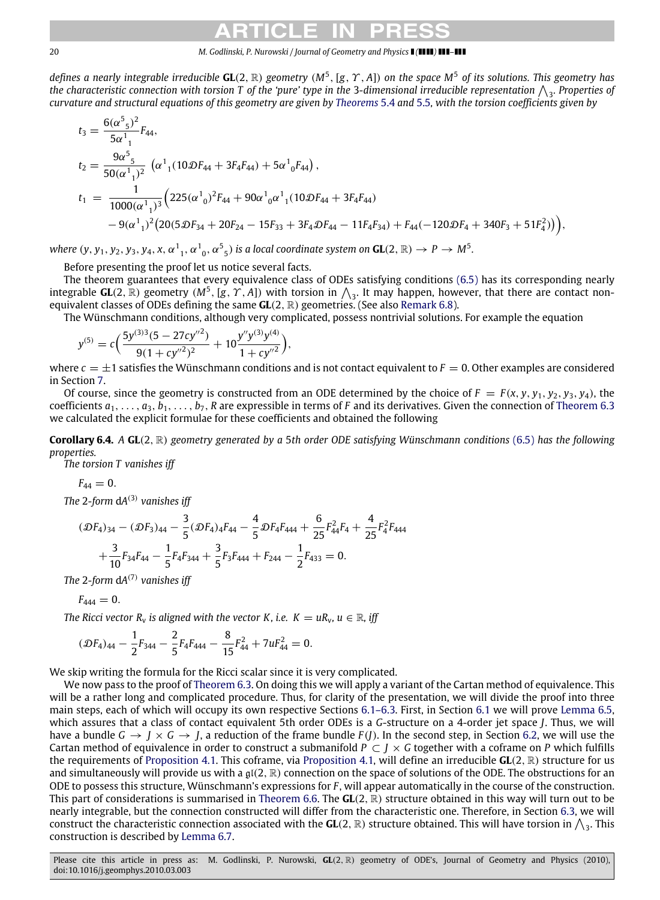*defines a nearly integrable irreducible* $\mathbf{GL}(2,\mathbb{R})$ *geometry* $(M^5, [g, \Upsilon, A])$ *on the space* $M^5$ *of its solutions. This geometry has the characteristic connection with torsion* $T$ *of the 'pure' type in the 3-dimensional irreducible representation* $\bigwedge_3$*. Properties of curvature and structural equations of this geometry are given by Theorems 5.4 and 5.5, with the torsion coefficients given by*

$$t_3 = \frac{6(\alpha^5{}_5)^2}{5\alpha^1{}_1} F_{44},$$

$$t_2 = \frac{9\alpha^5{}_5}{50(\alpha^1{}_1)^2}\left(\alpha^1{}_1(10\mathcal{D}F_{44} + 3F_4F_{44}) + 5\alpha^1{}_0F_{44}\right),$$

$$t_1 = \frac{1}{1000(\alpha^1{}_1)^3}\Big(225(\alpha^1{}_0)^2F_{44} + 90\alpha^1{}_0\alpha^1{}_1(10\mathcal{D}F_{44} + 3F_4F_{44})$$
$$- 9(\alpha^1{}_1)^2\big(20(5\mathcal{D}F_{34} + 20F_{24} - 15F_{33} + 3F_4\mathcal{D}F_{44} - 11F_4F_{34}) + F_{44}(-120\mathcal{D}F_4 + 340F_3 + 51F_4^2)\big)\Big),$$

*where* $(y, y_1, y_2, y_3, y_4, x, \alpha^1{}_1, \alpha^1{}_0, \alpha^5{}_5)$ *is a local coordinate system on* $\mathbf{GL}(2,\mathbb{R}) \to P \to M^5$.

Before presenting the proof let us notice several facts.

The theorem guarantees that every equivalence class of ODEs satisfying conditions (6.5) has its corresponding nearly integrable $\mathbf{GL}(2,\mathbb{R})$ geometry $(M^5, [g, \Upsilon, A])$ with torsion in $\bigwedge_3$. It may happen, however, that there are contact non-equivalent classes of ODEs defining the same $\mathbf{GL}(2,\mathbb{R})$ geometries. (See also Remark 6.8).

The Wünschmann conditions, although very complicated, possess nontrivial solutions. For example the equation

$$y^{(5)} = c\Big(\frac{5y^{(3)3}(5 - 27cy''^2)}{9(1 + cy''^2)^2} + 10\frac{y''y^{(3)}y^{(4)}}{1 + cy''^2}\Big),$$

where $c = \pm 1$ satisfies the Wünschmann conditions and is not contact equivalent to $F = 0$. Other examples are considered in Section 7.

Of course, since the geometry is constructed from an ODE determined by the choice of $F = F(x, y, y_1, y_2, y_3, y_4)$, the coefficients $a_1, \ldots, a_3, b_1, \ldots, b_7, R$ are expressible in terms of $F$ and its derivatives. Given the connection of Theorem 6.3 we calculated the explicit formulae for these coefficients and obtained the following

**Corollary 6.4.** *A* $\mathbf{GL}(2,\mathbb{R})$ *geometry generated by a 5th order ODE satisfying Wünschmann conditions (6.5) has the following properties.*

*The torsion* $T$ *vanishes iff*

$$F_{44} = 0.$$

*The 2-form* $\mathrm{d}A^{(3)}$ *vanishes iff*

$$(\mathcal{D}F_4)_{34} - (\mathcal{D}F_3)_{44} - \frac{3}{5}(\mathcal{D}F_4)_4F_{44} - \frac{4}{5}\mathcal{D}F_4F_{444} + \frac{6}{25}F_{44}^2F_4 + \frac{4}{25}F_4^2F_{444}$$
$$+ \frac{3}{10}F_{34}F_{44} - \frac{1}{5}F_4F_{344} + \frac{3}{5}F_3F_{444} + F_{244} - \frac{1}{2}F_{433} = 0.$$

*The 2-form* $\mathrm{d}A^{(7)}$ *vanishes iff*

$$F_{444} = 0.$$

*The Ricci vector* $R_v$ *is aligned with the vector* $K$*, i.e.* $K = uR_v$*,* $u \in \mathbb{R}$*, iff*

$$(\mathcal{D}F_4)_{44} - \frac{1}{2}F_{344} - \frac{2}{5}F_4F_{444} - \frac{8}{15}F_{44}^2 + 7uF_{44}^2 = 0.$$

We skip writing the formula for the Ricci scalar since it is very complicated.

We now pass to the proof of Theorem 6.3. On doing this we will apply a variant of the Cartan method of equivalence. This will be a rather long and complicated procedure. Thus, for clarity of the presentation, we will divide the proof into three main steps, each of which will occupy its own respective Sections 6.1–6.3. First, in Section 6.1 we will prove Lemma 6.5, which assures that a class of contact equivalent 5th order ODEs is a $G$-structure on a 4-order jet space $J$. Thus, we will have a bundle $G \to J \times G \to J$, a reduction of the frame bundle $F(J)$. In the second step, in Section 6.2, we will use the Cartan method of equivalence in order to construct a submanifold $P \subset J \times G$ together with a coframe on $P$ which fulfills the requirements of Proposition 4.1. This coframe, via Proposition 4.1, will define an irreducible $\mathbf{GL}(2,\mathbb{R})$ structure for us and simultaneously will provide us with a $\mathfrak{gl}(2,\mathbb{R})$ connection on the space of solutions of the ODE. The obstructions for an ODE to possess this structure, Wünschmann's expressions for $F$, will appear automatically in the course of the construction. This part of considerations is summarised in Theorem 6.6. The $\mathbf{GL}(2,\mathbb{R})$ structure obtained in this way will turn out to be nearly integrable, but the connection constructed will differ from the characteristic one. Therefore, in Section 6.3, we will construct the characteristic connection associated with the $\mathbf{GL}(2,\mathbb{R})$ structure obtained. This will have torsion in $\bigwedge_3$. This construction is described by Lemma 6.7.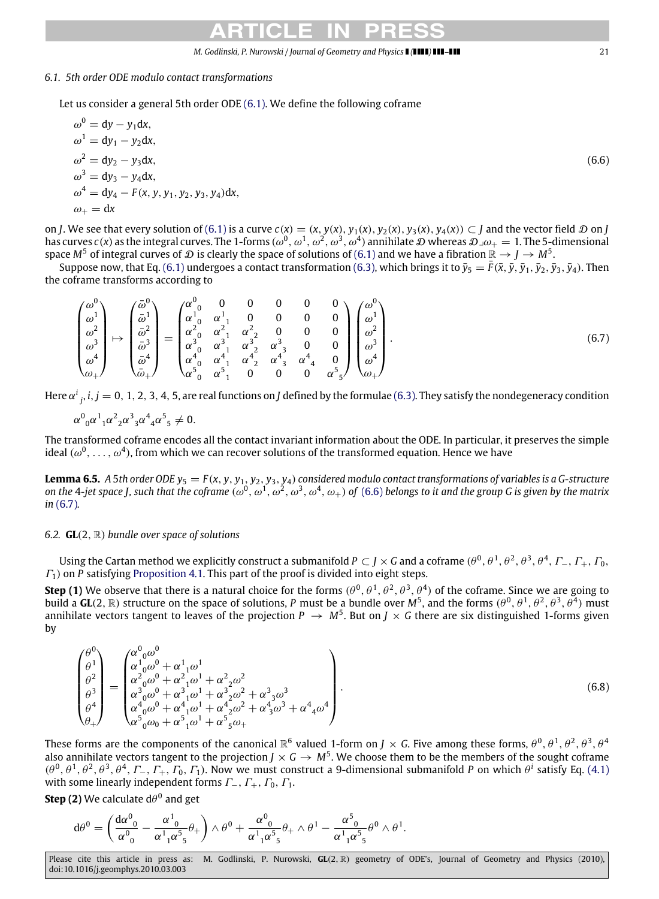### 6.1. 5th order ODE modulo contact transformations

Let us consider a general 5th order ODE (6.1). We define the following coframe

$$
\begin{aligned}
\omega^0 &= \mathrm{d}y - y_1\mathrm{d}x,\\
\omega^1 &= \mathrm{d}y_1 - y_2\mathrm{d}x,\\
\omega^2 &= \mathrm{d}y_2 - y_3\mathrm{d}x,\\
\omega^3 &= \mathrm{d}y_3 - y_4\mathrm{d}x,\\
\omega^4 &= \mathrm{d}y_4 - F(x, y, y_1, y_2, y_3, y_4)\mathrm{d}x,\\
\omega_+ &= \mathrm{d}x
\end{aligned}
\tag{6.6}
$$

on $J$. We see that every solution of (6.1) is a curve $c(x) = (x, y(x), y_1(x), y_2(x), y_3(x), y_4(x)) \subset J$ and the vector field $\mathcal{D}$ on $J$ has curves $c(x)$ as the integral curves. The 1-forms $(\omega^0, \omega^1, \omega^2, \omega^3, \omega^4)$ annihilate $\mathcal{D}$ whereas $\mathcal{D} \lrcorner \omega_+ = 1$. The 5-dimensional space $M^5$ of integral curves of $\mathcal{D}$ is clearly the space of solutions of (6.1) and we have a fibration $\mathbb{R} \to J \to M^5$.

Suppose now, that Eq. (6.1) undergoes a contact transformation (6.3), which brings it to $\bar{y}_5 = \bar{F}(\bar{x}, \bar{y}, \bar{y}_1, \bar{y}_2, \bar{y}_3, \bar{y}_4)$. Then the coframe transforms according to

$$
\begin{pmatrix}\omega^0\\ \omega^1\\ \omega^2\\ \omega^3\\ \omega^4\\ \omega_+\end{pmatrix} \mapsto
\begin{pmatrix}\bar{\omega}^0\\ \bar{\omega}^1\\ \bar{\omega}^2\\ \bar{\omega}^3\\ \bar{\omega}^4\\ \bar{\omega}_+\end{pmatrix} =
\begin{pmatrix}
\alpha^0{}_0 & 0 & 0 & 0 & 0 & 0\\
\alpha^1{}_0 & \alpha^1{}_1 & 0 & 0 & 0 & 0\\
\alpha^2{}_0 & \alpha^2{}_1 & \alpha^2{}_2 & 0 & 0 & 0\\
\alpha^3{}_0 & \alpha^3{}_1 & \alpha^3{}_2 & \alpha^3{}_3 & 0 & 0\\
\alpha^4{}_0 & \alpha^4{}_1 & \alpha^4{}_2 & \alpha^4{}_3 & \alpha^4{}_4 & 0\\
\alpha^5{}_0 & \alpha^5{}_1 & 0 & 0 & 0 & \alpha^5{}_5
\end{pmatrix}
\begin{pmatrix}\omega^0\\ \omega^1\\ \omega^2\\ \omega^3\\ \omega^4\\ \omega_+\end{pmatrix}.
\tag{6.7}
$$

Here $\alpha^i{}_j$, $i, j = 0, 1, 2, 3, 4, 5$, are real functions on $J$ defined by the formulae (6.3). They satisfy the nondegeneracy condition

$$\alpha^0{}_0\alpha^1{}_1\alpha^2{}_2\alpha^3{}_3\alpha^4{}_4\alpha^5{}_5 \neq 0.$$

The transformed coframe encodes all the contact invariant information about the ODE. In particular, it preserves the simple ideal $(\omega^0, \ldots, \omega^4)$, from which we can recover solutions of the transformed equation. Hence we have

**Lemma 6.5.** *A 5th order ODE $y_5 = F(x, y, y_1, y_2, y_3, y_4)$ considered modulo contact transformations of variables is a G-structure on the 4-jet space J, such that the coframe $(\omega^0, \omega^1, \omega^2, \omega^3, \omega^4, \omega_+)$ of (6.6) belongs to it and the group G is given by the matrix in (6.7).*

### 6.2. $\mathbf{GL}(2, \mathbb{R})$ bundle over space of solutions

Using the Cartan method we explicitly construct a submanifold $P \subset J \times G$ and a coframe $(\theta^0, \theta^1, \theta^2, \theta^3, \theta^4, \Gamma_-, \Gamma_+, \Gamma_0, \Gamma_1)$ on $P$ satisfying Proposition 4.1. This part of the proof is divided into eight steps.

**Step (1)** We observe that there is a natural choice for the forms $(\theta^0, \theta^1, \theta^2, \theta^3, \theta^4)$ of the coframe. Since we are going to build a $\mathbf{GL}(2, \mathbb{R})$ structure on the space of solutions, $P$ must be a bundle over $M^5$, and the forms $(\theta^0, \theta^1, \theta^2, \theta^3, \theta^4)$ must annihilate vectors tangent to leaves of the projection $P \to M^5$. But on $J \times G$ there are six distinguished 1-forms given by

$$
\begin{pmatrix}\theta^0\\ \theta^1\\ \theta^2\\ \theta^3\\ \theta^4\\ \theta_+\end{pmatrix} =
\begin{pmatrix}
\alpha^0{}_0\omega^0\\
\alpha^1{}_0\omega^0 + \alpha^1{}_1\omega^1\\
\alpha^2{}_0\omega^0 + \alpha^2{}_1\omega^1 + \alpha^2{}_2\omega^2\\
\alpha^3{}_0\omega^0 + \alpha^3{}_1\omega^1 + \alpha^3{}_2\omega^2 + \alpha^3{}_3\omega^3\\
\alpha^4{}_0\omega^0 + \alpha^4{}_1\omega^1 + \alpha^4{}_2\omega^2 + \alpha^4{}_3\omega^3 + \alpha^4{}_4\omega^4\\
\alpha^5{}_0\omega_0 + \alpha^5{}_1\omega^1 + \alpha^5{}_5\omega_+
\end{pmatrix}.
\tag{6.8}
$$

These forms are the components of the canonical $\mathbb{R}^6$ valued 1-form on $J \times G$. Five among these forms, $\theta^0, \theta^1, \theta^2, \theta^3, \theta^4$ also annihilate vectors tangent to the projection $J \times G \to M^5$. We choose them to be the members of the sought coframe $(\theta^0, \theta^1, \theta^2, \theta^3, \theta^4, \Gamma_-, \Gamma_+, \Gamma_0, \Gamma_1)$. Now we must construct a 9-dimensional submanifold $P$ on which $\theta^i$ satisfy Eq. (4.1) with some linearly independent forms $\Gamma_-, \Gamma_+, \Gamma_0, \Gamma_1$.

**Step (2)** We calculate $\mathrm{d}\theta^0$ and get

$$\mathrm{d}\theta^0 = \left(\frac{\mathrm{d}\alpha^0{}_0}{\alpha^0{}_0} - \frac{\alpha^1{}_0}{\alpha^1{}_1\alpha^5{}_5}\theta_+\right) \wedge \theta^0 + \frac{\alpha^0{}_0}{\alpha^1{}_1\alpha^5{}_5}\theta_+ \wedge \theta^1 - \frac{\alpha^5{}_0}{\alpha^1{}_1\alpha^5{}_5}\theta^0 \wedge \theta^1.$$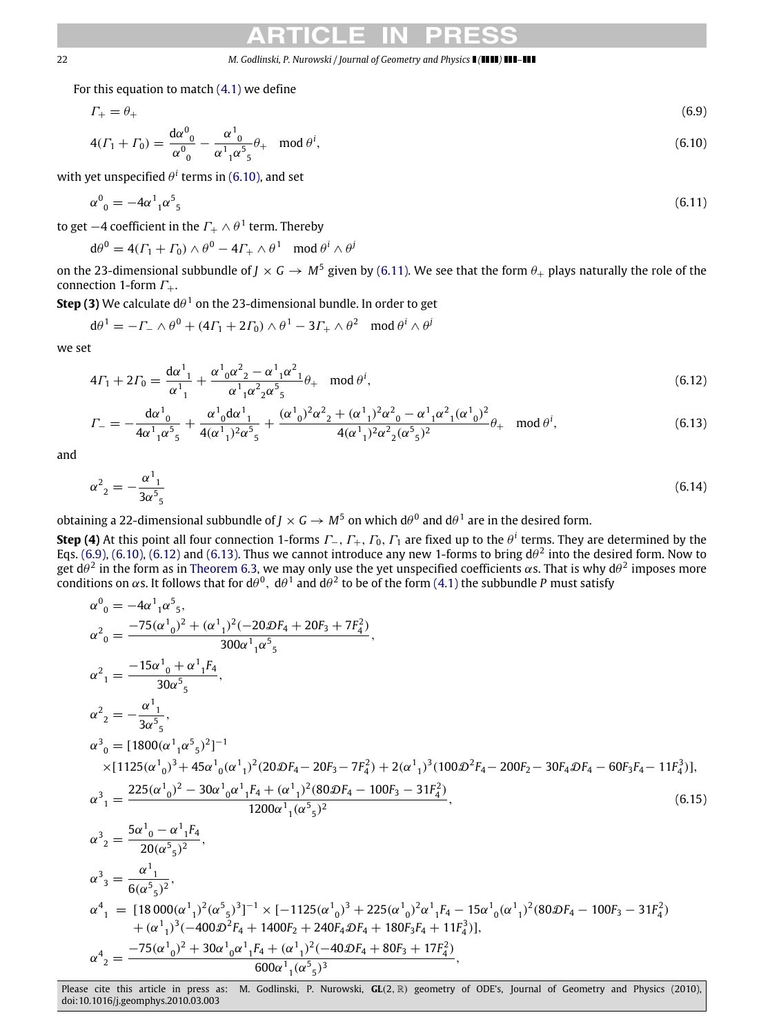For this equation to match (4.1) we define

$$\Gamma_+ = \theta_+ \tag{6.9}$$

$$4(\Gamma_1 + \Gamma_0) = \frac{d\alpha^0{}_0}{\alpha^0{}_0} - \frac{\alpha^1{}_0}{\alpha^1{}_1\alpha^5{}_5}\theta_+ \mod \theta^i, \tag{6.10}$$

with yet unspecified $\theta^i$ terms in (6.10), and set

$$\alpha^0{}_0 = -4\alpha^1{}_1\alpha^5{}_5 \tag{6.11}$$

to get $-4$ coefficient in the $\Gamma_+ \wedge \theta^1$ term. Thereby

$$d\theta^0 = 4(\Gamma_1 + \Gamma_0) \wedge \theta^0 - 4\Gamma_+ \wedge \theta^1 \mod \theta^i \wedge \theta^j$$

on the 23-dimensional subbundle of $J \times G \to M^5$ given by (6.11). We see that the form $\theta_+$ plays naturally the role of the connection 1-form $\Gamma_+$.

**Step (3)** We calculate $d\theta^1$ on the 23-dimensional bundle. In order to get

$$d\theta^1 = -\Gamma_- \wedge \theta^0 + (4\Gamma_1 + 2\Gamma_0) \wedge \theta^1 - 3\Gamma_+ \wedge \theta^2 \mod \theta^i \wedge \theta^j$$

we set

$$4\Gamma_1 + 2\Gamma_0 = \frac{d\alpha^1{}_1}{\alpha^1{}_1} + \frac{\alpha^1{}_0\alpha^2{}_2 - \alpha^1{}_1\alpha^2{}_1}{\alpha^1{}_1\alpha^2{}_2\alpha^5{}_5}\theta_+ \mod \theta^i, \tag{6.12}$$

$$\Gamma_- = -\frac{d\alpha^1{}_0}{4\alpha^1{}_1\alpha^5{}_5} + \frac{\alpha^1{}_0 d\alpha^1{}_1}{4(\alpha^1{}_1)^2\alpha^5{}_5} + \frac{(\alpha^1{}_0)^2\alpha^2{}_2 + (\alpha^1{}_1)^2\alpha^2{}_0 - \alpha^1{}_1\alpha^2{}_1(\alpha^1{}_0)^2}{4(\alpha^1{}_1)^2\alpha^2{}_2(\alpha^5{}_5)^2}\theta_+ \mod \theta^i, \tag{6.13}$$

and

$$\alpha^2{}_2 = -\frac{\alpha^1{}_1}{3\alpha^5{}_5} \tag{6.14}$$

obtaining a 22-dimensional subbundle of $J \times G \to M^5$ on which $d\theta^0$ and $d\theta^1$ are in the desired form.

**Step (4)** At this point all four connection 1-forms $\Gamma_-$, $\Gamma_+$, $\Gamma_0$, $\Gamma_1$ are fixed up to the $\theta^i$ terms. They are determined by the Eqs. (6.9), (6.10), (6.12) and (6.13). Thus we cannot introduce any new 1-forms to bring $d\theta^2$ into the desired form. Now to get $d\theta^2$ in the form as in Theorem 6.3, we may only use the yet unspecified coefficients $\alpha$s. That is why $d\theta^2$ imposes more conditions on $\alpha$s. It follows that for $d\theta^0$, $d\theta^1$ and $d\theta^2$ to be of the form (4.1) the subbundle $P$ must satisfy

$$\begin{aligned}
\alpha^0{}_0 &= -4\alpha^1{}_1\alpha^5{}_5,\\
\alpha^2{}_0 &= \frac{-75(\alpha^1{}_0)^2 + (\alpha^1{}_1)^2(-20\mathcal{D}F_4 + 20F_3 + 7F_4^2)}{300\alpha^1{}_1\alpha^5{}_5},\\
\alpha^2{}_1 &= \frac{-15\alpha^1{}_0 + \alpha^1{}_1F_4}{30\alpha^5{}_5},\\
\alpha^2{}_2 &= -\frac{\alpha^1{}_1}{3\alpha^5{}_5},\\
\alpha^3{}_0 &= [1800(\alpha^1{}_1\alpha^5{}_5)^2]^{-1}\\
&\quad\times[1125(\alpha^1{}_0)^3 + 45\alpha^1{}_0(\alpha^1{}_1)^2(20\mathcal{D}F_4 - 20F_3 - 7F_4^2) + 2(\alpha^1{}_1)^3(100\mathcal{D}^2F_4 - 200F_2 - 30F_4\mathcal{D}F_4 - 60F_3F_4 - 11F_4^3)],\\
\alpha^3{}_1 &= \frac{225(\alpha^1{}_0)^2 - 30\alpha^1{}_0\alpha^1{}_1F_4 + (\alpha^1{}_1)^2(80\mathcal{D}F_4 - 100F_3 - 31F_4^2)}{1200\alpha^1{}_1(\alpha^5{}_5)^2},\\
\alpha^3{}_2 &= \frac{5\alpha^1{}_0 - \alpha^1{}_1F_4}{20(\alpha^5{}_5)^2},\\
\alpha^3{}_3 &= \frac{\alpha^1{}_1}{6(\alpha^5{}_5)^2},\\
\alpha^4{}_1 &= [18\,000(\alpha^1{}_1)^2(\alpha^5{}_5)^3]^{-1} \times [-1125(\alpha^1{}_0)^3 + 225(\alpha^1{}_0)^2\alpha^1{}_1F_4 - 15\alpha^1{}_0(\alpha^1{}_1)^2(80\mathcal{D}F_4 - 100F_3 - 31F_4^2)\\
&\quad + (\alpha^1{}_1)^3(-400\mathcal{D}^2F_4 + 1400F_2 + 240F_4\mathcal{D}F_4 + 180F_3F_4 + 11F_4^3)],\\
\alpha^4{}_2 &= \frac{-75(\alpha^1{}_0)^2 + 30\alpha^1{}_0\alpha^1{}_1F_4 + (\alpha^1{}_1)^2(-40\mathcal{D}F_4 + 80F_3 + 17F_4^2)}{600\alpha^1{}_1(\alpha^5{}_5)^3},
\end{aligned} \tag{6.15}$$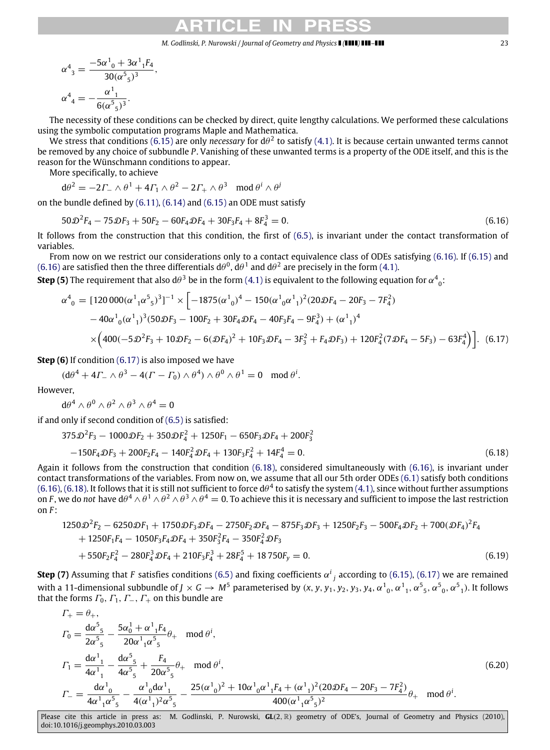$$\alpha^4{}_3 = \frac{-5\alpha^1{}_0 + 3\alpha^1{}_1 F_4}{30(\alpha^5{}_5)^3},$$

$$\alpha^4{}_4 = -\frac{\alpha^1{}_1}{6(\alpha^5{}_5)^3}.$$

The necessity of these conditions can be checked by direct, quite lengthy calculations. We performed these calculations using the symbolic computation programs Maple and Mathematica.

We stress that conditions (6.15) are only *necessary* for $d\theta^2$ to satisfy (4.1). It is because certain unwanted terms cannot be removed by any choice of subbundle $P$. Vanishing of these unwanted terms is a property of the ODE itself, and this is the reason for the Wünschmann conditions to appear.

More specifically, to achieve

$$d\theta^2 = -2\Gamma_- \wedge \theta^1 + 4\Gamma_1 \wedge \theta^2 - 2\Gamma_+ \wedge \theta^3 \mod \theta^i \wedge \theta^j$$

on the bundle defined by (6.11), (6.14) and (6.15) an ODE must satisfy

$$50\mathcal{D}^2 F_4 - 75\mathcal{D}F_3 + 50F_2 - 60F_4\mathcal{D}F_4 + 30F_3F_4 + 8F_4^3 = 0. \tag{6.16}$$

It follows from the construction that this condition, the first of (6.5), is invariant under the contact transformation of variables.

From now on we restrict our considerations only to a contact equivalence class of ODEs satisfying (6.16). If (6.15) and (6.16) are satisfied then the three differentials $d\theta^0$, $d\theta^1$ and $d\theta^2$ are precisely in the form (4.1).

**Step (5)** The requirement that also $d\theta^3$ be in the form (4.1) is equivalent to the following equation for $\alpha^4{}_0$:

$$\begin{aligned}\alpha^4{}_0 = {} & [120\,000(\alpha^1{}_1\alpha^5{}_5)^3]^{-1} \times \Big[-1875(\alpha^1{}_0)^4 - 150(\alpha^1{}_0\alpha^1{}_1)^2(20\mathcal{D}F_4 - 20F_3 - 7F_4^2) \\ & - 40\alpha^1{}_0(\alpha^1{}_1)^3(50\mathcal{D}F_3 - 100F_2 + 30F_4\mathcal{D}F_4 - 40F_3F_4 - 9F_4^3) + (\alpha^1{}_1)^4 \\ & \times\Big(400(-5\mathcal{D}^2F_3 + 10\mathcal{D}F_2 - 6(\mathcal{D}F_4)^2 + 10F_3\mathcal{D}F_4 - 3F_3^2 + F_4\mathcal{D}F_3) + 120F_4^2(7\mathcal{D}F_4 - 5F_3) - 63F_4^4\Big)\Big]. \end{aligned} \tag{6.17}$$

**Step (6)** If condition (6.17) is also imposed we have

$$(d\theta^4 + 4\Gamma_- \wedge \theta^3 - 4(\Gamma - \Gamma_0) \wedge \theta^4) \wedge \theta^0 \wedge \theta^1 = 0 \mod \theta^i.$$

However,

$$d\theta^4 \wedge \theta^0 \wedge \theta^2 \wedge \theta^3 \wedge \theta^4 = 0$$

if and only if second condition of (6.5) is satisfied:

$$\begin{aligned}& 375\mathcal{D}^2F_3 - 1000\mathcal{D}F_2 + 350\mathcal{D}F_4^2 + 1250F_1 - 650F_3\mathcal{D}F_4 + 200F_3^2 \\ & -150F_4\mathcal{D}F_3 + 200F_2F_4 - 140F_4^2\mathcal{D}F_4 + 130F_3F_4^2 + 14F_4^4 = 0.\end{aligned} \tag{6.18}$$

Again it follows from the construction that condition (6.18), considered simultaneously with (6.16), is invariant under contact transformations of the variables. From now on, we assume that all our 5th order ODEs (6.1) satisfy both conditions (6.16), (6.18). It follows that it is still not sufficient to force $d\theta^4$ to satisfy the system (4.1), since without further assumptions on $F$, we do *not* have $d\theta^4 \wedge \theta^1 \wedge \theta^2 \wedge \theta^3 \wedge \theta^4 = 0$. To achieve this it is necessary and sufficient to impose the last restriction on $F$:

$$\begin{aligned}& 1250\mathcal{D}^2F_2 - 6250\mathcal{D}F_1 + 1750\mathcal{D}F_3\mathcal{D}F_4 - 2750F_2\mathcal{D}F_4 - 875F_3\mathcal{D}F_3 + 1250F_2F_3 - 500F_4\mathcal{D}F_2 + 700(\mathcal{D}F_4)^2F_4 \\ & + 1250F_1F_4 - 1050F_3F_4\mathcal{D}F_4 + 350F_3^2F_4 - 350F_4^2\mathcal{D}F_3 \\ & + 550F_2F_4^2 - 280F_4^3\mathcal{D}F_4 + 210F_3F_4^3 + 28F_4^5 + 18\,750F_y = 0.\end{aligned} \tag{6.19}$$

**Step (7)** Assuming that $F$ satisfies conditions (6.5) and fixing coefficients $\alpha^i{}_j$ according to (6.15), (6.17) we are remained with a 11-dimensional subbundle of $J \times G \to M^5$ parameterised by $(x, y, y_1, y_2, y_3, y_4, \alpha^1{}_0, \alpha^1{}_1, \alpha^5{}_5, \alpha^5{}_0, \alpha^5{}_1)$. It follows that the forms $\Gamma_0$, $\Gamma_1$, $\Gamma_-$, $\Gamma_+$ on this bundle are

$$\begin{aligned}\Gamma_+ &= \theta_+, \\ \Gamma_0 &= \frac{d\alpha^5{}_5}{2\alpha^5{}_5} - \frac{5\alpha_0^1 + \alpha^1{}_1F_4}{20\alpha^1{}_1\alpha^5{}_5}\theta_+ \mod \theta^i, \\ \Gamma_1 &= \frac{d\alpha^1{}_1}{4\alpha^1{}_1} - \frac{d\alpha^5{}_5}{4\alpha^5{}_5} + \frac{F_4}{20\alpha^5{}_5}\theta_+ \mod \theta^i, \\ \Gamma_- &= \frac{d\alpha^1{}_0}{4\alpha^1{}_1\alpha^5{}_5} - \frac{\alpha^1{}_0 d\alpha^1{}_1}{4(\alpha^1{}_1)^2\alpha^5{}_5} - \frac{25(\alpha^1{}_0)^2 + 10\alpha^1{}_0\alpha^1{}_1F_4 + (\alpha^1{}_1)^2(20\mathcal{D}F_4 - 20F_3 - 7F_4^2)}{400(\alpha^1{}_1\alpha^5{}_5)^2}\theta_+ \mod \theta^i.\end{aligned} \tag{6.20}$$

Please cite this article in press as: M. Godlinski, P. Nurowski, **GL**(2, ℝ) geometry of ODE's, Journal of Geometry and Physics (2010), doi:10.1016/j.geomphys.2010.03.003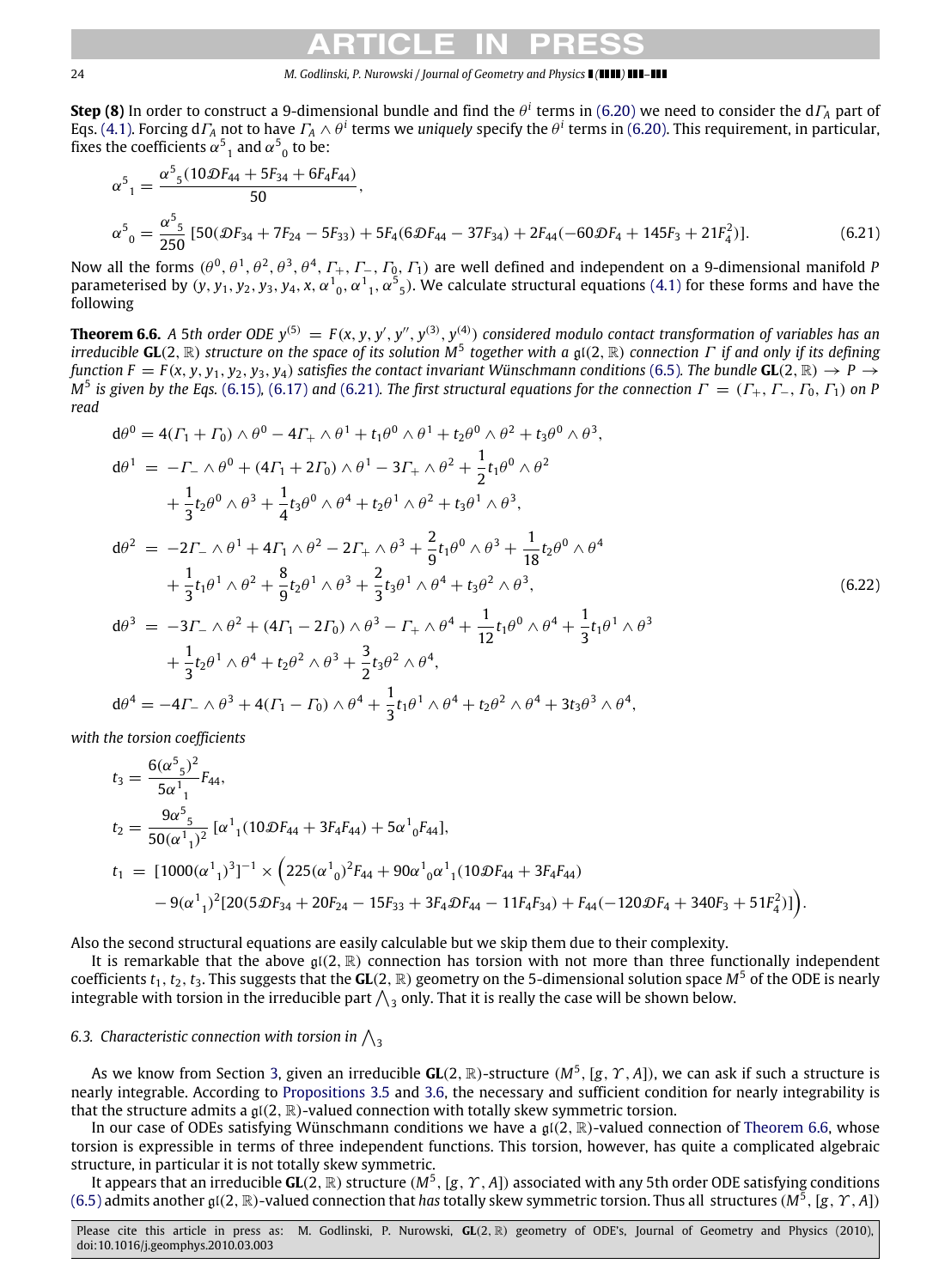**Step (8)** In order to construct a 9-dimensional bundle and find the $\theta^i$ terms in (6.20) we need to consider the $\mathrm{d}\Gamma_A$ part of Eqs. (4.1). Forcing $\mathrm{d}\Gamma_A$ not to have $\Gamma_A \wedge \theta^i$ terms we *uniquely* specify the $\theta^i$ terms in (6.20). This requirement, in particular, fixes the coefficients ${\alpha^5}_1$ and ${\alpha^5}_0$ to be:

$$
\begin{aligned}
{\alpha^5}_1 &= \frac{{\alpha^5}_5(10\mathcal{D}F_{44} + 5F_{34} + 6F_4F_{44})}{50},\\
{\alpha^5}_0 &= \frac{{\alpha^5}_5}{250}\,[50(\mathcal{D}F_{34} + 7F_{24} - 5F_{33}) + 5F_4(6\mathcal{D}F_{44} - 37F_{34}) + 2F_{44}(-60\mathcal{D}F_4 + 145F_3 + 21F_4^2)].
\end{aligned}
\tag{6.21}
$$

Now all the forms $(\theta^0, \theta^1, \theta^2, \theta^3, \theta^4, \Gamma_+, \Gamma_-, \Gamma_0, \Gamma_1)$ are well defined and independent on a 9-dimensional manifold $P$ parameterised by $(y, y_1, y_2, y_3, y_4, x, {\alpha^1}_0, {\alpha^1}_1, {\alpha^5}_5)$. We calculate structural equations (4.1) for these forms and have the following

**Theorem 6.6.** *A 5th order ODE $y^{(5)} = F(x, y, y', y'', y^{(3)}, y^{(4)})$ considered modulo contact transformation of variables has an irreducible $\mathbf{GL}(2,\mathbb{R})$ structure on the space of its solution $M^5$ together with a $\mathfrak{gl}(2,\mathbb{R})$ connection $\Gamma$ if and only if its defining function $F = F(x, y, y_1, y_2, y_3, y_4)$ satisfies the contact invariant Wünschmann conditions (6.5). The bundle $\mathbf{GL}(2,\mathbb{R}) \to P \to M^5$ is given by the Eqs. (6.15), (6.17) and (6.21). The first structural equations for the connection $\Gamma = (\Gamma_+, \Gamma_-, \Gamma_0, \Gamma_1)$ on $P$ read*

$$
\begin{aligned}
\mathrm{d}\theta^0 &= 4(\Gamma_1 + \Gamma_0) \wedge \theta^0 - 4\Gamma_+ \wedge \theta^1 + t_1\theta^0 \wedge \theta^1 + t_2\theta^0 \wedge \theta^2 + t_3\theta^0 \wedge \theta^3,\\
\mathrm{d}\theta^1 &= -\Gamma_- \wedge \theta^0 + (4\Gamma_1 + 2\Gamma_0) \wedge \theta^1 - 3\Gamma_+ \wedge \theta^2 + \frac{1}{2}t_1\theta^0 \wedge \theta^2\\
&\quad + \frac{1}{3}t_2\theta^0 \wedge \theta^3 + \frac{1}{4}t_3\theta^0 \wedge \theta^4 + t_2\theta^1 \wedge \theta^2 + t_3\theta^1 \wedge \theta^3,\\
\mathrm{d}\theta^2 &= -2\Gamma_- \wedge \theta^1 + 4\Gamma_1 \wedge \theta^2 - 2\Gamma_+ \wedge \theta^3 + \frac{2}{9}t_1\theta^0 \wedge \theta^3 + \frac{1}{18}t_2\theta^0 \wedge \theta^4\\
&\quad + \frac{1}{3}t_1\theta^1 \wedge \theta^2 + \frac{8}{9}t_2\theta^1 \wedge \theta^3 + \frac{2}{3}t_3\theta^1 \wedge \theta^4 + t_3\theta^2 \wedge \theta^3,\\
\mathrm{d}\theta^3 &= -3\Gamma_- \wedge \theta^2 + (4\Gamma_1 - 2\Gamma_0) \wedge \theta^3 - \Gamma_+ \wedge \theta^4 + \frac{1}{12}t_1\theta^0 \wedge \theta^4 + \frac{1}{3}t_1\theta^1 \wedge \theta^3\\
&\quad + \frac{1}{3}t_2\theta^1 \wedge \theta^4 + t_2\theta^2 \wedge \theta^3 + \frac{3}{2}t_3\theta^2 \wedge \theta^4,\\
\mathrm{d}\theta^4 &= -4\Gamma_- \wedge \theta^3 + 4(\Gamma_1 - \Gamma_0) \wedge \theta^4 + \frac{1}{3}t_1\theta^1 \wedge \theta^4 + t_2\theta^2 \wedge \theta^4 + 3t_3\theta^3 \wedge \theta^4,
\end{aligned}
\tag{6.22}
$$

*with the torsion coefficients*

$$
\begin{aligned}
t_3 &= \frac{6({\alpha^5}_5)^2}{5{\alpha^1}_1}F_{44},\\
t_2 &= \frac{9{\alpha^5}_5}{50({\alpha^1}_1)^2}\,[{\alpha^1}_1(10\mathcal{D}F_{44} + 3F_4F_{44}) + 5{\alpha^1}_0F_{44}],\\
t_1 &= [1000({\alpha^1}_1)^3]^{-1} \times \Big(225({\alpha^1}_0)^2F_{44} + 90{\alpha^1}_0{\alpha^1}_1(10\mathcal{D}F_{44} + 3F_4F_{44})\\
&\quad - 9({\alpha^1}_1)^2[20(5\mathcal{D}F_{34} + 20F_{24} - 15F_{33} + 3F_4\mathcal{D}F_{44} - 11F_4F_{34}) + F_{44}(-120\mathcal{D}F_4 + 340F_3 + 51F_4^2)]\Big).
\end{aligned}
$$

Also the second structural equations are easily calculable but we skip them due to their complexity.

It is remarkable that the above $\mathfrak{gl}(2,\mathbb{R})$ connection has torsion with not more than three functionally independent coefficients $t_1, t_2, t_3$. This suggests that the $\mathbf{GL}(2,\mathbb{R})$ geometry on the 5-dimensional solution space $M^5$ of the ODE is nearly integrable with torsion in the irreducible part $\bigwedge_3$ only. That it is really the case will be shown below.

### 6.3. Characteristic connection with torsion in $\bigwedge_3$

As we know from Section 3, given an irreducible $\mathbf{GL}(2,\mathbb{R})$-structure $(M^5, [g, \Upsilon, A])$, we can ask if such a structure is nearly integrable. According to Propositions 3.5 and 3.6, the necessary and sufficient condition for nearly integrability is that the structure admits a $\mathfrak{gl}(2,\mathbb{R})$-valued connection with totally skew symmetric torsion.

In our case of ODEs satisfying Wünschmann conditions we have a $\mathfrak{gl}(2,\mathbb{R})$-valued connection of Theorem 6.6, whose torsion is expressible in terms of three independent functions. This torsion, however, has quite a complicated algebraic structure, in particular it is not totally skew symmetric.

It appears that an irreducible $\mathbf{GL}(2,\mathbb{R})$ structure $(M^5, [g, \Upsilon, A])$ associated with any 5th order ODE satisfying conditions (6.5) admits another $\mathfrak{gl}(2,\mathbb{R})$-valued connection that *has* totally skew symmetric torsion. Thus all structures $(M^5, [g, \Upsilon, A])$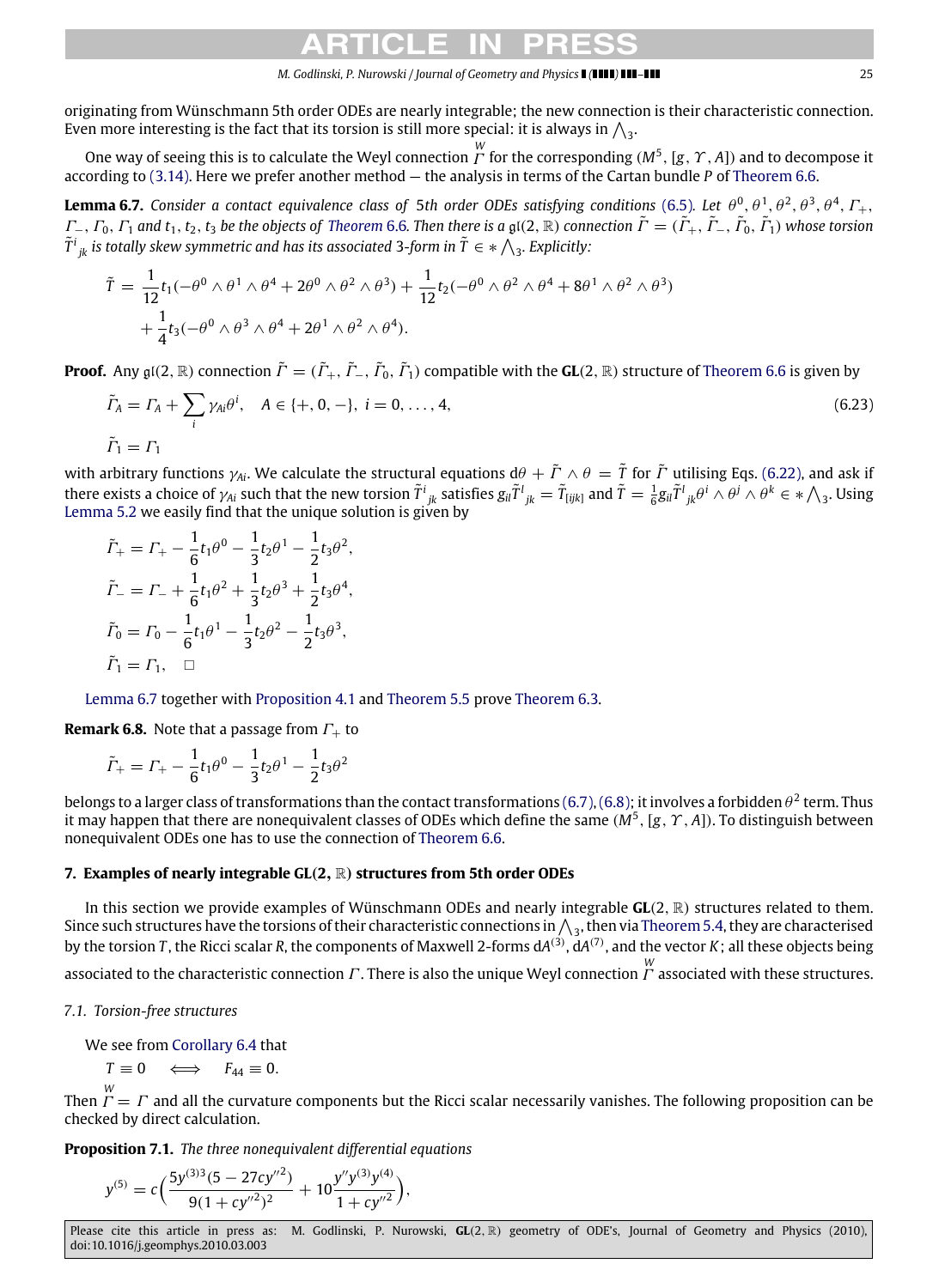originating from Wünschmann 5th order ODEs are nearly integrable; the new connection is their characteristic connection. Even more interesting is the fact that its torsion is still more special: it is always in $\bigwedge_3$.

One way of seeing this is to calculate the Weyl connection $\overset{W}{\Gamma}$ for the corresponding $(M^5, [g, \Upsilon, A])$ and to decompose it according to (3.14). Here we prefer another method — the analysis in terms of the Cartan bundle $P$ of Theorem 6.6.

**Lemma 6.7.** *Consider a contact equivalence class of 5th order ODEs satisfying conditions (6.5). Let $\theta^0, \theta^1, \theta^2, \theta^3, \theta^4, \Gamma_+, \Gamma_-, \Gamma_0, \Gamma_1$ and $t_1, t_2, t_3$ be the objects of Theorem 6.6. Then there is a $\mathfrak{gl}(2, \mathbb{R})$ connection $\tilde{\Gamma} = (\tilde{\Gamma}_+, \tilde{\Gamma}_-, \tilde{\Gamma}_0, \tilde{\Gamma}_1)$ whose torsion $\tilde{T}^i{}_{jk}$ is totally skew symmetric and has its associated 3-form in $\tilde{T} \in * \bigwedge_3$. Explicitly:*

$$\tilde{T} = \frac{1}{12}t_1(-\theta^0 \wedge \theta^1 \wedge \theta^4 + 2\theta^0 \wedge \theta^2 \wedge \theta^3) + \frac{1}{12}t_2(-\theta^0 \wedge \theta^2 \wedge \theta^4 + 8\theta^1 \wedge \theta^2 \wedge \theta^3) + \frac{1}{4}t_3(-\theta^0 \wedge \theta^3 \wedge \theta^4 + 2\theta^1 \wedge \theta^2 \wedge \theta^4).$$

**Proof.** Any $\mathfrak{gl}(2, \mathbb{R})$ connection $\tilde{\Gamma} = (\tilde{\Gamma}_+, \tilde{\Gamma}_-, \tilde{\Gamma}_0, \tilde{\Gamma}_1)$ compatible with the $\mathbf{GL}(2, \mathbb{R})$ structure of Theorem 6.6 is given by

$$\tilde{\Gamma}_A = \Gamma_A + \sum_i \gamma_{Ai}\theta^i, \quad A \in \{+, 0, -\},\ i = 0, \ldots, 4, \tag{6.23}$$
$$\tilde{\Gamma}_1 = \Gamma_1$$

with arbitrary functions $\gamma_{Ai}$. We calculate the structural equations $\mathrm{d}\theta + \tilde{\Gamma} \wedge \theta = \tilde{T}$ for $\tilde{\Gamma}$ utilising Eqs. (6.22), and ask if there exists a choice of $\gamma_{Ai}$ such that the new torsion $\tilde{T}^i{}_{jk}$ satisfies $g_{il}\tilde{T}^l{}_{jk} = \tilde{T}_{[ijk]}$ and $\tilde{T} = \frac{1}{6}g_{il}\tilde{T}^l{}_{jk}\theta^i \wedge \theta^j \wedge \theta^k \in * \bigwedge_3$. Using Lemma 5.2 we easily find that the unique solution is given by

$$\tilde{\Gamma}_+ = \Gamma_+ - \frac{1}{6}t_1\theta^0 - \frac{1}{3}t_2\theta^1 - \frac{1}{2}t_3\theta^2,$$
$$\tilde{\Gamma}_- = \Gamma_- + \frac{1}{6}t_1\theta^2 + \frac{1}{3}t_2\theta^3 + \frac{1}{2}t_3\theta^4,$$
$$\tilde{\Gamma}_0 = \Gamma_0 - \frac{1}{6}t_1\theta^1 - \frac{1}{3}t_2\theta^2 - \frac{1}{2}t_3\theta^3,$$
$$\tilde{\Gamma}_1 = \Gamma_1, \quad \square$$

Lemma 6.7 together with Proposition 4.1 and Theorem 5.5 prove Theorem 6.3.

**Remark 6.8.** Note that a passage from $\Gamma_+$ to

$$\tilde{\Gamma}_+ = \Gamma_+ - \frac{1}{6}t_1\theta^0 - \frac{1}{3}t_2\theta^1 - \frac{1}{2}t_3\theta^2$$

belongs to a larger class of transformations than the contact transformations (6.7), (6.8); it involves a forbidden $\theta^2$ term. Thus it may happen that there are nonequivalent classes of ODEs which define the same $(M^5, [g, \Upsilon, A])$. To distinguish between nonequivalent ODEs one has to use the connection of Theorem 6.6.

## 7. Examples of nearly integrable $\mathbf{GL}(2, \mathbb{R})$ structures from 5th order ODEs

In this section we provide examples of Wünschmann ODEs and nearly integrable $\mathbf{GL}(2, \mathbb{R})$ structures related to them. Since such structures have the torsions of their characteristic connections in $\bigwedge_3$, then via Theorem 5.4, they are characterised by the torsion $T$, the Ricci scalar $R$, the components of Maxwell 2-forms $\mathrm{d}A^{(3)}$, $\mathrm{d}A^{(7)}$, and the vector $K$; all these objects being associated to the characteristic connection $\Gamma$. There is also the unique Weyl connection $\overset{W}{\Gamma}$ associated with these structures.

### 7.1. Torsion-free structures

We see from Corollary 6.4 that

$$T \equiv 0 \quad \Longleftrightarrow \quad F_{44} \equiv 0.$$

Then $\overset{W}{\Gamma} = \Gamma$ and all the curvature components but the Ricci scalar necessarily vanishes. The following proposition can be checked by direct calculation.

**Proposition 7.1.** *The three nonequivalent differential equations*

$$y^{(5)} = c\Big(\frac{5y^{(3)3}(5 - 27cy''^2)}{9(1 + cy''^2)^2} + 10\frac{y''y^{(3)}y^{(4)}}{1 + cy''^2}\Big),$$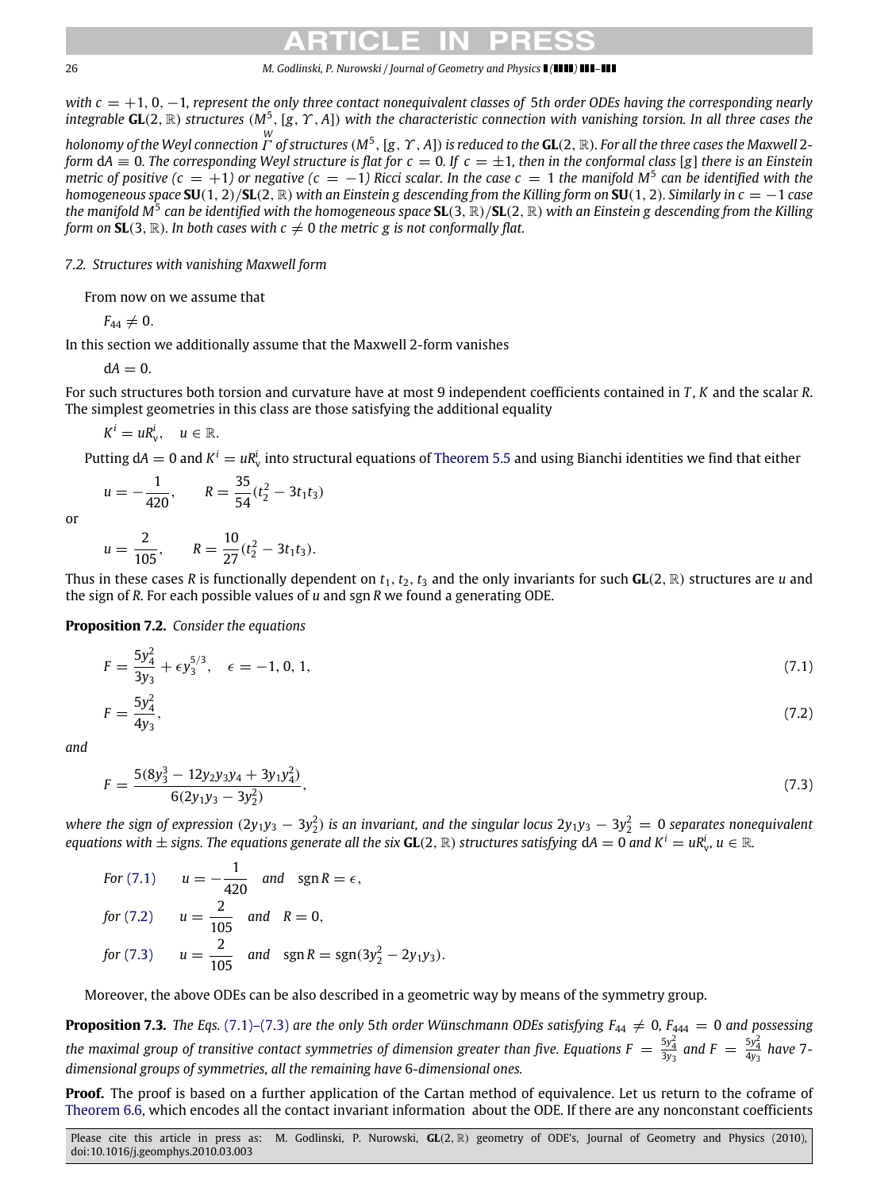*with $c = +1, 0, -1$, represent the only three contact nonequivalent classes of 5th order ODEs having the corresponding nearly integrable $\mathbf{GL}(2,\mathbb{R})$ structures $(M^5, [g, \Upsilon, A])$ with the characteristic connection with vanishing torsion. In all three cases the holonomy of the Weyl connection $\overset{W}{\Gamma}$ of structures $(M^5, [g, \Upsilon, A])$ is reduced to the $\mathbf{GL}(2,\mathbb{R})$. For all the three cases the Maxwell 2-form $\mathrm{d}A \equiv 0$. The corresponding Weyl structure is flat for $c = 0$. If $c = \pm 1$, then in the conformal class $[g]$ there is an Einstein metric of positive ($c = +1$) or negative ($c = -1$) Ricci scalar. In the case $c = 1$ the manifold $M^5$ can be identified with the homogeneous space $\mathbf{SU}(1,2)/\mathbf{SL}(2,\mathbb{R})$ with an Einstein $g$ descending from the Killing form on $\mathbf{SU}(1,2)$. Similarly in $c = -1$ case the manifold $M^5$ can be identified with the homogeneous space $\mathbf{SL}(3,\mathbb{R})/\mathbf{SL}(2,\mathbb{R})$ with an Einstein $g$ descending from the Killing form on $\mathbf{SL}(3,\mathbb{R})$. In both cases with $c \neq 0$ the metric $g$ is not conformally flat.*

### *7.2. Structures with vanishing Maxwell form*

From now on we assume that

$$F_{44} \neq 0.$$

In this section we additionally assume that the Maxwell 2-form vanishes

$$\mathrm{d}A = 0.$$

For such structures both torsion and curvature have at most 9 independent coefficients contained in $T$, $K$ and the scalar $R$. The simplest geometries in this class are those satisfying the additional equality

$$K^i = uR^i_{\mathrm{v}}, \quad u \in \mathbb{R}.$$

Putting $\mathrm{d}A = 0$ and $K^i = uR^i_{\mathrm{v}}$ into structural equations of Theorem 5.5 and using Bianchi identities we find that either

$$u = -\frac{1}{420}, \qquad R = \frac{35}{54}(t_2^2 - 3t_1t_3)$$

or

$$u = \frac{2}{105}, \qquad R = \frac{10}{27}(t_2^2 - 3t_1t_3).$$

Thus in these cases $R$ is functionally dependent on $t_1, t_2, t_3$ and the only invariants for such $\mathbf{GL}(2,\mathbb{R})$ structures are $u$ and the sign of $R$. For each possible values of $u$ and $\operatorname{sgn} R$ we found a generating ODE.

**Proposition 7.2.** *Consider the equations*

$$F = \frac{5y_4^2}{3y_3} + \epsilon y_3^{5/3}, \quad \epsilon = -1, 0, 1, \tag{7.1}$$

$$F = \frac{5y_4^2}{4y_3}, \tag{7.2}$$

*and*

$$F = \frac{5(8y_3^3 - 12y_2y_3y_4 + 3y_1y_4^2)}{6(2y_1y_3 - 3y_2^2)}, \tag{7.3}$$

*where the sign of expression $(2y_1y_3 - 3y_2^2)$ is an invariant, and the singular locus $2y_1y_3 - 3y_2^2 = 0$ separates nonequivalent equations with $\pm$ signs. The equations generate all the six $\mathbf{GL}(2,\mathbb{R})$ structures satisfying $\mathrm{d}A = 0$ and $K^i = uR^i_{\mathrm{v}}$, $u \in \mathbb{R}$.*

*For (7.1)* $\quad u = -\dfrac{1}{420} \quad$ *and* $\quad \operatorname{sgn} R = \epsilon,$

*for (7.2)* $\quad u = \dfrac{2}{105} \quad$ *and* $\quad R = 0,$

*for (7.3)* $\quad u = \dfrac{2}{105} \quad$ *and* $\quad \operatorname{sgn} R = \operatorname{sgn}(3y_2^2 - 2y_1y_3).$

Moreover, the above ODEs can be also described in a geometric way by means of the symmetry group.

**Proposition 7.3.** *The Eqs. (7.1)–(7.3) are the only 5th order Wünschmann ODEs satisfying $F_{44} \neq 0$, $F_{444} = 0$ and possessing the maximal group of transitive contact symmetries of dimension greater than five. Equations $F = \frac{5y_4^2}{3y_3}$ and $F = \frac{5y_4^2}{4y_3}$ have 7-dimensional groups of symmetries, all the remaining have 6-dimensional ones.*

**Proof.** The proof is based on a further application of the Cartan method of equivalence. Let us return to the coframe of Theorem 6.6, which encodes all the contact invariant information about the ODE. If there are any nonconstant coefficients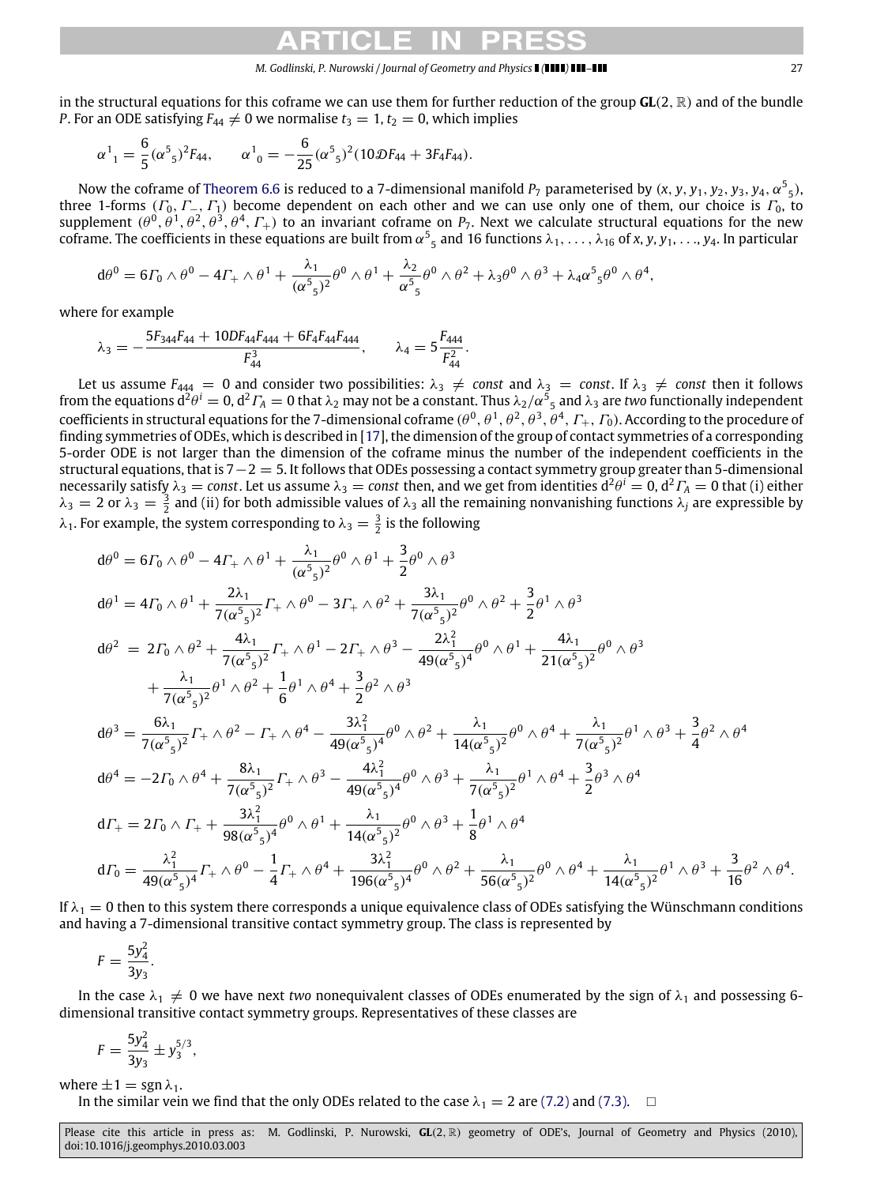in the structural equations for this coframe we can use them for further reduction of the group $\mathbf{GL}(2,\mathbb{R})$ and of the bundle $P$. For an ODE satisfying $F_{44}\neq 0$ we normalise $t_3=1$, $t_2=0$, which implies

$$\alpha^1{}_1=\frac{6}{5}(\alpha^5{}_5)^2F_{44},\qquad \alpha^1{}_0=-\frac{6}{25}(\alpha^5{}_5)^2(10\mathcal{D}F_{44}+3F_4F_{44}).$$

Now the coframe of Theorem 6.6 is reduced to a 7-dimensional manifold $P_7$ parameterised by $(x,y,y_1,y_2,y_3,y_4,\alpha^5{}_5)$, three 1-forms $(\Gamma_0,\Gamma_-,\Gamma_1)$ become dependent on each other and we can use only one of them, our choice is $\Gamma_0$, to supplement $(\theta^0,\theta^1,\theta^2,\theta^3,\theta^4,\Gamma_+)$ to an invariant coframe on $P_7$. Next we calculate structural equations for the new coframe. The coefficients in these equations are built from $\alpha^5{}_5$ and 16 functions $\lambda_1,\dots,\lambda_{16}$ of $x,y,y_1,\dots,y_4$. In particular

$$\mathrm{d}\theta^0=6\Gamma_0\wedge\theta^0-4\Gamma_+\wedge\theta^1+\frac{\lambda_1}{(\alpha^5{}_5)^2}\theta^0\wedge\theta^1+\frac{\lambda_2}{\alpha^5{}_5}\theta^0\wedge\theta^2+\lambda_3\theta^0\wedge\theta^3+\lambda_4\alpha^5{}_5\theta^0\wedge\theta^4,$$

where for example

$$\lambda_3=-\frac{5F_{344}F_{44}+10\mathcal{D}F_{44}F_{444}+6F_4F_{44}F_{444}}{F_{44}^3},\qquad \lambda_4=5\frac{F_{444}}{F_{44}^2}.$$

Let us assume $F_{444}=0$ and consider two possibilities: $\lambda_3\neq const$ and $\lambda_3=const$. If $\lambda_3\neq const$ then it follows from the equations $\mathrm{d}^2\theta^i=0$, $\mathrm{d}^2\Gamma_A=0$ that $\lambda_2$ may not be a constant. Thus $\lambda_2/\alpha^5{}_5$ and $\lambda_3$ are *two* functionally independent coefficients in structural equations for the 7-dimensional coframe $(\theta^0,\theta^1,\theta^2,\theta^3,\theta^4,\Gamma_+,\Gamma_0)$. According to the procedure of finding symmetries of ODEs, which is described in [17], the dimension of the group of contact symmetries of a corresponding 5-order ODE is not larger than the dimension of the coframe minus the number of the independent coefficients in the structural equations, that is $7-2=5$. It follows that ODEs possessing a contact symmetry group greater than 5-dimensional necessarily satisfy $\lambda_3=const$. Let us assume $\lambda_3=const$ then, and we get from identities $\mathrm{d}^2\theta^i=0$, $\mathrm{d}^2\Gamma_A=0$ that (i) either $\lambda_3=2$ or $\lambda_3=\frac{3}{2}$ and (ii) for both admissible values of $\lambda_3$ all the remaining nonvanishing functions $\lambda_j$ are expressible by $\lambda_1$. For example, the system corresponding to $\lambda_3=\frac{3}{2}$ is the following

$$\mathrm{d}\theta^0=6\Gamma_0\wedge\theta^0-4\Gamma_+\wedge\theta^1+\frac{\lambda_1}{(\alpha^5{}_5)^2}\theta^0\wedge\theta^1+\frac{3}{2}\theta^0\wedge\theta^3$$

$$\mathrm{d}\theta^1=4\Gamma_0\wedge\theta^1+\frac{2\lambda_1}{7(\alpha^5{}_5)^2}\Gamma_+\wedge\theta^0-3\Gamma_+\wedge\theta^2+\frac{3\lambda_1}{7(\alpha^5{}_5)^2}\theta^0\wedge\theta^2+\frac{3}{2}\theta^1\wedge\theta^3$$

$$\begin{aligned}\mathrm{d}\theta^2=\;&2\Gamma_0\wedge\theta^2+\frac{4\lambda_1}{7(\alpha^5{}_5)^2}\Gamma_+\wedge\theta^1-2\Gamma_+\wedge\theta^3-\frac{2\lambda_1^2}{49(\alpha^5{}_5)^4}\theta^0\wedge\theta^1+\frac{4\lambda_1}{21(\alpha^5{}_5)^2}\theta^0\wedge\theta^3\\&+\frac{\lambda_1}{7(\alpha^5{}_5)^2}\theta^1\wedge\theta^2+\frac{1}{6}\theta^1\wedge\theta^4+\frac{3}{2}\theta^2\wedge\theta^3\end{aligned}$$

$$\mathrm{d}\theta^3=\frac{6\lambda_1}{7(\alpha^5{}_5)^2}\Gamma_+\wedge\theta^2-\Gamma_+\wedge\theta^4-\frac{3\lambda_1^2}{49(\alpha^5{}_5)^4}\theta^0\wedge\theta^2+\frac{\lambda_1}{14(\alpha^5{}_5)^2}\theta^0\wedge\theta^4+\frac{\lambda_1}{7(\alpha^5{}_5)^2}\theta^1\wedge\theta^3+\frac{3}{4}\theta^2\wedge\theta^4$$

$$\mathrm{d}\theta^4=-2\Gamma_0\wedge\theta^4+\frac{8\lambda_1}{7(\alpha^5{}_5)^2}\Gamma_+\wedge\theta^3-\frac{4\lambda_1^2}{49(\alpha^5{}_5)^4}\theta^0\wedge\theta^3+\frac{\lambda_1}{7(\alpha^5{}_5)^2}\theta^1\wedge\theta^4+\frac{3}{2}\theta^3\wedge\theta^4$$

$$\mathrm{d}\Gamma_+=2\Gamma_0\wedge\Gamma_++\frac{3\lambda_1^2}{98(\alpha^5{}_5)^4}\theta^0\wedge\theta^1+\frac{\lambda_1}{14(\alpha^5{}_5)^2}\theta^0\wedge\theta^3+\frac{1}{8}\theta^1\wedge\theta^4$$

$$\mathrm{d}\Gamma_0=\frac{\lambda_1^2}{49(\alpha^5{}_5)^4}\Gamma_+\wedge\theta^0-\frac{1}{4}\Gamma_+\wedge\theta^4+\frac{3\lambda_1^2}{196(\alpha^5{}_5)^4}\theta^0\wedge\theta^2+\frac{\lambda_1}{56(\alpha^5{}_5)^2}\theta^0\wedge\theta^4+\frac{\lambda_1}{14(\alpha^5{}_5)^2}\theta^1\wedge\theta^3+\frac{3}{16}\theta^2\wedge\theta^4.$$

If $\lambda_1=0$ then to this system there corresponds a unique equivalence class of ODEs satisfying the Wünschmann conditions and having a 7-dimensional transitive contact symmetry group. The class is represented by

$$F=\frac{5y_4^2}{3y_3}.$$

In the case $\lambda_1\neq 0$ we have next *two* nonequivalent classes of ODEs enumerated by the sign of $\lambda_1$ and possessing 6-dimensional transitive contact symmetry groups. Representatives of these classes are

$$F=\frac{5y_4^2}{3y_3}\pm y_3^{5/3},$$

where $\pm 1=\operatorname{sgn}\lambda_1$.

In the similar vein we find that the only ODEs related to the case $\lambda_1=2$ are (7.2) and (7.3). $\square$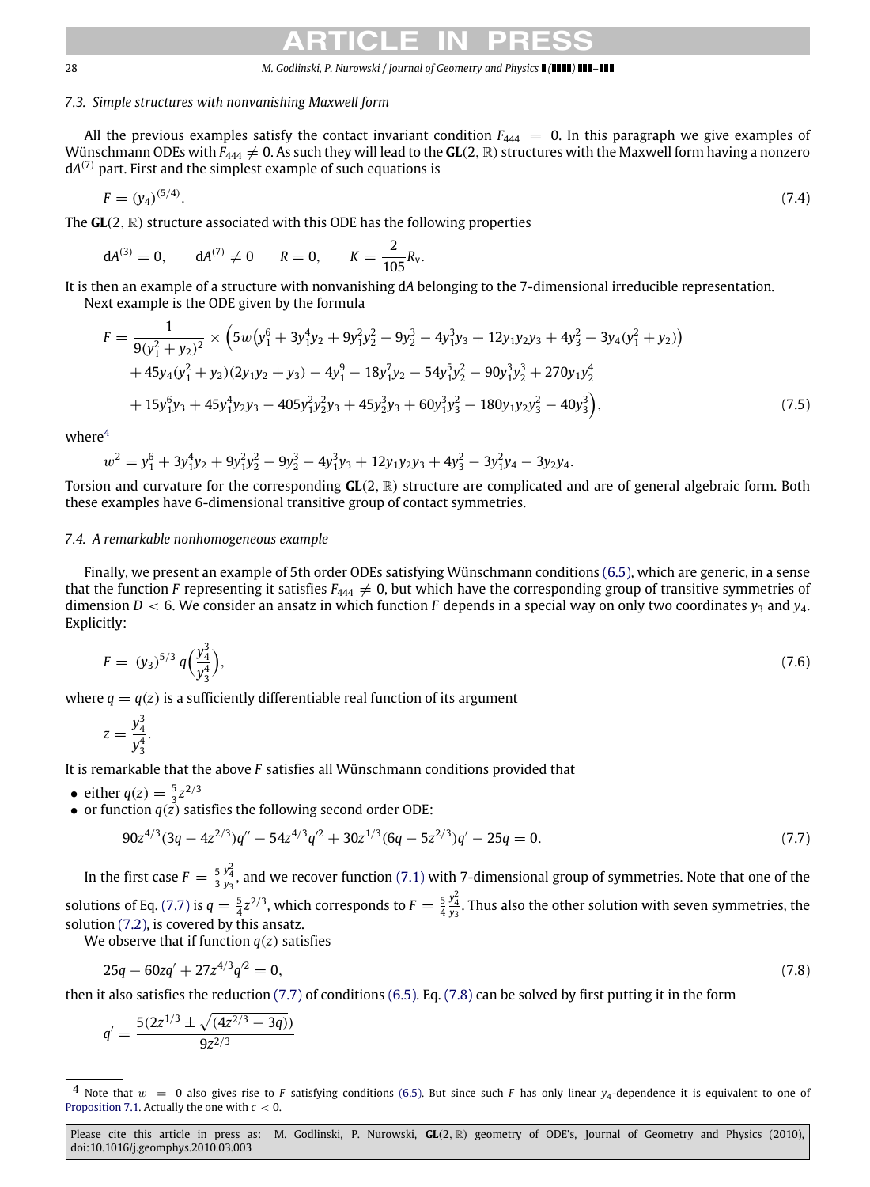### 7.3. Simple structures with nonvanishing Maxwell form

All the previous examples satisfy the contact invariant condition $F_{444} = 0$. In this paragraph we give examples of Wünschmann ODEs with $F_{444} \neq 0$. As such they will lead to the $\mathbf{GL}(2, \mathbb{R})$ structures with the Maxwell form having a nonzero $\mathrm{d}A^{(7)}$ part. First and the simplest example of such equations is

$$F = (y_4)^{(5/4)}. \tag{7.4}$$

The $\mathbf{GL}(2, \mathbb{R})$ structure associated with this ODE has the following properties

$$\mathrm{d}A^{(3)} = 0, \qquad \mathrm{d}A^{(7)} \neq 0 \qquad R = 0, \qquad K = \frac{2}{105} R_{\mathrm{v}}.$$

It is then an example of a structure with nonvanishing $\mathrm{d}A$ belonging to the 7-dimensional irreducible representation.

Next example is the ODE given by the formula

$$\begin{aligned} F = \frac{1}{9(y_1^2 + y_2)^2} \times \Big( & 5w\big(y_1^6 + 3y_1^4 y_2 + 9y_1^2 y_2^2 - 9y_2^3 - 4y_1^3 y_3 + 12 y_1 y_2 y_3 + 4y_3^2 - 3y_4(y_1^2 + y_2)\big) \\ & + 45 y_4 (y_1^2 + y_2)(2y_1 y_2 + y_3) - 4y_1^9 - 18 y_1^7 y_2 - 54 y_1^5 y_2^2 - 90 y_1^3 y_2^3 + 270 y_1 y_2^4 \\ & + 15 y_1^6 y_3 + 45 y_1^4 y_2 y_3 - 405 y_1^2 y_2^2 y_3 + 45 y_2^3 y_3 + 60 y_1^3 y_3^2 - 180 y_1 y_2 y_3^2 - 40 y_3^3 \Big), \end{aligned} \tag{7.5}$$

where[4]

$$w^2 = y_1^6 + 3y_1^4 y_2 + 9y_1^2 y_2^2 - 9y_2^3 - 4y_1^3 y_3 + 12 y_1 y_2 y_3 + 4y_3^2 - 3y_1^2 y_4 - 3y_2 y_4.$$

Torsion and curvature for the corresponding $\mathbf{GL}(2, \mathbb{R})$ structure are complicated and are of general algebraic form. Both these examples have 6-dimensional transitive group of contact symmetries.

### 7.4. A remarkable nonhomogeneous example

Finally, we present an example of 5th order ODEs satisfying Wünschmann conditions (6.5), which are generic, in a sense that the function $F$ representing it satisfies $F_{444} \neq 0$, but which have the corresponding group of transitive symmetries of dimension $D < 6$. We consider an ansatz in which function $F$ depends in a special way on only two coordinates $y_3$ and $y_4$. Explicitly:

$$F = (y_3)^{5/3}\, q\Big(\frac{y_4^3}{y_3^4}\Big), \tag{7.6}$$

where $q = q(z)$ is a sufficiently differentiable real function of its argument

$$z = \frac{y_4^3}{y_3^4}.$$

It is remarkable that the above $F$ satisfies all Wünschmann conditions provided that

- either $q(z) = \frac{5}{3} z^{2/3}$
- or function $q(z)$ satisfies the following second order ODE:

$$90 z^{4/3}(3q - 4z^{2/3})q'' - 54 z^{4/3} q'^2 + 30 z^{1/3}(6q - 5z^{2/3})q' - 25q = 0. \tag{7.7}$$

In the first case $F = \frac{5}{3}\frac{y_4^2}{y_3}$, and we recover function (7.1) with 7-dimensional group of symmetries. Note that one of the solutions of Eq. (7.7) is $q = \frac{5}{4} z^{2/3}$, which corresponds to $F = \frac{5}{4}\frac{y_4^2}{y_3}$. Thus also the other solution with seven symmetries, the solution (7.2), is covered by this ansatz.

We observe that if function $q(z)$ satisfies

$$25q - 60zq' + 27z^{4/3}q'^2 = 0, \tag{7.8}$$

then it also satisfies the reduction (7.7) of conditions (6.5). Eq. (7.8) can be solved by first putting it in the form

$$q' = \frac{5(2z^{1/3} \pm \sqrt{(4z^{2/3} - 3q)})}{9z^{2/3}}$$

---

[4] Note that $w = 0$ also gives rise to $F$ satisfying conditions (6.5). But since such $F$ has only linear $y_4$-dependence it is equivalent to one of Proposition 7.1. Actually the one with $c < 0$.

Please cite this article in press as: M. Godlinski, P. Nurowski, $\mathbf{GL}(2, \mathbb{R})$ geometry of ODE's, Journal of Geometry and Physics (2010), doi:10.1016/j.geomphys.2010.03.003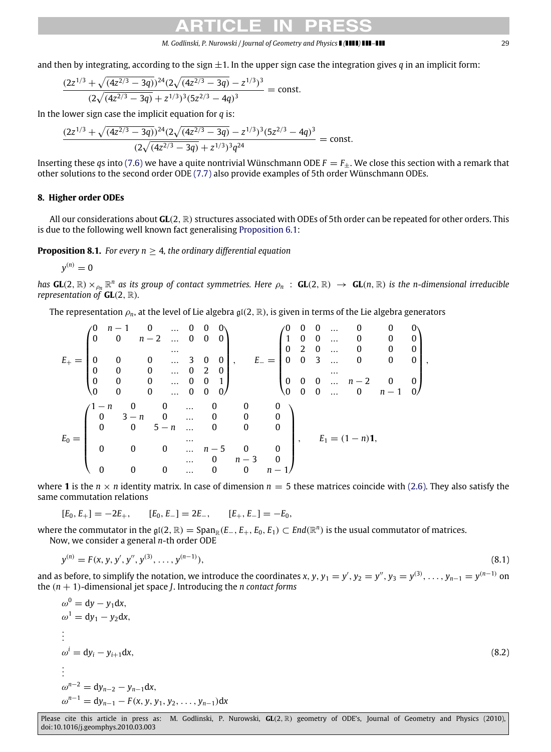and then by integrating, according to the sign $\pm 1$. In the upper sign case the integration gives $q$ in an implicit form:

$$\frac{(2z^{1/3}+\sqrt{(4z^{2/3}-3q)})^{24}(2\sqrt{(4z^{2/3}-3q)}-z^{1/3})^3}{(2\sqrt{(4z^{2/3}-3q)}+z^{1/3})^3(5z^{2/3}-4q)^3}=\text{const.}$$

In the lower sign case the implicit equation for $q$ is:

$$\frac{(2z^{1/3}+\sqrt{(4z^{2/3}-3q)})^{24}(2\sqrt{(4z^{2/3}-3q)}-z^{1/3})^3(5z^{2/3}-4q)^3}{(2\sqrt{(4z^{2/3}-3q)}+z^{1/3})^3q^{24}}=\text{const.}$$

Inserting these $q$s into (7.6) we have a quite nontrivial Wünschmann ODE $F = F_{\pm}$. We close this section with a remark that other solutions to the second order ODE (7.7) also provide examples of 5th order Wünschmann ODEs.

## 8. Higher order ODEs

All our considerations about $\mathbf{GL}(2,\mathbb{R})$ structures associated with ODEs of 5th order can be repeated for other orders. This is due to the following well known fact generalising Proposition 6.1:

**Proposition 8.1.** *For every $n \geq 4$, the ordinary differential equation*

$$y^{(n)} = 0$$

*has $\mathbf{GL}(2,\mathbb{R}) \times_{\rho_n} \mathbb{R}^n$ as its group of contact symmetries. Here $\rho_n : \mathbf{GL}(2,\mathbb{R}) \to \mathbf{GL}(n,\mathbb{R})$ is the $n$-dimensional irreducible representation of $\mathbf{GL}(2,\mathbb{R})$.*

The representation $\rho_n$, at the level of Lie algebra $\mathfrak{gl}(2,\mathbb{R})$, is given in terms of the Lie algebra generators

$$E_+=\begin{pmatrix}0 & n-1 & 0 & \dots & 0 & 0 & 0\\ 0 & 0 & n-2 & \dots & 0 & 0 & 0\\ & & & \dots & & & \\ 0 & 0 & 0 & \dots & 3 & 0 & 0\\ 0 & 0 & 0 & \dots & 0 & 2 & 0\\ 0 & 0 & 0 & \dots & 0 & 0 & 1\\ 0 & 0 & 0 & \dots & 0 & 0 & 0\end{pmatrix},\qquad E_-=\begin{pmatrix}0 & 0 & 0 & \dots & 0 & 0 & 0\\ 1 & 0 & 0 & \dots & 0 & 0 & 0\\ 0 & 2 & 0 & \dots & 0 & 0 & 0\\ 0 & 0 & 3 & \dots & 0 & 0 & 0\\ & & & \dots & & & \\ 0 & 0 & 0 & \dots & n-2 & 0 & 0\\ 0 & 0 & 0 & \dots & 0 & n-1 & 0\end{pmatrix},$$

$$E_0=\begin{pmatrix}1-n & 0 & 0 & \dots & 0 & 0 & 0\\ 0 & 3-n & 0 & \dots & 0 & 0 & 0\\ 0 & 0 & 5-n & \dots & 0 & 0 & 0\\ & & & \dots & & & \\ 0 & 0 & 0 & \dots & n-5 & 0 & 0\\ & & & \dots & 0 & n-3 & 0\\ 0 & 0 & 0 & \dots & 0 & 0 & n-1\end{pmatrix},\qquad E_1=(1-n)\mathbf{1},$$

where $\mathbf{1}$ is the $n \times n$ identity matrix. In case of dimension $n = 5$ these matrices coincide with (2.6). They also satisfy the same commutation relations

$$[E_0, E_+] = -2E_+, \qquad [E_0, E_-] = 2E_-, \qquad [E_+, E_-] = -E_0,$$

where the commutator in the $\mathfrak{gl}(2,\mathbb{R}) = \mathrm{Span}_{\mathbb{R}}(E_-, E_+, E_0, E_1) \subset End(\mathbb{R}^n)$ is the usual commutator of matrices.

Now, we consider a general $n$-th order ODE

$$y^{(n)} = F(x, y, y', y'', y^{(3)}, \dots, y^{(n-1)}), \tag{8.1}$$

and as before, to simplify the notation, we introduce the coordinates $x, y, y_1 = y', y_2 = y'', y_3 = y^{(3)}, \dots, y_{n-1} = y^{(n-1)}$ on the $(n+1)$-dimensional jet space $J$. Introducing the *n contact forms*

$$\begin{aligned}
\omega^0 &= \mathrm{d}y - y_1\mathrm{d}x,\\
\omega^1 &= \mathrm{d}y_1 - y_2\mathrm{d}x,\\
&\vdots\\
\omega^i &= \mathrm{d}y_i - y_{i+1}\mathrm{d}x,\\
&\vdots\\
\omega^{n-2} &= \mathrm{d}y_{n-2} - y_{n-1}\mathrm{d}x,\\
\omega^{n-1} &= \mathrm{d}y_{n-1} - F(x, y, y_1, y_2, \dots, y_{n-1})\mathrm{d}x
\end{aligned} \tag{8.2}$$

Please cite this article in press as: M. Godlinski, P. Nurowski, $\mathbf{GL}(2,\mathbb{R})$ geometry of ODE's, Journal of Geometry and Physics (2010), doi:10.1016/j.geomphys.2010.03.003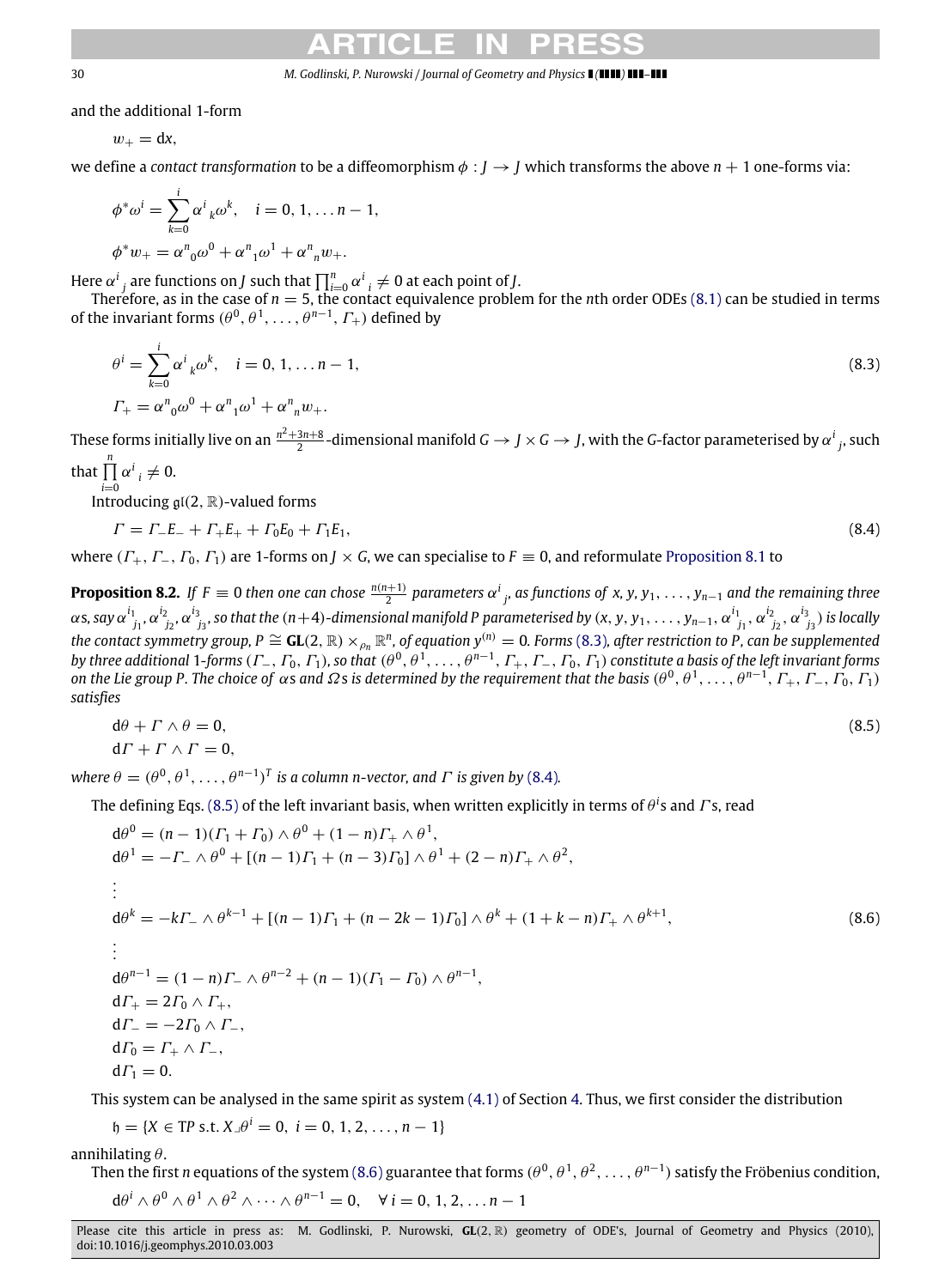and the additional 1-form

$$w_+ = \mathrm{d}x,$$

we define a *contact transformation* to be a diffeomorphism $\phi : J \to J$ which transforms the above $n+1$ one-forms via:

$$\phi^* \omega^i = \sum_{k=0}^{i} \alpha^i{}_k \omega^k, \quad i = 0, 1, \ldots n-1,$$

$$\phi^* w_+ = \alpha^n{}_0 \omega^0 + \alpha^n{}_1 \omega^1 + \alpha^n{}_n w_+.$$

Here $\alpha^i{}_j$ are functions on $J$ such that $\prod_{i=0}^{n} \alpha^i{}_i \neq 0$ at each point of $J$.

Therefore, as in the case of $n = 5$, the contact equivalence problem for the $n$th order ODEs (8.1) can be studied in terms of the invariant forms $(\theta^0, \theta^1, \ldots, \theta^{n-1}, \Gamma_+)$ defined by

$$\theta^i = \sum_{k=0}^{i} \alpha^i{}_k \omega^k, \quad i = 0, 1, \ldots n-1, \tag{8.3}$$

$$\Gamma_+ = \alpha^n{}_0 \omega^0 + \alpha^n{}_1 \omega^1 + \alpha^n{}_n w_+.$$

These forms initially live on an $\frac{n^2+3n+8}{2}$-dimensional manifold $G \to J \times G \to J$, with the $G$-factor parameterised by $\alpha^i{}_j$, such that $\prod_{i=0}^{n} \alpha^i{}_i \neq 0$.

Introducing $\mathfrak{gl}(2, \mathbb{R})$-valued forms

$$\Gamma = \Gamma_- E_- + \Gamma_+ E_+ + \Gamma_0 E_0 + \Gamma_1 E_1, \tag{8.4}$$

where $(\Gamma_+, \Gamma_-, \Gamma_0, \Gamma_1)$ are 1-forms on $J \times G$, we can specialise to $F \equiv 0$, and reformulate Proposition 8.1 to

**Proposition 8.2.** *If $F \equiv 0$ then one can chose $\frac{n(n+1)}{2}$ parameters $\alpha^i{}_j$, as functions of $x, y, y_1, \ldots, y_{n-1}$ and the remaining three $\alpha$s, say $\alpha^{i_1}{}_{j_1}, \alpha^{i_2}{}_{j_2}, \alpha^{i_3}{}_{j_3}$, so that the $(n+4)$-dimensional manifold $P$ parameterised by $(x, y, y_1, \ldots, y_{n-1}, \alpha^{i_1}{}_{j_1}, \alpha^{i_2}{}_{j_2}, \alpha^{i_3}{}_{j_3})$ is locally the contact symmetry group, $P \cong \mathbf{GL}(2, \mathbb{R}) \times_{\rho_n} \mathbb{R}^n$, of equation $y^{(n)} = 0$. Forms (8.3), after restriction to $P$, can be supplemented by three additional 1-forms $(\Gamma_-, \Gamma_0, \Gamma_1)$, so that $(\theta^0, \theta^1, \ldots, \theta^{n-1}, \Gamma_+, \Gamma_-, \Gamma_0, \Gamma_1)$ constitute a basis of the left invariant forms on the Lie group $P$. The choice of $\alpha$s and $\Omega$s is determined by the requirement that the basis $(\theta^0, \theta^1, \ldots, \theta^{n-1}, \Gamma_+, \Gamma_-, \Gamma_0, \Gamma_1)$ satisfies*

$$\mathrm{d}\theta + \Gamma \wedge \theta = 0, \tag{8.5}$$

$$\mathrm{d}\Gamma + \Gamma \wedge \Gamma = 0,$$

*where $\theta = (\theta^0, \theta^1, \ldots, \theta^{n-1})^T$ is a column $n$-vector, and $\Gamma$ is given by (8.4).*

The defining Eqs. (8.5) of the left invariant basis, when written explicitly in terms of $\theta^i$s and $\Gamma$s, read

$$\begin{aligned}
\mathrm{d}\theta^0 &= (n-1)(\Gamma_1 + \Gamma_0) \wedge \theta^0 + (1-n)\Gamma_+ \wedge \theta^1, \\
\mathrm{d}\theta^1 &= -\Gamma_- \wedge \theta^0 + [(n-1)\Gamma_1 + (n-3)\Gamma_0] \wedge \theta^1 + (2-n)\Gamma_+ \wedge \theta^2, \\
&\vdots \\
\mathrm{d}\theta^k &= -k\Gamma_- \wedge \theta^{k-1} + [(n-1)\Gamma_1 + (n-2k-1)\Gamma_0] \wedge \theta^k + (1+k-n)\Gamma_+ \wedge \theta^{k+1}, \\
&\vdots \\
\mathrm{d}\theta^{n-1} &= (1-n)\Gamma_- \wedge \theta^{n-2} + (n-1)(\Gamma_1 - \Gamma_0) \wedge \theta^{n-1}, \\
\mathrm{d}\Gamma_+ &= 2\Gamma_0 \wedge \Gamma_+, \\
\mathrm{d}\Gamma_- &= -2\Gamma_0 \wedge \Gamma_-, \\
\mathrm{d}\Gamma_0 &= \Gamma_+ \wedge \Gamma_-, \\
\mathrm{d}\Gamma_1 &= 0.
\end{aligned} \tag{8.6}$$

This system can be analysed in the same spirit as system (4.1) of Section 4. Thus, we first consider the distribution

$$\mathfrak{h} = \{X \in \mathrm{T}P \text{ s.t. } X \lrcorner \theta^i = 0,\ i = 0, 1, 2, \ldots, n-1\}$$

annihilating $\theta$.

Then the first $n$ equations of the system (8.6) guarantee that forms $(\theta^0, \theta^1, \theta^2, \ldots, \theta^{n-1})$ satisfy the Fröbenius condition,

$$\mathrm{d}\theta^i \wedge \theta^0 \wedge \theta^1 \wedge \theta^2 \wedge \cdots \wedge \theta^{n-1} = 0, \quad \forall\, i = 0, 1, 2, \ldots n-1$$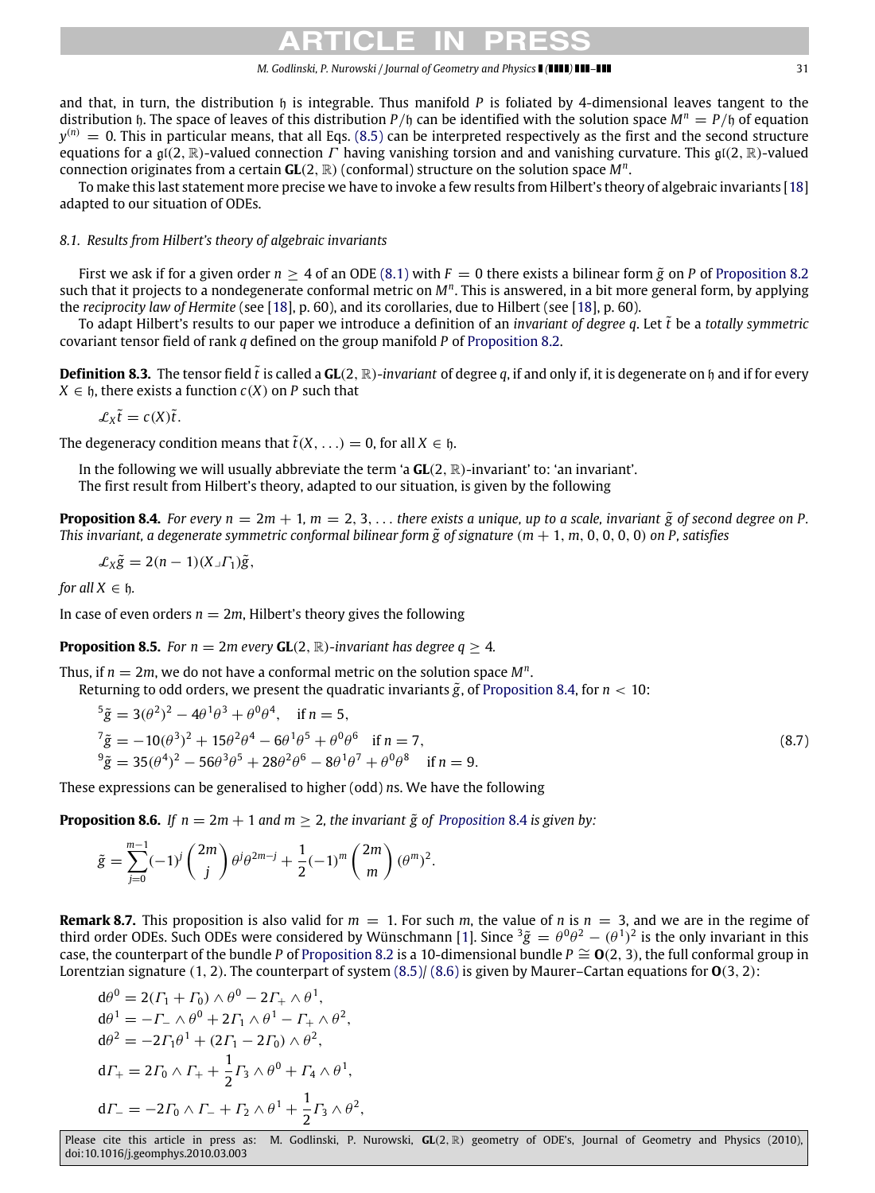and that, in turn, the distribution $\mathfrak{h}$ is integrable. Thus manifold $P$ is foliated by 4-dimensional leaves tangent to the distribution $\mathfrak{h}$. The space of leaves of this distribution $P/\mathfrak{h}$ can be identified with the solution space $M^n = P/\mathfrak{h}$ of equation $y^{(n)} = 0$. This in particular means, that all Eqs. (8.5) can be interpreted respectively as the first and the second structure equations for a $\mathfrak{gl}(2,\mathbb{R})$-valued connection $\Gamma$ having vanishing torsion and and vanishing curvature. This $\mathfrak{gl}(2,\mathbb{R})$-valued connection originates from a certain $\mathbf{GL}(2,\mathbb{R})$ (conformal) structure on the solution space $M^n$.

To make this last statement more precise we have to invoke a few results from Hilbert's theory of algebraic invariants [18] adapted to our situation of ODEs.

### 8.1. Results from Hilbert's theory of algebraic invariants

First we ask if for a given order $n \geq 4$ of an ODE (8.1) with $F = 0$ there exists a bilinear form $\tilde{g}$ on $P$ of Proposition 8.2 such that it projects to a nondegenerate conformal metric on $M^n$. This is answered, in a bit more general form, by applying the *reciprocity law of Hermite* (see [18], p. 60), and its corollaries, due to Hilbert (see [18], p. 60).

To adapt Hilbert's results to our paper we introduce a definition of an *invariant of degree q*. Let $\tilde{t}$ be a *totally symmetric* covariant tensor field of rank $q$ defined on the group manifold $P$ of Proposition 8.2.

**Definition 8.3.** The tensor field $\tilde{t}$ is called a $\mathbf{GL}(2,\mathbb{R})$-*invariant* of degree $q$, if and only if, it is degenerate on $\mathfrak{h}$ and if for every $X \in \mathfrak{h}$, there exists a function $c(X)$ on $P$ such that

$$\mathcal{L}_X \tilde{t} = c(X)\tilde{t}.$$

The degeneracy condition means that $\tilde{t}(X, \ldots) = 0$, for all $X \in \mathfrak{h}$.

In the following we will usually abbreviate the term '$\mathbf{GL}(2,\mathbb{R})$-invariant' to: 'an invariant'.

The first result from Hilbert's theory, adapted to our situation, is given by the following

**Proposition 8.4.** *For every $n = 2m+1$, $m = 2, 3, \ldots$ there exists a unique, up to a scale, invariant $\tilde{g}$ of second degree on $P$. This invariant, a degenerate symmetric conformal bilinear form $\tilde{g}$ of signature $(m+1, m, 0, 0, 0, 0)$ on $P$, satisfies*

$$\mathcal{L}_X \tilde{g} = 2(n-1)(X \lrcorner \Gamma_1)\tilde{g},$$

*for all $X \in \mathfrak{h}$.*

In case of even orders $n = 2m$, Hilbert's theory gives the following

**Proposition 8.5.** *For $n = 2m$ every $\mathbf{GL}(2,\mathbb{R})$-invariant has degree $q \geq 4$.*

Thus, if $n = 2m$, we do not have a conformal metric on the solution space $M^n$.

Returning to odd orders, we present the quadratic invariants $\tilde{g}$, of Proposition 8.4, for $n < 10$:

$$\begin{aligned}
{}^5\tilde{g} &= 3(\theta^2)^2 - 4\theta^1\theta^3 + \theta^0\theta^4, \quad \text{if } n = 5,\\
{}^7\tilde{g} &= -10(\theta^3)^2 + 15\theta^2\theta^4 - 6\theta^1\theta^5 + \theta^0\theta^6 \quad \text{if } n = 7,\\
{}^9\tilde{g} &= 35(\theta^4)^2 - 56\theta^3\theta^5 + 28\theta^2\theta^6 - 8\theta^1\theta^7 + \theta^0\theta^8 \quad \text{if } n = 9.
\end{aligned} \tag{8.7}$$

These expressions can be generalised to higher (odd) $n$s. We have the following

**Proposition 8.6.** *If $n = 2m+1$ and $m \geq 2$, the invariant $\tilde{g}$ of Proposition 8.4 is given by:*

$$\tilde{g} = \sum_{j=0}^{m-1} (-1)^j \binom{2m}{j} \theta^j \theta^{2m-j} + \frac{1}{2}(-1)^m \binom{2m}{m} (\theta^m)^2.$$

**Remark 8.7.** This proposition is also valid for $m = 1$. For such $m$, the value of $n$ is $n = 3$, and we are in the regime of third order ODEs. Such ODEs were considered by Wünschmann [1]. Since ${}^3\tilde{g} = \theta^0\theta^2 - (\theta^1)^2$ is the only invariant in this case, the counterpart of the bundle $P$ of Proposition 8.2 is a 10-dimensional bundle $P \cong \mathbf{O}(2,3)$, the full conformal group in Lorentzian signature $(1, 2)$. The counterpart of system (8.5)/ (8.6) is given by Maurer–Cartan equations for $\mathbf{O}(3,2)$:

$$\begin{aligned}
\mathrm{d}\theta^0 &= 2(\Gamma_1 + \Gamma_0) \wedge \theta^0 - 2\Gamma_+ \wedge \theta^1,\\
\mathrm{d}\theta^1 &= -\Gamma_- \wedge \theta^0 + 2\Gamma_1 \wedge \theta^1 - \Gamma_+ \wedge \theta^2,\\
\mathrm{d}\theta^2 &= -2\Gamma_1\theta^1 + (2\Gamma_1 - 2\Gamma_0) \wedge \theta^2,\\
\mathrm{d}\Gamma_+ &= 2\Gamma_0 \wedge \Gamma_+ + \frac{1}{2}\Gamma_3 \wedge \theta^0 + \Gamma_4 \wedge \theta^1,\\
\mathrm{d}\Gamma_- &= -2\Gamma_0 \wedge \Gamma_- + \Gamma_2 \wedge \theta^1 + \frac{1}{2}\Gamma_3 \wedge \theta^2,
\end{aligned}$$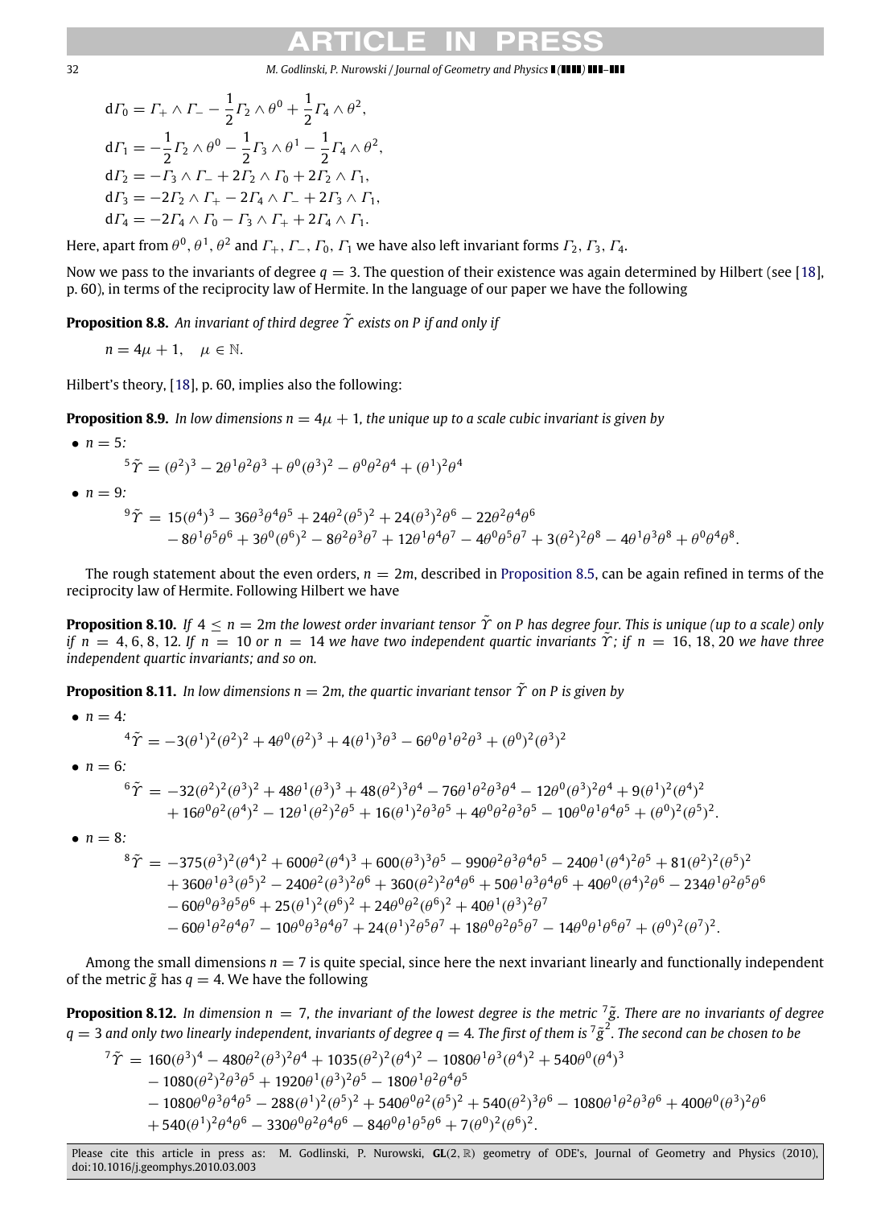$$
\begin{aligned}
\mathrm{d}\Gamma_0 &= \Gamma_+ \wedge \Gamma_- - \frac{1}{2}\Gamma_2 \wedge \theta^0 + \frac{1}{2}\Gamma_4 \wedge \theta^2, \\
\mathrm{d}\Gamma_1 &= -\frac{1}{2}\Gamma_2 \wedge \theta^0 - \frac{1}{2}\Gamma_3 \wedge \theta^1 - \frac{1}{2}\Gamma_4 \wedge \theta^2, \\
\mathrm{d}\Gamma_2 &= -\Gamma_3 \wedge \Gamma_- + 2\Gamma_2 \wedge \Gamma_0 + 2\Gamma_2 \wedge \Gamma_1, \\
\mathrm{d}\Gamma_3 &= -2\Gamma_2 \wedge \Gamma_+ - 2\Gamma_4 \wedge \Gamma_- + 2\Gamma_3 \wedge \Gamma_1, \\
\mathrm{d}\Gamma_4 &= -2\Gamma_4 \wedge \Gamma_0 - \Gamma_3 \wedge \Gamma_+ + 2\Gamma_4 \wedge \Gamma_1.
\end{aligned}
$$

Here, apart from $\theta^0, \theta^1, \theta^2$ and $\Gamma_+, \Gamma_-, \Gamma_0, \Gamma_1$ we have also left invariant forms $\Gamma_2, \Gamma_3, \Gamma_4$.

Now we pass to the invariants of degree $q = 3$. The question of their existence was again determined by Hilbert (see [18], p. 60), in terms of the reciprocity law of Hermite. In the language of our paper we have the following

**Proposition 8.8.** *An invariant of third degree $\tilde{\Upsilon}$ exists on $P$ if and only if*

$$n = 4\mu + 1, \quad \mu \in \mathbb{N}.$$

Hilbert's theory, [18], p. 60, implies also the following:

**Proposition 8.9.** *In low dimensions $n = 4\mu + 1$, the unique up to a scale cubic invariant is given by*

- $n = 5$:

$$^5\tilde{\Upsilon} = (\theta^2)^3 - 2\theta^1\theta^2\theta^3 + \theta^0(\theta^3)^2 - \theta^0\theta^2\theta^4 + (\theta^1)^2\theta^4$$

- $n = 9$:

$$
\begin{aligned}
^9\tilde{\Upsilon} =\ & 15(\theta^4)^3 - 36\theta^3\theta^4\theta^5 + 24\theta^2(\theta^5)^2 + 24(\theta^3)^2\theta^6 - 22\theta^2\theta^4\theta^6 \\
& - 8\theta^1\theta^5\theta^6 + 3\theta^0(\theta^6)^2 - 8\theta^2\theta^3\theta^7 + 12\theta^1\theta^4\theta^7 - 4\theta^0\theta^5\theta^7 + 3(\theta^2)^2\theta^8 - 4\theta^1\theta^3\theta^8 + \theta^0\theta^4\theta^8.
\end{aligned}
$$

The rough statement about the even orders, $n = 2m$, described in Proposition 8.5, can be again refined in terms of the reciprocity law of Hermite. Following Hilbert we have

**Proposition 8.10.** *If $4 \leq n = 2m$ the lowest order invariant tensor $\tilde{\Upsilon}$ on $P$ has degree four. This is unique (up to a scale) only if $n = 4, 6, 8, 12$. If $n = 10$ or $n = 14$ we have two independent quartic invariants $\tilde{\Upsilon}$; if $n = 16, 18, 20$ we have three independent quartic invariants; and so on.*

**Proposition 8.11.** *In low dimensions $n = 2m$, the quartic invariant tensor $\tilde{\Upsilon}$ on $P$ is given by*

- $n = 4$:

$$^4\tilde{\Upsilon} = -3(\theta^1)^2(\theta^2)^2 + 4\theta^0(\theta^2)^3 + 4(\theta^1)^3\theta^3 - 6\theta^0\theta^1\theta^2\theta^3 + (\theta^0)^2(\theta^3)^2$$

- $n = 6$:

$$
\begin{aligned}
^6\tilde{\Upsilon} =\ & -32(\theta^2)^2(\theta^3)^2 + 48\theta^1(\theta^3)^3 + 48(\theta^2)^3\theta^4 - 76\theta^1\theta^2\theta^3\theta^4 - 12\theta^0(\theta^3)^2\theta^4 + 9(\theta^1)^2(\theta^4)^2 \\
& + 16\theta^0\theta^2(\theta^4)^2 - 12\theta^1(\theta^2)^2\theta^5 + 16(\theta^1)^2\theta^3\theta^5 + 4\theta^0\theta^2\theta^3\theta^5 - 10\theta^0\theta^1\theta^4\theta^5 + (\theta^0)^2(\theta^5)^2.
\end{aligned}
$$

- $n = 8$:

$$
\begin{aligned}
^8\tilde{\Upsilon} =\ & -375(\theta^3)^2(\theta^4)^2 + 600\theta^2(\theta^4)^3 + 600(\theta^3)^3\theta^5 - 990\theta^2\theta^3\theta^4\theta^5 - 240\theta^1(\theta^4)^2\theta^5 + 81(\theta^2)^2(\theta^5)^2 \\
& + 360\theta^1\theta^3(\theta^5)^2 - 240\theta^2(\theta^3)^2\theta^6 + 360(\theta^2)^2\theta^4\theta^6 + 50\theta^1\theta^3\theta^4\theta^6 + 40\theta^0(\theta^4)^2\theta^6 - 234\theta^1\theta^2\theta^5\theta^6 \\
& - 60\theta^0\theta^3\theta^5\theta^6 + 25(\theta^1)^2(\theta^6)^2 + 24\theta^0\theta^2(\theta^6)^2 + 40\theta^1(\theta^3)^2\theta^7 \\
& - 60\theta^1\theta^2\theta^4\theta^7 - 10\theta^0\theta^3\theta^4\theta^7 + 24(\theta^1)^2\theta^5\theta^7 + 18\theta^0\theta^2\theta^5\theta^7 - 14\theta^0\theta^1\theta^6\theta^7 + (\theta^0)^2(\theta^7)^2.
\end{aligned}
$$

Among the small dimensions $n = 7$ is quite special, since here the next invariant linearly and functionally independent of the metric $\tilde{g}$ has $q = 4$. We have the following

**Proposition 8.12.** *In dimension $n = 7$, the invariant of the lowest degree is the metric $^7\tilde{g}$. There are no invariants of degree $q = 3$ and only two linearly independent, invariants of degree $q = 4$. The first of them is $^7\tilde{g}^2$. The second can be chosen to be*

$$
\begin{aligned}
^7\tilde{\Upsilon} =\ & 160(\theta^3)^4 - 480\theta^2(\theta^3)^2\theta^4 + 1035(\theta^2)^2(\theta^4)^2 - 1080\theta^1\theta^3(\theta^4)^2 + 540\theta^0(\theta^4)^3 \\
& - 1080(\theta^2)^2\theta^3\theta^5 + 1920\theta^1(\theta^3)^2\theta^5 - 180\theta^1\theta^2\theta^4\theta^5 \\
& - 1080\theta^0\theta^3\theta^4\theta^5 - 288(\theta^1)^2(\theta^5)^2 + 540\theta^0\theta^2(\theta^5)^2 + 540(\theta^2)^3\theta^6 - 1080\theta^1\theta^2\theta^3\theta^6 + 400\theta^0(\theta^3)^2\theta^6 \\
& + 540(\theta^1)^2\theta^4\theta^6 - 330\theta^0\theta^2\theta^4\theta^6 - 84\theta^0\theta^1\theta^5\theta^6 + 7(\theta^0)^2(\theta^6)^2.
\end{aligned}
$$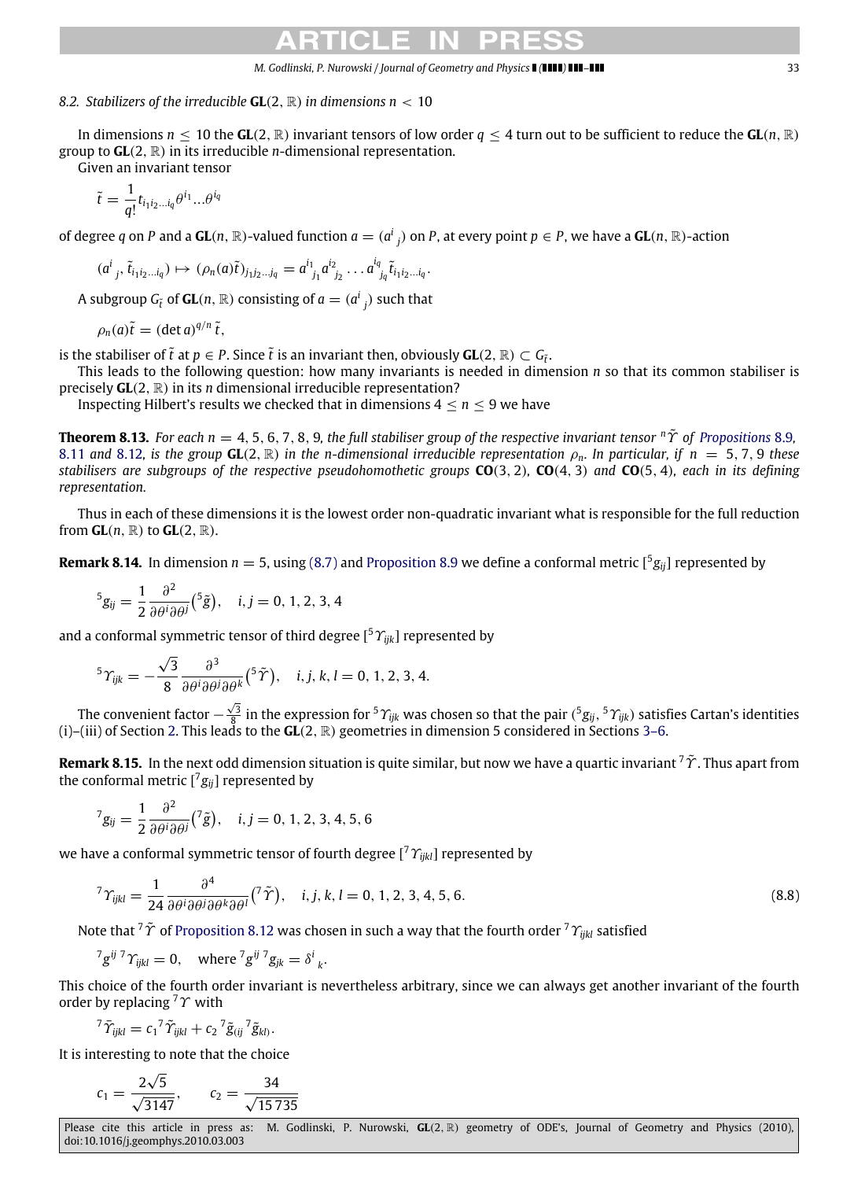### 8.2. Stabilizers of the irreducible $\mathbf{GL}(2,\mathbb{R})$ in dimensions $n < 10$

In dimensions $n \le 10$ the $\mathbf{GL}(2,\mathbb{R})$ invariant tensors of low order $q \le 4$ turn out to be sufficient to reduce the $\mathbf{GL}(n,\mathbb{R})$ group to $\mathbf{GL}(2,\mathbb{R})$ in its irreducible $n$-dimensional representation.

Given an invariant tensor

$$\tilde{t} = \frac{1}{q!} t_{i_1 i_2 \dots i_q} \theta^{i_1} \dots \theta^{i_q}$$

of degree $q$ on $P$ and a $\mathbf{GL}(n,\mathbb{R})$-valued function $a = (a^i{}_j)$ on $P$, at every point $p \in P$, we have a $\mathbf{GL}(n,\mathbb{R})$-action

$$(a^i{}_j, \tilde{t}_{i_1 i_2 \dots i_q}) \mapsto (\rho_n(a)\tilde{t})_{j_1 j_2 \dots j_q} = a^{i_1}{}_{j_1} a^{i_2}{}_{j_2} \dots a^{i_q}{}_{j_q} \tilde{t}_{i_1 i_2 \dots i_q}.$$

A subgroup $G_{\tilde{t}}$ of $\mathbf{GL}(n,\mathbb{R})$ consisting of $a = (a^i{}_j)$ such that

$$\rho_n(a)\tilde{t} = (\det a)^{q/n}\,\tilde{t},$$

is the stabiliser of $\tilde{t}$ at $p \in P$. Since $\tilde{t}$ is an invariant then, obviously $\mathbf{GL}(2,\mathbb{R}) \subset G_{\tilde{t}}$.

This leads to the following question: how many invariants is needed in dimension $n$ so that its common stabiliser is precisely $\mathbf{GL}(2,\mathbb{R})$ in its $n$ dimensional irreducible representation?

Inspecting Hilbert's results we checked that in dimensions $4 \le n \le 9$ we have

**Theorem 8.13.** *For each $n = 4, 5, 6, 7, 8, 9$, the full stabiliser group of the respective invariant tensor ${}^n\tilde{\Upsilon}$ of Propositions 8.9, 8.11 and 8.12, is the group $\mathbf{GL}(2,\mathbb{R})$ in the $n$-dimensional irreducible representation $\rho_n$. In particular, if $n = 5, 7, 9$ these stabilisers are subgroups of the respective pseudohomothetic groups $\mathbf{CO}(3,2)$, $\mathbf{CO}(4,3)$ and $\mathbf{CO}(5,4)$, each in its defining representation.*

Thus in each of these dimensions it is the lowest order non-quadratic invariant what is responsible for the full reduction from $\mathbf{GL}(n,\mathbb{R})$ to $\mathbf{GL}(2,\mathbb{R})$.

**Remark 8.14.** In dimension $n = 5$, using (8.7) and Proposition 8.9 we define a conformal metric $[{}^5g_{ij}]$ represented by

$${}^5g_{ij} = \frac{1}{2}\frac{\partial^2}{\partial\theta^i\partial\theta^j}\left({}^5\tilde{g}\right), \quad i, j = 0, 1, 2, 3, 4$$

and a conformal symmetric tensor of third degree $[{}^5\Upsilon_{ijk}]$ represented by

$${}^5\Upsilon_{ijk} = -\frac{\sqrt{3}}{8}\frac{\partial^3}{\partial\theta^i\partial\theta^j\partial\theta^k}\left({}^5\tilde{\Upsilon}\right), \quad i, j, k, l = 0, 1, 2, 3, 4.$$

The convenient factor $-\frac{\sqrt{3}}{8}$ in the expression for ${}^5\Upsilon_{ijk}$ was chosen so that the pair $({}^5g_{ij}, {}^5\Upsilon_{ijk})$ satisfies Cartan's identities (i)–(iii) of Section 2. This leads to the $\mathbf{GL}(2,\mathbb{R})$ geometries in dimension 5 considered in Sections 3–6.

**Remark 8.15.** In the next odd dimension situation is quite similar, but now we have a quartic invariant ${}^7\tilde{\Upsilon}$. Thus apart from the conformal metric $[{}^7g_{ij}]$ represented by

$${}^7g_{ij} = \frac{1}{2}\frac{\partial^2}{\partial\theta^i\partial\theta^j}\left({}^7\tilde{g}\right), \quad i, j = 0, 1, 2, 3, 4, 5, 6$$

we have a conformal symmetric tensor of fourth degree $[{}^7\Upsilon_{ijkl}]$ represented by

$${}^7\Upsilon_{ijkl} = \frac{1}{24}\frac{\partial^4}{\partial\theta^i\partial\theta^j\partial\theta^k\partial\theta^l}\left({}^7\tilde{\Upsilon}\right), \quad i, j, k, l = 0, 1, 2, 3, 4, 5, 6. \tag{8.8}$$

Note that ${}^7\tilde{\Upsilon}$ of Proposition 8.12 was chosen in such a way that the fourth order ${}^7\Upsilon_{ijkl}$ satisfied

$${}^7g^{ij}\,{}^7\Upsilon_{ijkl} = 0, \quad \text{where } {}^7g^{ij}\,{}^7g_{jk} = \delta^i{}_k.$$

This choice of the fourth order invariant is nevertheless arbitrary, since we can always get another invariant of the fourth order by replacing ${}^7\Upsilon$ with

$${}^7\tilde{\Upsilon}_{ijkl} = c_1\,{}^7\tilde{\Upsilon}_{ijkl} + c_2\,{}^7\tilde{g}_{(ij}\,{}^7\tilde{g}_{kl)}.$$

It is interesting to note that the choice

$$c_1 = \frac{2\sqrt{5}}{\sqrt{3147}}, \qquad c_2 = \frac{34}{\sqrt{15\,735}}$$

Please cite this article in press as: M. Godlinski, P. Nurowski, $\mathbf{GL}(2,\mathbb{R})$ geometry of ODE's, Journal of Geometry and Physics (2010), doi:10.1016/j.geomphys.2010.03.003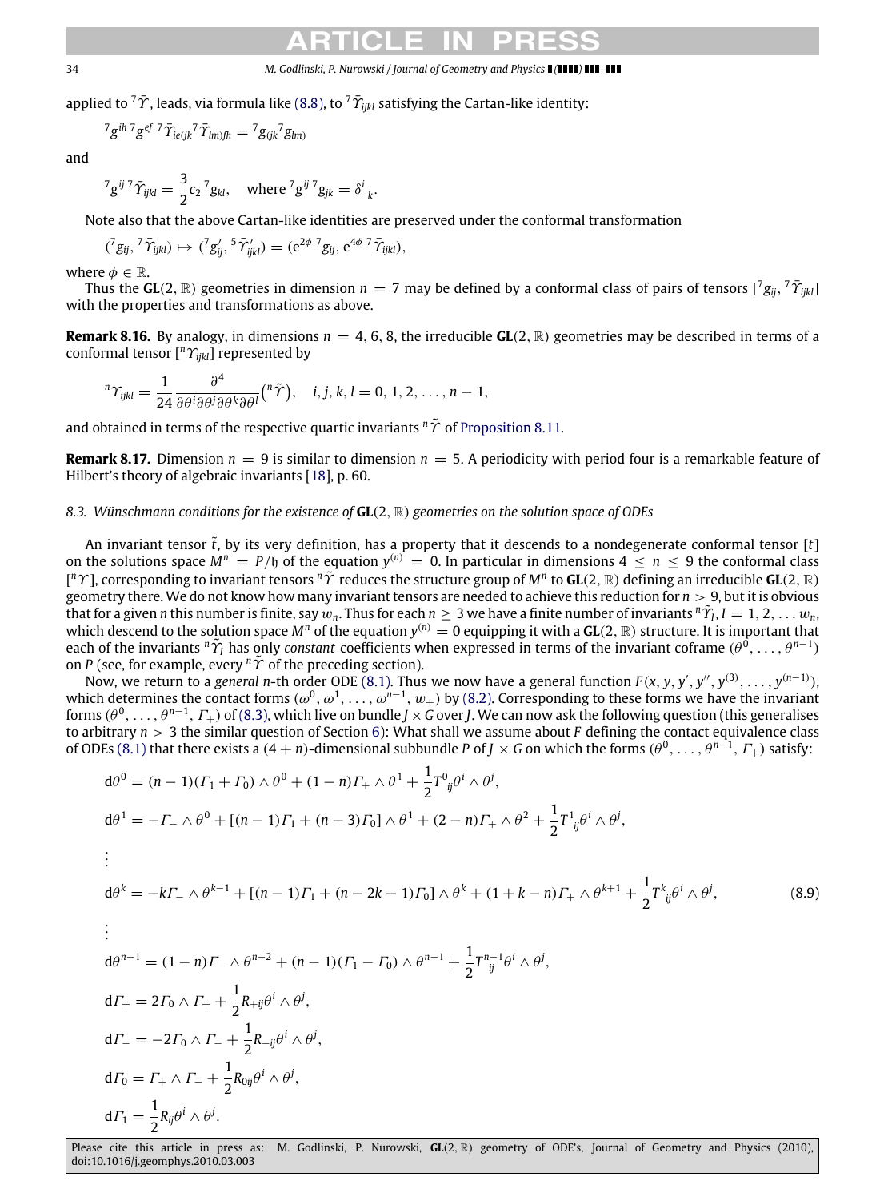applied to ${}^7\tilde{\Upsilon}$, leads, via formula like (8.8), to ${}^7\tilde{\Upsilon}_{ijkl}$ satisfying the Cartan-like identity:

$$ {}^7g^{ih}\,{}^7g^{ef}\,{}^7\tilde{\Upsilon}_{ie(jk}{}^7\tilde{\Upsilon}_{lm)fh} = {}^7g_{(jk}{}^7g_{lm)} $$

and

$$ {}^7g^{ij}\,{}^7\tilde{\Upsilon}_{ijkl} = \frac{3}{2}c_2\,{}^7g_{kl}, \quad \text{where } {}^7g^{ij}\,{}^7g_{jk} = \delta^i{}_k. $$

Note also that the above Cartan-like identities are preserved under the conformal transformation

$$ ({}^7g_{ij}, {}^7\tilde{\Upsilon}_{ijkl}) \mapsto ({}^7g'_{ij}, {}^5\tilde{\Upsilon}'_{ijkl}) = (e^{2\phi}\,{}^7g_{ij}, e^{4\phi}\,{}^7\tilde{\Upsilon}_{ijkl}), $$

where $\phi \in \mathbb{R}$.

Thus the $\mathbf{GL}(2,\mathbb{R})$ geometries in dimension $n = 7$ may be defined by a conformal class of pairs of tensors $[{}^7g_{ij}, {}^7\tilde{\Upsilon}_{ijkl}]$ with the properties and transformations as above.

**Remark 8.16.** By analogy, in dimensions $n = 4, 6, 8$, the irreducible $\mathbf{GL}(2,\mathbb{R})$ geometries may be described in terms of a conformal tensor $[{}^n\Upsilon_{ijkl}]$ represented by

$$ {}^n\Upsilon_{ijkl} = \frac{1}{24}\frac{\partial^4}{\partial\theta^i\partial\theta^j\partial\theta^k\partial\theta^l}\left({}^n\tilde{\Upsilon}\right), \quad i, j, k, l = 0, 1, 2, \ldots, n-1, $$

and obtained in terms of the respective quartic invariants ${}^n\tilde{\Upsilon}$ of Proposition 8.11.

**Remark 8.17.** Dimension $n = 9$ is similar to dimension $n = 5$. A periodicity with period four is a remarkable feature of Hilbert's theory of algebraic invariants [18], p. 60.

### *8.3. Wünschmann conditions for the existence of* $\mathbf{GL}(2,\mathbb{R})$ *geometries on the solution space of ODEs*

An invariant tensor $\tilde{t}$, by its very definition, has a property that it descends to a nondegenerate conformal tensor $[t]$ on the solutions space $M^n = P/\mathfrak{h}$ of the equation $y^{(n)} = 0$. In particular in dimensions $4 \le n \le 9$ the conformal class $[{}^n\Upsilon]$, corresponding to invariant tensors ${}^n\tilde{\Upsilon}$ reduces the structure group of $M^n$ to $\mathbf{GL}(2,\mathbb{R})$ defining an irreducible $\mathbf{GL}(2,\mathbb{R})$ geometry there. We do not know how many invariant tensors are needed to achieve this reduction for $n > 9$, but it is obvious that for a given $n$ this number is finite, say $w_n$. Thus for each $n \ge 3$ we have a finite number of invariants ${}^n\tilde{\Upsilon}_I$, $I = 1, 2, \ldots w_n$, which descend to the solution space $M^n$ of the equation $y^{(n)} = 0$ equipping it with a $\mathbf{GL}(2,\mathbb{R})$ structure. It is important that each of the invariants ${}^n\tilde{\Upsilon}_I$ has only *constant* coefficients when expressed in terms of the invariant coframe $(\theta^0, \ldots, \theta^{n-1})$ on $P$ (see, for example, every ${}^n\tilde{\Upsilon}$ of the preceding section).

Now, we return to a *general* $n$-th order ODE (8.1). Thus we now have a general function $F(x, y, y', y'', y^{(3)}, \ldots, y^{(n-1)})$, which determines the contact forms $(\omega^0, \omega^1, \ldots, \omega^{n-1}, w_+)$ by (8.2). Corresponding to these forms we have the invariant forms $(\theta^0, \ldots, \theta^{n-1}, \Gamma_+)$ of (8.3), which live on bundle $J \times G$ over $J$. We can now ask the following question (this generalises to arbitrary $n > 3$ the similar question of Section 6): What shall we assume about $F$ defining the contact equivalence class of ODEs (8.1) that there exists a $(4+n)$-dimensional subbundle $P$ of $J \times G$ on which the forms $(\theta^0, \ldots, \theta^{n-1}, \Gamma_+)$ satisfy:

$$
\begin{aligned}
d\theta^0 &= (n-1)(\Gamma_1 + \Gamma_0)\wedge\theta^0 + (1-n)\Gamma_+\wedge\theta^1 + \frac{1}{2}T^0{}_{ij}\theta^i\wedge\theta^j,\\
d\theta^1 &= -\Gamma_-\wedge\theta^0 + [(n-1)\Gamma_1 + (n-3)\Gamma_0]\wedge\theta^1 + (2-n)\Gamma_+\wedge\theta^2 + \frac{1}{2}T^1{}_{ij}\theta^i\wedge\theta^j,\\
&\vdots\\
d\theta^k &= -k\Gamma_-\wedge\theta^{k-1} + [(n-1)\Gamma_1 + (n-2k-1)\Gamma_0]\wedge\theta^k + (1+k-n)\Gamma_+\wedge\theta^{k+1} + \frac{1}{2}T^k{}_{ij}\theta^i\wedge\theta^j,\\
&\vdots\\
d\theta^{n-1} &= (1-n)\Gamma_-\wedge\theta^{n-2} + (n-1)(\Gamma_1 - \Gamma_0)\wedge\theta^{n-1} + \frac{1}{2}T^{n-1}_{\ \ ij}\theta^i\wedge\theta^j,\\
d\Gamma_+ &= 2\Gamma_0\wedge\Gamma_+ + \frac{1}{2}R_{+ij}\theta^i\wedge\theta^j,\\
d\Gamma_- &= -2\Gamma_0\wedge\Gamma_- + \frac{1}{2}R_{-ij}\theta^i\wedge\theta^j,\\
d\Gamma_0 &= \Gamma_+\wedge\Gamma_- + \frac{1}{2}R_{0ij}\theta^i\wedge\theta^j,\\
d\Gamma_1 &= \frac{1}{2}R_{ij}\theta^i\wedge\theta^j.
\end{aligned}
\tag{8.9}
$$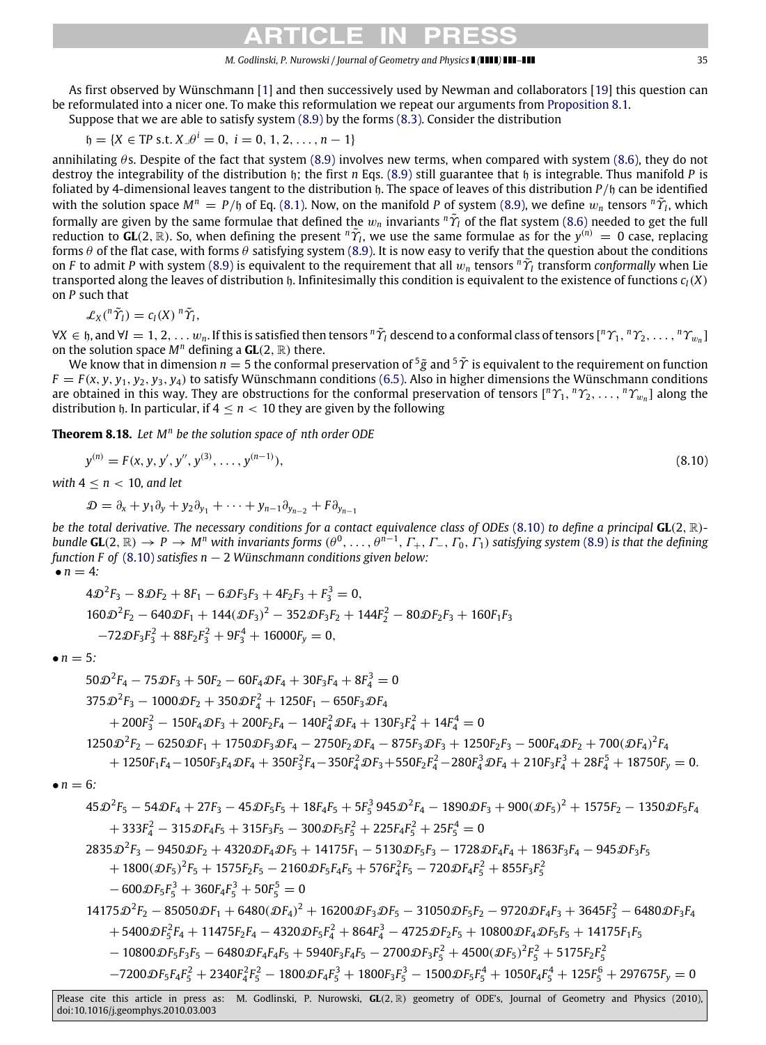As first observed by Wünschmann [1] and then successively used by Newman and collaborators [19] this question can be reformulated into a nicer one. To make this reformulation we repeat our arguments from Proposition 8.1.

Suppose that we are able to satisfy system (8.9) by the forms (8.3). Consider the distribution

$$\mathfrak{h} = \{X \in \mathrm{T}P \text{ s.t. } X \lrcorner \theta^i = 0,\ i = 0, 1, 2, \ldots, n-1\}$$

annihilating $\theta$s. Despite of the fact that system (8.9) involves new terms, when compared with system (8.6), they do not destroy the integrability of the distribution $\mathfrak{h}$; the first $n$ Eqs. (8.9) still guarantee that $\mathfrak{h}$ is integrable. Thus manifold $P$ is foliated by 4-dimensional leaves tangent to the distribution $\mathfrak{h}$. The space of leaves of this distribution $P/\mathfrak{h}$ can be identified with the solution space $M^n = P/\mathfrak{h}$ of Eq. (8.1). Now, on the manifold $P$ of system (8.9), we define $w_n$ tensors ${}^n\tilde{\Upsilon}_I$, which formally are given by the same formulae that defined the $w_n$ invariants ${}^n\tilde{\Upsilon}_I$ of the flat system (8.6) needed to get the full reduction to $\mathbf{GL}(2,\mathbb{R})$. So, when defining the present ${}^n\tilde{\Upsilon}_I$, we use the same formulae as for the $y^{(n)} = 0$ case, replacing forms $\theta$ of the flat case, with forms $\theta$ satisfying system (8.9). It is now easy to verify that the question about the conditions on $F$ to admit $P$ with system (8.9) is equivalent to the requirement that all $w_n$ tensors ${}^n\tilde{\Upsilon}_I$ transform *conformally* when Lie transported along the leaves of distribution $\mathfrak{h}$. Infinitesimally this condition is equivalent to the existence of functions $c_I(X)$ on $P$ such that

$$\mathcal{L}_X({}^n\tilde{\Upsilon}_I) = c_I(X)\,{}^n\tilde{\Upsilon}_I,$$

$\forall X \in \mathfrak{h}$, and $\forall I = 1, 2, \ldots w_n$. If this is satisfied then tensors ${}^n\tilde{\Upsilon}_I$ descend to a conformal class of tensors $[{}^n\Upsilon_1, {}^n\Upsilon_2, \ldots, {}^n\Upsilon_{w_n}]$ on the solution space $M^n$ defining a $\mathbf{GL}(2,\mathbb{R})$ there.

We know that in dimension $n = 5$ the conformal preservation of ${}^5\tilde{g}$ and ${}^5\tilde{\Upsilon}$ is equivalent to the requirement on function $F = F(x, y, y_1, y_2, y_3, y_4)$ to satisfy Wünschmann conditions (6.5). Also in higher dimensions the Wünschmann conditions are obtained in this way. They are obstructions for the conformal preservation of tensors $[{}^n\Upsilon_1, {}^n\Upsilon_2, \ldots, {}^n\Upsilon_{w_n}]$ along the distribution $\mathfrak{h}$. In particular, if $4 \le n < 10$ they are given by the following

**Theorem 8.18.** *Let $M^n$ be the solution space of nth order ODE*

$$y^{(n)} = F(x, y, y', y'', y^{(3)}, \ldots, y^{(n-1)}), \tag{8.10}$$

*with $4 \le n < 10$, and let*

$$\mathcal{D} = \partial_x + y_1\partial_y + y_2\partial_{y_1} + \cdots + y_{n-1}\partial_{y_{n-2}} + F\partial_{y_{n-1}}$$

*be the total derivative. The necessary conditions for a contact equivalence class of ODEs (8.10) to define a principal $\mathbf{GL}(2,\mathbb{R})$-bundle $\mathbf{GL}(2,\mathbb{R}) \to P \to M^n$ with invariants forms $(\theta^0, \ldots, \theta^{n-1}, \Gamma_+, \Gamma_-, \Gamma_0, \Gamma_1)$ satisfying system (8.9) is that the defining function $F$ of (8.10) satisfies $n-2$ Wünschmann conditions given below:*

- $n = 4$*:*

$$4\mathcal{D}^2F_3 - 8\mathcal{D}F_2 + 8F_1 - 6\mathcal{D}F_3F_3 + 4F_2F_3 + F_3^3 = 0,$$

$$160\mathcal{D}^2F_2 - 640\mathcal{D}F_1 + 144(\mathcal{D}F_3)^2 - 352\mathcal{D}F_3F_2 + 144F_2^2 - 80\mathcal{D}F_2F_3 + 160F_1F_3$$
$$-72\mathcal{D}F_3F_3^2 + 88F_2F_3^2 + 9F_3^4 + 16000F_y = 0,$$

- $n = 5$*:*

$$50\mathcal{D}^2F_4 - 75\mathcal{D}F_3 + 50F_2 - 60F_4\mathcal{D}F_4 + 30F_3F_4 + 8F_4^3 = 0$$

$$375\mathcal{D}^2F_3 - 1000\mathcal{D}F_2 + 350\mathcal{D}F_4^2 + 1250F_1 - 650F_3\mathcal{D}F_4$$
$$+ 200F_3^2 - 150F_4\mathcal{D}F_3 + 200F_2F_4 - 140F_4^2\mathcal{D}F_4 + 130F_3F_4^2 + 14F_4^4 = 0$$

$$1250\mathcal{D}^2F_2 - 6250\mathcal{D}F_1 + 1750\mathcal{D}F_3\mathcal{D}F_4 - 2750F_2\mathcal{D}F_4 - 875F_3\mathcal{D}F_3 + 1250F_2F_3 - 500F_4\mathcal{D}F_2 + 700(\mathcal{D}F_4)^2F_4$$
$$+ 1250F_1F_4 - 1050F_3F_4\mathcal{D}F_4 + 350F_3^2F_4 - 350F_4^2\mathcal{D}F_3 + 550F_2F_4^2 - 280F_4^3\mathcal{D}F_4 + 210F_3F_4^3 + 28F_4^5 + 18750F_y = 0.$$

- $n = 6$*:*

$$45\mathcal{D}^2F_5 - 54\mathcal{D}F_4 + 27F_3 - 45\mathcal{D}F_5F_5 + 18F_4F_5 + 5F_5^3\ 945\mathcal{D}^2F_4 - 1890\mathcal{D}F_3 + 900(\mathcal{D}F_5)^2 + 1575F_2 - 1350\mathcal{D}F_5F_4$$
$$+ 333F_4^2 - 315\mathcal{D}F_4F_5 + 315F_3F_5 - 300\mathcal{D}F_5F_5^2 + 225F_4F_5^2 + 25F_5^4 = 0$$

$$2835\mathcal{D}^2F_3 - 9450\mathcal{D}F_2 + 4320\mathcal{D}F_4\mathcal{D}F_5 + 14175F_1 - 5130\mathcal{D}F_5F_3 - 1728\mathcal{D}F_4F_4 + 1863F_3F_4 - 945\mathcal{D}F_3F_5$$
$$+ 1800(\mathcal{D}F_5)^2F_5 + 1575F_2F_5 - 2160\mathcal{D}F_5F_4F_5 + 576F_4^2F_5 - 720\mathcal{D}F_4F_5^2 + 855F_3F_5^2$$
$$- 600\mathcal{D}F_5F_5^3 + 360F_4F_5^3 + 50F_5^5 = 0$$

$$14175\mathcal{D}^2F_2 - 85050\mathcal{D}F_1 + 6480(\mathcal{D}F_4)^2 + 16200\mathcal{D}F_3\mathcal{D}F_5 - 31050\mathcal{D}F_5F_2 - 9720\mathcal{D}F_4F_3 + 3645F_3^2 - 6480\mathcal{D}F_3F_4$$
$$+ 5400\mathcal{D}F_5^2F_4 + 11475F_2F_4 - 4320\mathcal{D}F_5F_4^2 + 864F_4^3 - 4725\mathcal{D}F_2F_5 + 10800\mathcal{D}F_4\mathcal{D}F_5F_5 + 14175F_1F_5$$
$$- 10800\mathcal{D}F_5F_3F_5 - 6480\mathcal{D}F_4F_4F_5 + 5940F_3F_4F_5 - 2700\mathcal{D}F_3F_5^2 + 4500(\mathcal{D}F_5)^2F_5^2 + 5175F_2F_5^2$$
$$-7200\mathcal{D}F_5F_4F_5^2 + 2340F_4^2F_5^2 - 1800\mathcal{D}F_4F_5^3 + 1800F_3F_5^3 - 1500\mathcal{D}F_5F_5^4 + 1050F_4F_5^4 + 125F_5^6 + 297675F_y = 0$$

Please cite this article in press as: M. Godlinski, P. Nurowski, $\mathbf{GL}(2,\mathbb{R})$ geometry of ODE's, Journal of Geometry and Physics (2010), doi:10.1016/j.geomphys.2010.03.003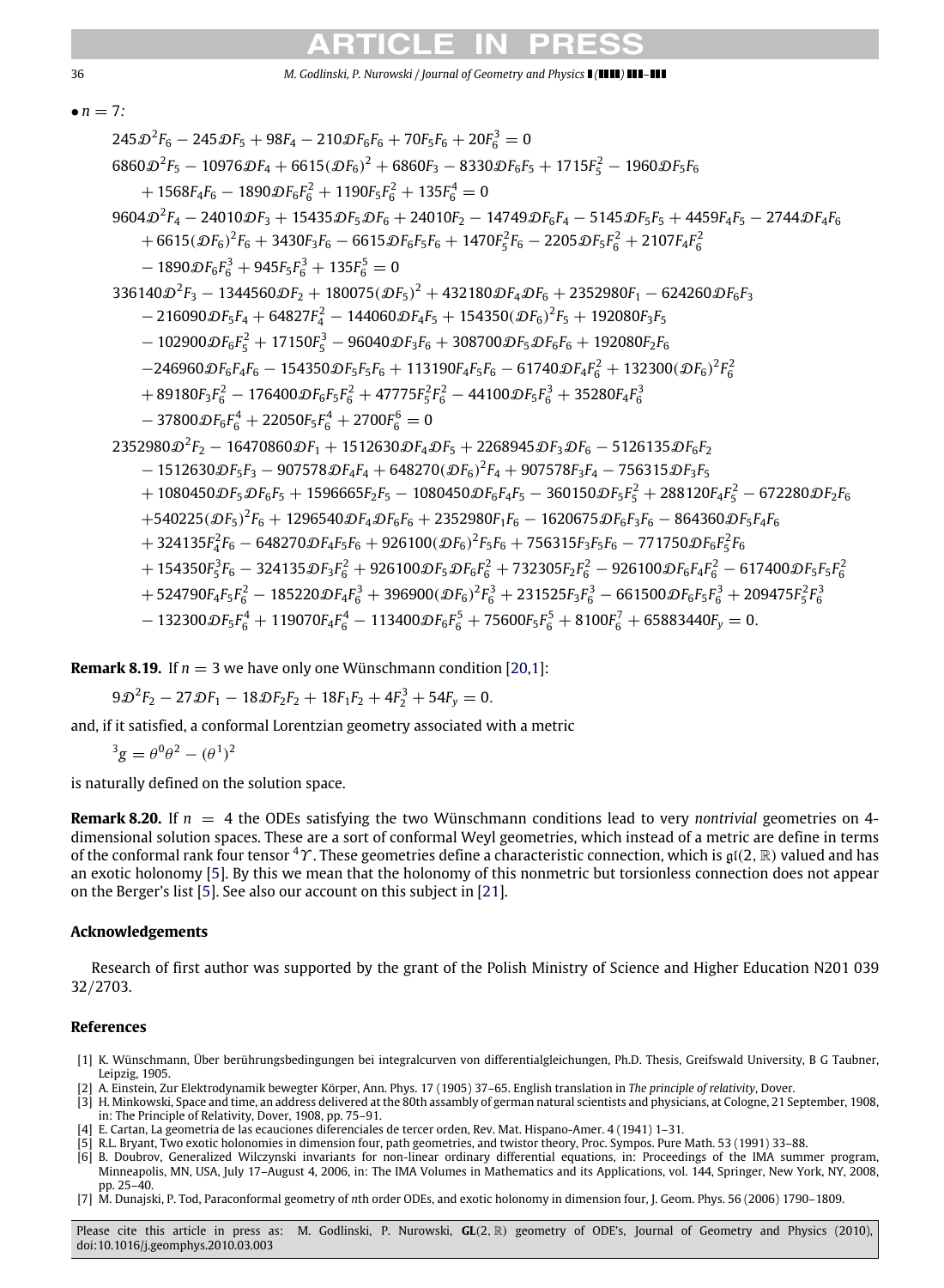• $n = 7$:

$$
\begin{aligned}
&245\mathcal{D}^2F_6 - 245\mathcal{D}F_5 + 98F_4 - 210\mathcal{D}F_6F_6 + 70F_5F_6 + 20F_6^3 = 0\\
&6860\mathcal{D}^2F_5 - 10976\mathcal{D}F_4 + 6615(\mathcal{D}F_6)^2 + 6860F_3 - 8330\mathcal{D}F_6F_5 + 1715F_5^2 - 1960\mathcal{D}F_5F_6\\
&\quad + 1568F_4F_6 - 1890\mathcal{D}F_6F_6^2 + 1190F_5F_6^2 + 135F_6^4 = 0\\
&9604\mathcal{D}^2F_4 - 24010\mathcal{D}F_3 + 15435\mathcal{D}F_5\mathcal{D}F_6 + 24010F_2 - 14749\mathcal{D}F_6F_4 - 5145\mathcal{D}F_5F_5 + 4459F_4F_5 - 2744\mathcal{D}F_4F_6\\
&\quad + 6615(\mathcal{D}F_6)^2F_6 + 3430F_3F_6 - 6615\mathcal{D}F_6F_5F_6 + 1470F_5^2F_6 - 2205\mathcal{D}F_5F_6^2 + 2107F_4F_6^2\\
&\quad - 1890\mathcal{D}F_6F_6^3 + 945F_5F_6^3 + 135F_6^5 = 0\\
&336140\mathcal{D}^2F_3 - 1344560\mathcal{D}F_2 + 180075(\mathcal{D}F_5)^2 + 432180\mathcal{D}F_4\mathcal{D}F_6 + 2352980F_1 - 624260\mathcal{D}F_6F_3\\
&\quad - 216090\mathcal{D}F_5F_4 + 64827F_4^2 - 144060\mathcal{D}F_4F_5 + 154350(\mathcal{D}F_6)^2F_5 + 192080F_3F_5\\
&\quad - 102900\mathcal{D}F_6F_5^2 + 17150F_5^3 - 96040\mathcal{D}F_3F_6 + 308700\mathcal{D}F_5\mathcal{D}F_6F_6 + 192080F_2F_6\\
&\quad -246960\mathcal{D}F_6F_4F_6 - 154350\mathcal{D}F_5F_5F_6 + 113190F_4F_5F_6 - 61740\mathcal{D}F_4F_6^2 + 132300(\mathcal{D}F_6)^2F_6^2\\
&\quad + 89180F_3F_6^2 - 176400\mathcal{D}F_6F_5F_6^2 + 47775F_5^2F_6^2 - 44100\mathcal{D}F_5F_6^3 + 35280F_4F_6^3\\
&\quad - 37800\mathcal{D}F_6F_6^4 + 22050F_5F_6^4 + 2700F_6^6 = 0\\
&2352980\mathcal{D}^2F_2 - 16470860\mathcal{D}F_1 + 1512630\mathcal{D}F_4\mathcal{D}F_5 + 2268945\mathcal{D}F_3\mathcal{D}F_6 - 5126135\mathcal{D}F_6F_2\\
&\quad - 1512630\mathcal{D}F_5F_3 - 907578\mathcal{D}F_4F_4 + 648270(\mathcal{D}F_6)^2F_4 + 907578F_3F_4 - 756315\mathcal{D}F_3F_5\\
&\quad + 1080450\mathcal{D}F_5\mathcal{D}F_6F_5 + 1596665F_2F_5 - 1080450\mathcal{D}F_6F_4F_5 - 360150\mathcal{D}F_5F_5^2 + 288120F_4F_5^2 - 672280\mathcal{D}F_2F_6\\
&\quad +540225(\mathcal{D}F_5)^2F_6 + 1296540\mathcal{D}F_4\mathcal{D}F_6F_6 + 2352980F_1F_6 - 1620675\mathcal{D}F_6F_3F_6 - 864360\mathcal{D}F_5F_4F_6\\
&\quad + 324135F_4^2F_6 - 648270\mathcal{D}F_4F_5F_6 + 926100(\mathcal{D}F_6)^2F_5F_6 + 756315F_3F_5F_6 - 771750\mathcal{D}F_6F_5^2F_6\\
&\quad + 154350F_5^3F_6 - 324135\mathcal{D}F_3F_6^2 + 926100\mathcal{D}F_5\mathcal{D}F_6F_6^2 + 732305F_2F_6^2 - 926100\mathcal{D}F_6F_4F_6^2 - 617400\mathcal{D}F_5F_5F_6^2\\
&\quad + 524790F_4F_5F_6^2 - 185220\mathcal{D}F_4F_6^3 + 396900(\mathcal{D}F_6)^2F_6^3 + 231525F_3F_6^3 - 661500\mathcal{D}F_6F_5F_6^3 + 209475F_5^2F_6^3\\
&\quad - 132300\mathcal{D}F_5F_6^4 + 119070F_4F_6^4 - 113400\mathcal{D}F_6F_6^5 + 75600F_5F_6^5 + 8100F_6^7 + 65883440F_y = 0.
\end{aligned}
$$

**Remark 8.19.** If $n = 3$ we have only one Wünschmann condition [20,1]:

$$9\mathcal{D}^2F_2 - 27\mathcal{D}F_1 - 18\mathcal{D}F_2F_2 + 18F_1F_2 + 4F_2^3 + 54F_y = 0.$$

and, if it satisfied, a conformal Lorentzian geometry associated with a metric

$${}^3g = \theta^0\theta^2 - (\theta^1)^2$$

is naturally defined on the solution space.

**Remark 8.20.** If $n = 4$ the ODEs satisfying the two Wünschmann conditions lead to very *nontrivial* geometries on 4-dimensional solution spaces. These are a sort of conformal Weyl geometries, which instead of a metric are define in terms of the conformal rank four tensor ${}^4\Upsilon$. These geometries define a characteristic connection, which is $\mathfrak{gl}(2,\mathbb{R})$ valued and has an exotic holonomy [5]. By this we mean that the holonomy of this nonmetric but torsionless connection does not appear on the Berger's list [5]. See also our account on this subject in [21].

## Acknowledgements

Research of first author was supported by the grant of the Polish Ministry of Science and Higher Education N201 039 32/2703.

## References

[1] K. Wünschmann, Über berührungsbedingungen bei integralcurven von differentialgleichungen, Ph.D. Thesis, Greifswald University, B G Taubner, Leipzig, 1905.
[2] A. Einstein, Zur Elektrodynamik bewegter Körper, Ann. Phys. 17 (1905) 37–65. English translation in *The principle of relativity*, Dover.
[3] H. Minkowski, Space and time, an address delivered at the 80th assambly of german natural scientists and physicians, at Cologne, 21 September, 1908, in: The Principle of Relativity, Dover, 1908, pp. 75–91.
[4] E. Cartan, La geometria de las ecuaciones diferenciales de tercer orden, Rev. Mat. Hispano-Amer. 4 (1941) 1–31.
[5] R.L. Bryant, Two exotic holonomies in dimension four, path geometries, and twistor theory, Proc. Sympos. Pure Math. 53 (1991) 33–88.
[6] B. Doubrov, Generalized Wilczynski invariants for non-linear ordinary differential equations, in: Proceedings of the IMA summer program, Minneapolis, MN, USA, July 17–August 4, 2006, in: The IMA Volumes in Mathematics and its Applications, vol. 144, Springer, New York, NY, 2008, pp. 25–40.
[7] M. Dunajski, P. Tod, Paraconformal geometry of *n*th order ODEs, and exotic holonomy in dimension four, J. Geom. Phys. 56 (2006) 1790–1809.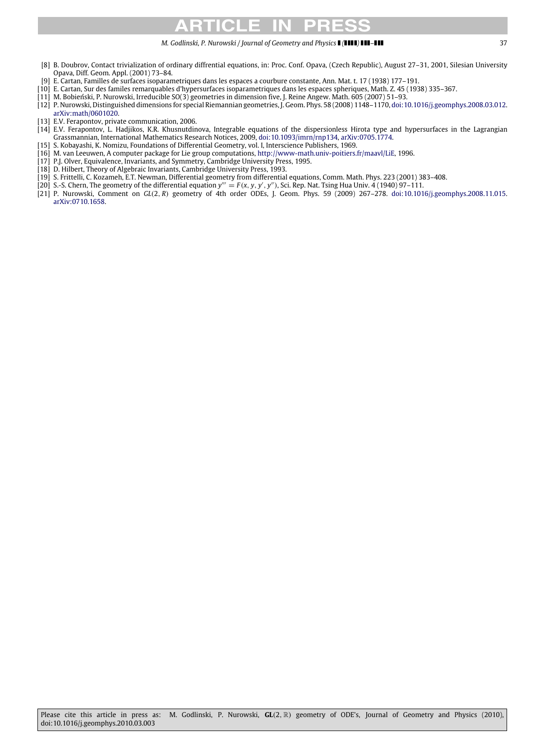[8] B. Doubrov, Contact trivialization of ordinary diffrential equations, in: Proc. Conf. Opava, (Czech Republic), August 27–31, 2001, Silesian University Opava, Diff. Geom. Appl. (2001) 73–84.

[9] E. Cartan, Familles de surfaces isoparametriques dans les espaces a courbure constante, Ann. Mat. t. 17 (1938) 177–191.

[10] E. Cartan, Sur des familes remarquables d'hypersurfaces isoparametriques dans les espaces spheriques, Math. Z. 45 (1938) 335–367.

[11] M. Bobieński, P. Nurowski, Irreducible SO(3) geometries in dimension five, J. Reine Angew. Math. 605 (2007) 51–93.

[12] P. Nurowski, Distinguished dimensions for special Riemannian geometries, J. Geom. Phys. 58 (2008) 1148–1170, doi:10.1016/j.geomphys.2008.03.012. arXiv:math/0601020.

[13] E.V. Ferapontov, private communication, 2006.

[14] E.V. Ferapontov, L. Hadjikos, K.R. Khusnutdinova, Integrable equations of the dispersionless Hirota type and hypersurfaces in the Lagrangian Grassmannian, International Mathematics Research Notices, 2009, doi:10.1093/imrn/rnp134, arXiv:0705.1774.

[15] S. Kobayashi, K. Nomizu, Foundations of Differential Geometry, vol. I, Interscience Publishers, 1969.

[16] M. van Leeuwen, A computer package for Lie group computations, http://www-math.univ-poitiers.fr/maavl/LiE, 1996.

[17] P.J. Olver, Equivalence, Invariants, and Symmetry, Cambridge University Press, 1995.

[18] D. Hilbert, Theory of Algebraic Invariants, Cambridge University Press, 1993.

[19] S. Frittelli, C. Kozameh, E.T. Newman, Differential geometry from differential equations, Comm. Math. Phys. 223 (2001) 383–408.

[20] S.-S. Chern, The geometry of the differential equation $y''' = F(x, y, y', y'')$, Sci. Rep. Nat. Tsing Hua Univ. 4 (1940) 97–111.

[21] P. Nurowski, Comment on $GL(2, R)$ geometry of 4th order ODEs, J. Geom. Phys. 59 (2009) 267–278. doi:10.1016/j.geomphys.2008.11.015. arXiv:0710.1658.